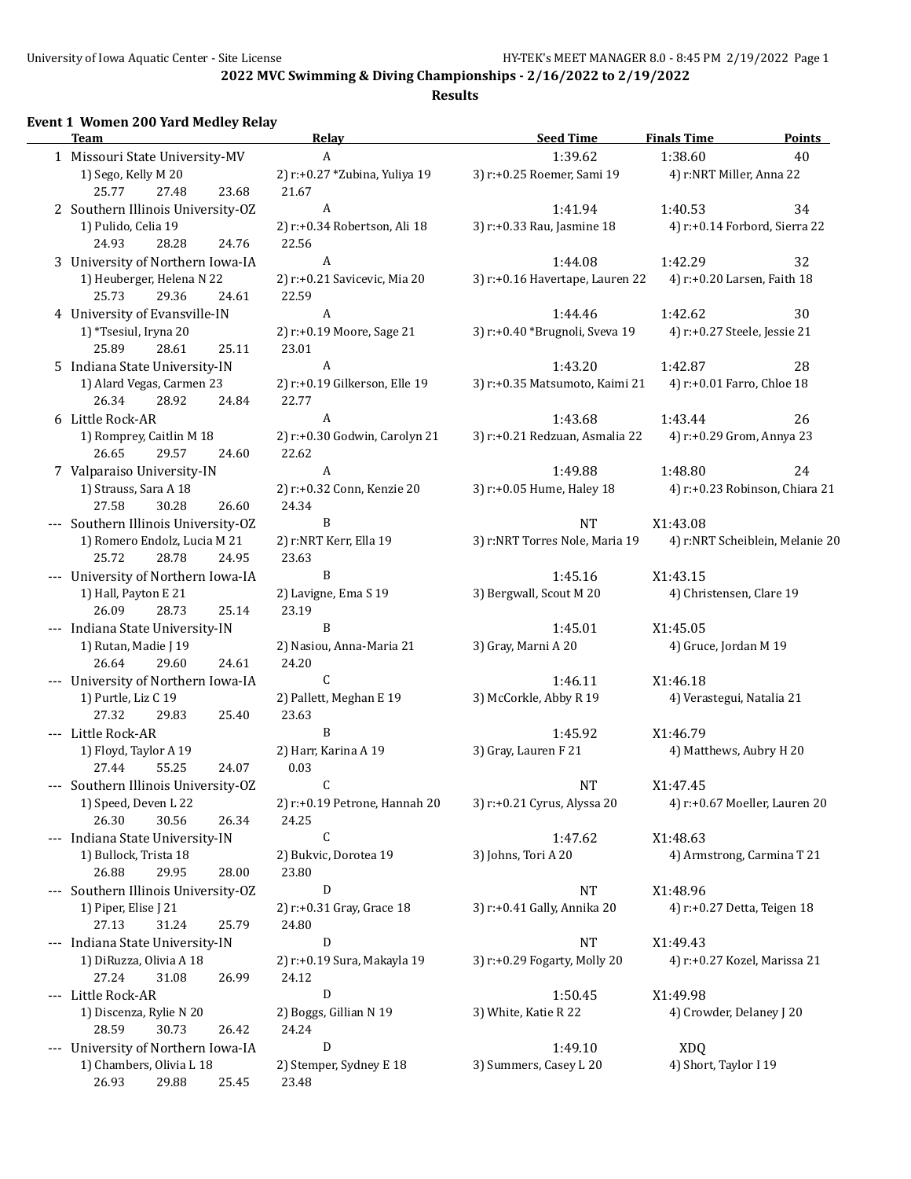## 2022 MVC Swimming & Diving Championships - 2/16/2022 to 2/19/2022

### Results

#### Event 1 Women 200 Yard Medley Relay

| | Team | Relay | Seed Time | Finals Time | Points |
|---|---|---|---|---|---|
| 1 | Missouri State University-MV | A | 1:39.62 | 1:38.60 | 40 |
| | 1) Sego, Kelly M 20 | 2) r:+0.27 *Zubina, Yuliya 19 | 3) r:+0.25 Roemer, Sami 19 | 4) r:NRT Miller, Anna 22 | |
| | 25.77 27.48 23.68 | 21.67 | | | |
| 2 | Southern Illinois University-OZ | A | 1:41.94 | 1:40.53 | 34 |
| | 1) Pulido, Celia 19 | 2) r:+0.34 Robertson, Ali 18 | 3) r:+0.33 Rau, Jasmine 18 | 4) r:+0.14 Forbord, Sierra 22 | |
| | 24.93 28.28 24.76 | 22.56 | | | |
| 3 | University of Northern Iowa-IA | A | 1:44.08 | 1:42.29 | 32 |
| | 1) Heuberger, Helena N 22 | 2) r:+0.21 Savicevic, Mia 20 | 3) r:+0.16 Havertape, Lauren 22 | 4) r:+0.20 Larsen, Faith 18 | |
| | 25.73 29.36 24.61 | 22.59 | | | |
| 4 | University of Evansville-IN | A | 1:44.46 | 1:42.62 | 30 |
| | 1) *Tsesiul, Iryna 20 | 2) r:+0.19 Moore, Sage 21 | 3) r:+0.40 *Brugnoli, Sveva 19 | 4) r:+0.27 Steele, Jessie 21 | |
| | 25.89 28.61 25.11 | 23.01 | | | |
| 5 | Indiana State University-IN | A | 1:43.20 | 1:42.87 | 28 |
| | 1) Alard Vegas, Carmen 23 | 2) r:+0.19 Gilkerson, Elle 19 | 3) r:+0.35 Matsumoto, Kaimi 21 | 4) r:+0.01 Farro, Chloe 18 | |
| | 26.34 28.92 24.84 | 22.77 | | | |
| 6 | Little Rock-AR | A | 1:43.68 | 1:43.44 | 26 |
| | 1) Romprey, Caitlin M 18 | 2) r:+0.30 Godwin, Carolyn 21 | 3) r:+0.21 Redzuan, Asmalia 22 | 4) r:+0.29 Grom, Annya 23 | |
| | 26.65 29.57 24.60 | 22.62 | | | |
| 7 | Valparaiso University-IN | A | 1:49.88 | 1:48.80 | 24 |
| | 1) Strauss, Sara A 18 | 2) r:+0.32 Conn, Kenzie 20 | 3) r:+0.05 Hume, Haley 18 | 4) r:+0.23 Robinson, Chiara 21 | |
| | 27.58 30.28 26.60 | 24.34 | | | |
| --- | Southern Illinois University-OZ | B | NT | X1:43.08 | |
| | 1) Romero Endolz, Lucia M 21 | 2) r:NRT Kerr, Ella 19 | 3) r:NRT Torres Nole, Maria 19 | 4) r:NRT Scheiblein, Melanie 20 | |
| | 25.72 28.78 24.95 | 23.63 | | | |
| --- | University of Northern Iowa-IA | B | 1:45.16 | X1:43.15 | |
| | 1) Hall, Payton E 21 | 2) Lavigne, Ema S 19 | 3) Bergwall, Scout M 20 | 4) Christensen, Clare 19 | |
| | 26.09 28.73 25.14 | 23.19 | | | |
| --- | Indiana State University-IN | B | 1:45.01 | X1:45.05 | |
| | 1) Rutan, Madie J 19 | 2) Nasiou, Anna-Maria 21 | 3) Gray, Marni A 20 | 4) Gruce, Jordan M 19 | |
| | 26.64 29.60 24.61 | 24.20 | | | |
| --- | University of Northern Iowa-IA | C | 1:46.11 | X1:46.18 | |
| | 1) Purtle, Liz C 19 | 2) Pallett, Meghan E 19 | 3) McCorkle, Abby R 19 | 4) Verastegui, Natalia 21 | |
| | 27.32 29.83 25.40 | 23.63 | | | |
| --- | Little Rock-AR | B | 1:45.92 | X1:46.79 | |
| | 1) Floyd, Taylor A 19 | 2) Harr, Karina A 19 | 3) Gray, Lauren F 21 | 4) Matthews, Aubry H 20 | |
| | 27.44 55.25 24.07 | 0.03 | | | |
| --- | Southern Illinois University-OZ | C | NT | X1:47.45 | |
| | 1) Speed, Deven L 22 | 2) r:+0.19 Petrone, Hannah 20 | 3) r:+0.21 Cyrus, Alyssa 20 | 4) r:+0.67 Moeller, Lauren 20 | |
| | 26.30 30.56 26.34 | 24.25 | | | |
| --- | Indiana State University-IN | C | 1:47.62 | X1:48.63 | |
| | 1) Bullock, Trista 18 | 2) Bukvic, Dorotea 19 | 3) Johns, Tori A 20 | 4) Armstrong, Carmina T 21 | |
| | 26.88 29.95 28.00 | 23.80 | | | |
| --- | Southern Illinois University-OZ | D | NT | X1:48.96 | |
| | 1) Piper, Elise J 21 | 2) r:+0.31 Gray, Grace 18 | 3) r:+0.41 Gally, Annika 20 | 4) r:+0.27 Detta, Teigen 18 | |
| | 27.13 31.24 25.79 | 24.80 | | | |
| --- | Indiana State University-IN | D | NT | X1:49.43 | |
| | 1) DiRuzza, Olivia A 18 | 2) r:+0.19 Sura, Makayla 19 | 3) r:+0.29 Fogarty, Molly 20 | 4) r:+0.27 Kozel, Marissa 21 | |
| | 27.24 31.08 26.99 | 24.12 | | | |
| --- | Little Rock-AR | D | 1:50.45 | X1:49.98 | |
| | 1) Discenza, Rylie N 20 | 2) Boggs, Gillian N 19 | 3) White, Katie R 22 | 4) Crowder, Delaney J 20 | |
| | 28.59 30.73 26.42 | 24.24 | | | |
| --- | University of Northern Iowa-IA | D | 1:49.10 | XDQ | |
| | 1) Chambers, Olivia L 18 | 2) Stemper, Sydney E 18 | 3) Summers, Casey L 20 | 4) Short, Taylor I 19 | |
| | 26.93 29.88 25.45 | 23.48 | | | |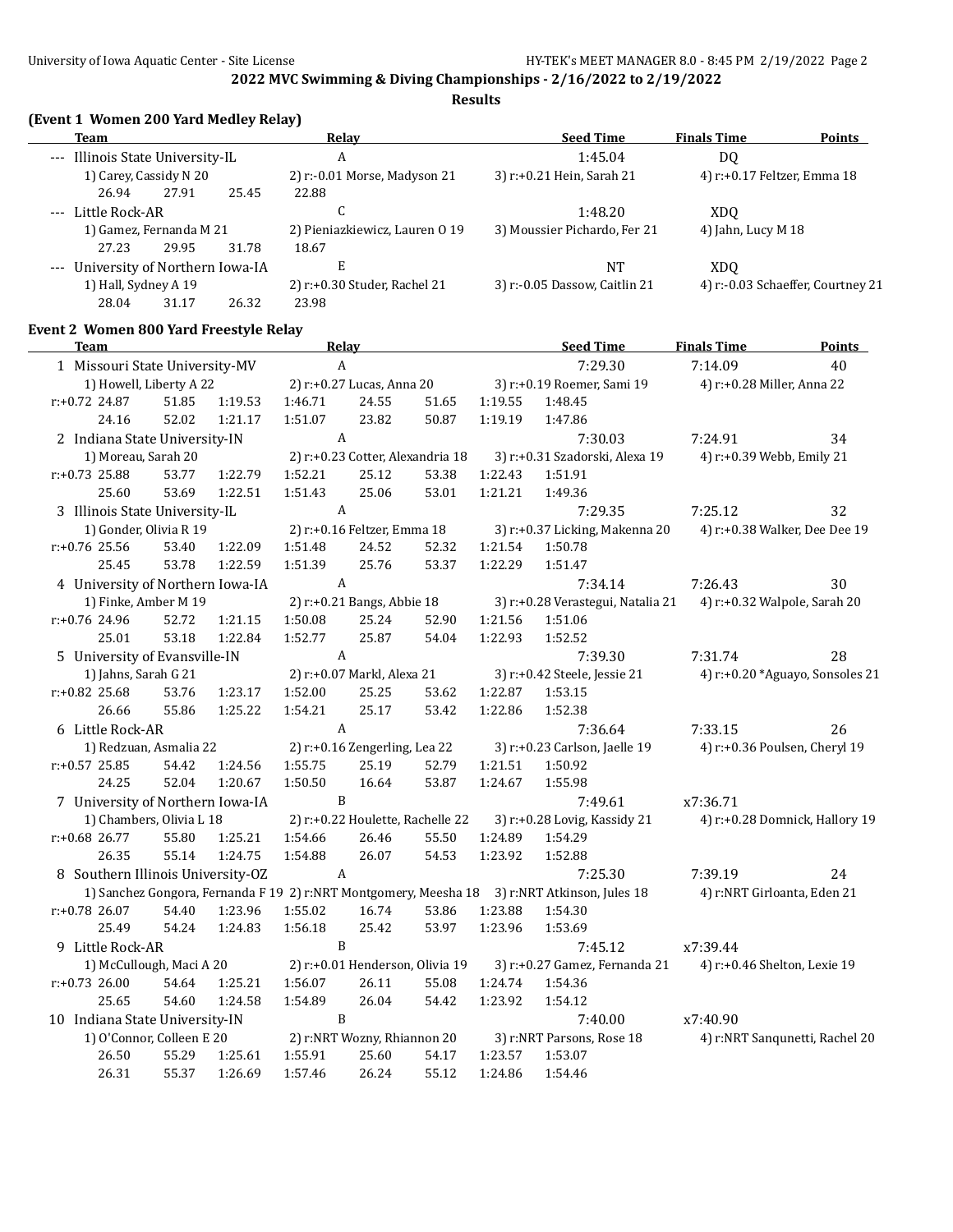# 2022 MVC Swimming & Diving Championships - 2/16/2022 to 2/19/2022

## Results

### (Event 1 Women 200 Yard Medley Relay)

| Team | Relay | Seed Time | Finals Time | Points |
|---|---|---|---|---|
| --- Illinois State University-IL | A | 1:45.04 | DQ | |
| 1) Carey, Cassidy N 20 | 2) r:-0.01 Morse, Madyson 21 | 3) r:+0.21 Hein, Sarah 21 | 4) r:+0.17 Feltzer, Emma 18 | |
| 26.94 27.91 25.45 22.88 | | | | |
| --- Little Rock-AR | C | 1:48.20 | XDQ | |
| 1) Gamez, Fernanda M 21 | 2) Pieniazkiewicz, Lauren O 19 | 3) Moussier Pichardo, Fer 21 | 4) Jahn, Lucy M 18 | |
| 27.23 29.95 31.78 18.67 | | | | |
| --- University of Northern Iowa-IA | E | NT | XDQ | |
| 1) Hall, Sydney A 19 | 2) r:+0.30 Studer, Rachel 21 | 3) r:-0.05 Dassow, Caitlin 21 | 4) r:-0.03 Schaeffer, Courtney 21 | |
| 28.04 31.17 26.32 23.98 | | | | |

### Event 2 Women 800 Yard Freestyle Relay

| Team | Relay | Seed Time | Finals Time | Points |
|---|---|---|---|---|
| 1 Missouri State University-MV | A | 7:29.30 | 7:14.09 | 40 |
| 1) Howell, Liberty A 22 | 2) r:+0.27 Lucas, Anna 20 | 3) r:+0.19 Roemer, Sami 19 | 4) r:+0.28 Miller, Anna 22 | |
| r:+0.72 24.87 51.85 1:19.53 1:46.71 | 24.55 51.65 1:19.55 1:48.45 | | | |
| 24.16 52.02 1:21.17 1:51.07 | 23.82 50.87 1:19.19 1:47.86 | | | |
| 2 Indiana State University-IN | A | 7:30.03 | 7:24.91 | 34 |
| 1) Moreau, Sarah 20 | 2) r:+0.23 Cotter, Alexandria 18 | 3) r:+0.31 Szadorski, Alexa 19 | 4) r:+0.39 Webb, Emily 21 | |
| r:+0.73 25.88 53.77 1:22.79 1:52.21 | 25.12 53.38 1:22.43 1:51.91 | | | |
| 25.60 53.69 1:22.51 1:51.43 | 25.06 53.01 1:21.21 1:49.36 | | | |
| 3 Illinois State University-IL | A | 7:29.35 | 7:25.12 | 32 |
| 1) Gonder, Olivia R 19 | 2) r:+0.16 Feltzer, Emma 18 | 3) r:+0.37 Licking, Makenna 20 | 4) r:+0.38 Walker, Dee Dee 19 | |
| r:+0.76 25.56 53.40 1:22.09 1:51.48 | 24.52 52.32 1:21.54 1:50.78 | | | |
| 25.45 53.78 1:22.59 1:51.39 | 25.76 53.37 1:22.29 1:51.47 | | | |
| 4 University of Northern Iowa-IA | A | 7:34.14 | 7:26.43 | 30 |
| 1) Finke, Amber M 19 | 2) r:+0.21 Bangs, Abbie 18 | 3) r:+0.28 Verastegui, Natalia 21 | 4) r:+0.32 Walpole, Sarah 20 | |
| r:+0.76 24.96 52.72 1:21.15 1:50.08 | 25.24 52.90 1:21.56 1:51.06 | | | |
| 25.01 53.18 1:22.84 1:52.77 | 25.87 54.04 1:22.93 1:52.52 | | | |
| 5 University of Evansville-IN | A | 7:39.30 | 7:31.74 | 28 |
| 1) Jahns, Sarah G 21 | 2) r:+0.07 Markl, Alexa 21 | 3) r:+0.42 Steele, Jessie 21 | 4) r:+0.20 *Aguayo, Sonsoles 21 | |
| r:+0.82 25.68 53.76 1:23.17 1:52.00 | 25.25 53.62 1:22.87 1:53.15 | | | |
| 26.66 55.86 1:25.22 1:54.21 | 25.17 53.42 1:22.86 1:52.38 | | | |
| 6 Little Rock-AR | A | 7:36.64 | 7:33.15 | 26 |
| 1) Redzuan, Asmalia 22 | 2) r:+0.16 Zengerling, Lea 22 | 3) r:+0.23 Carlson, Jaelle 19 | 4) r:+0.36 Poulsen, Cheryl 19 | |
| r:+0.57 25.85 54.42 1:24.56 1:55.75 | 25.19 52.79 1:21.51 1:50.92 | | | |
| 24.25 52.04 1:20.67 1:50.50 | 16.64 53.87 1:24.67 1:55.98 | | | |
| 7 University of Northern Iowa-IA | B | 7:49.61 | x7:36.71 | |
| 1) Chambers, Olivia L 18 | 2) r:+0.22 Houlette, Rachelle 22 | 3) r:+0.28 Lovig, Kassidy 21 | 4) r:+0.28 Domnick, Hallory 19 | |
| r:+0.68 26.77 55.80 1:25.21 1:54.66 | 26.46 55.50 1:24.89 1:54.29 | | | |
| 26.35 55.14 1:24.75 1:54.88 | 26.07 54.53 1:23.92 1:52.88 | | | |
| 8 Southern Illinois University-OZ | A | 7:25.30 | 7:39.19 | 24 |
| 1) Sanchez Gongora, Fernanda F 19 | 2) r:NRT Montgomery, Meesha 18 | 3) r:NRT Atkinson, Jules 18 | 4) r:NRT Girloanta, Eden 21 | |
| r:+0.78 26.07 54.40 1:23.96 1:55.02 | 16.74 53.86 1:23.88 1:54.30 | | | |
| 25.49 54.24 1:24.83 1:56.18 | 25.42 53.97 1:23.96 1:53.69 | | | |
| 9 Little Rock-AR | B | 7:45.12 | x7:39.44 | |
| 1) McCullough, Maci A 20 | 2) r:+0.01 Henderson, Olivia 19 | 3) r:+0.27 Gamez, Fernanda 21 | 4) r:+0.46 Shelton, Lexie 19 | |
| r:+0.73 26.00 54.64 1:25.21 1:56.07 | 26.11 55.08 1:24.74 1:54.36 | | | |
| 25.65 54.60 1:24.58 1:54.89 | 26.04 54.42 1:23.92 1:54.12 | | | |
| 10 Indiana State University-IN | B | 7:40.00 | x7:40.90 | |
| 1) O'Connor, Colleen E 20 | 2) r:NRT Wozny, Rhiannon 20 | 3) r:NRT Parsons, Rose 18 | 4) r:NRT Sanqunetti, Rachel 20 | |
| 26.50 55.29 1:25.61 1:55.91 | 25.60 54.17 1:23.57 1:53.07 | | | |
| 26.31 55.37 1:26.69 1:57.46 | 26.24 55.12 1:24.86 1:54.46 | | | |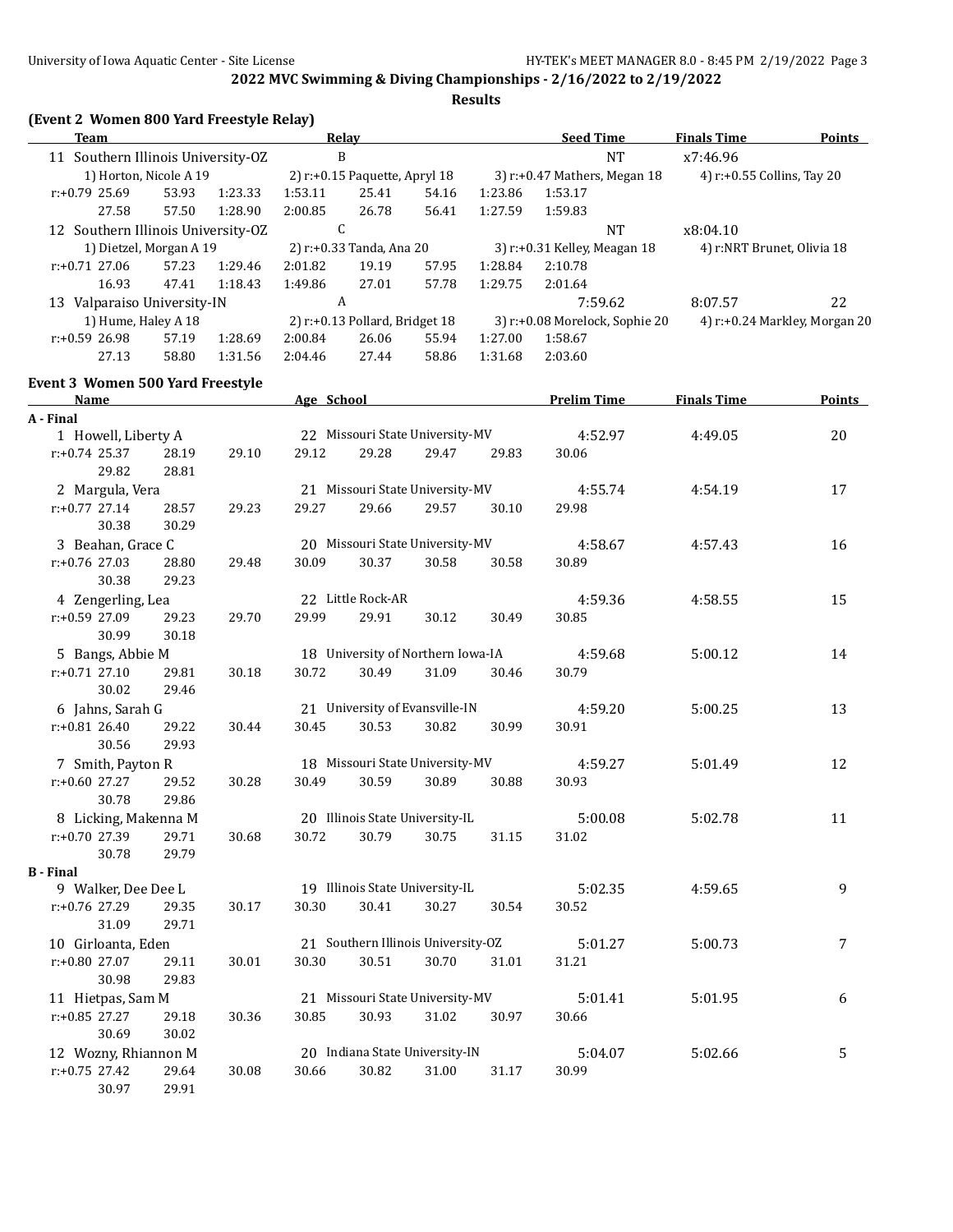## 2022 MVC Swimming & Diving Championships - 2/16/2022 to 2/19/2022

### Results

**(Event 2 Women 800 Yard Freestyle Relay)**

| Team | Relay | Seed Time | Finals Time | Points |
|---|---|---|---|---|
| 11 Southern Illinois University-OZ | B | NT | x7:46.96 | |
| 1) Horton, Nicole A 19; 2) r:+0.15 Paquette, Apryl 18; 3) r:+0.47 Mathers, Megan 18; 4) r:+0.55 Collins, Tay 20 | | | | |
| r:+0.79 25.69, 53.93, 1:23.33, 1:53.11, 25.41, 54.16, 1:23.86, 1:53.17 | | | | |
| 27.58, 57.50, 1:28.90, 2:00.85, 26.78, 56.41, 1:27.59, 1:59.83 | | | | |
| 12 Southern Illinois University-OZ | C | NT | x8:04.10 | |
| 1) Dietzel, Morgan A 19; 2) r:+0.33 Tanda, Ana 20; 3) r:+0.31 Kelley, Meagan 18; 4) r:NRT Brunet, Olivia 18 | | | | |
| r:+0.71 27.06, 57.23, 1:29.46, 2:01.82, 19.19, 57.95, 1:28.84, 2:10.78 | | | | |
| 16.93, 47.41, 1:18.43, 1:49.86, 27.01, 57.78, 1:29.75, 2:01.64 | | | | |
| 13 Valparaiso University-IN | A | 7:59.62 | 8:07.57 | 22 |
| 1) Hume, Haley A 18; 2) r:+0.13 Pollard, Bridget 18; 3) r:+0.08 Morelock, Sophie 20; 4) r:+0.24 Markley, Morgan 20 | | | | |
| r:+0.59 26.98, 57.19, 1:28.69, 2:00.84, 26.06, 55.94, 1:27.00, 1:58.67 | | | | |
| 27.13, 58.80, 1:31.56, 2:04.46, 27.44, 58.86, 1:31.68, 2:03.60 | | | | |

**Event 3 Women 500 Yard Freestyle**

| Name | Age | School | Prelim Time | Finals Time | Points |
|---|---|---|---|---|---|
| **A - Final** | | | | | |
| 1 Howell, Liberty A | 22 | Missouri State University-MV | 4:52.97 | 4:49.05 | 20 |
| r:+0.74 25.37, 28.19, 29.10, 29.12, 29.28, 29.47, 29.83, 30.06, 29.82, 28.81 | | | | | |
| 2 Margula, Vera | 21 | Missouri State University-MV | 4:55.74 | 4:54.19 | 17 |
| r:+0.77 27.14, 28.57, 29.23, 29.27, 29.66, 29.57, 30.10, 29.98, 30.38, 30.29 | | | | | |
| 3 Beahan, Grace C | 20 | Missouri State University-MV | 4:58.67 | 4:57.43 | 16 |
| r:+0.76 27.03, 28.80, 29.48, 30.09, 30.37, 30.58, 30.58, 30.89, 30.38, 29.23 | | | | | |
| 4 Zengerling, Lea | 22 | Little Rock-AR | 4:59.36 | 4:58.55 | 15 |
| r:+0.59 27.09, 29.23, 29.70, 29.99, 29.91, 30.12, 30.49, 30.85, 30.99, 30.18 | | | | | |
| 5 Bangs, Abbie M | 18 | University of Northern Iowa-IA | 4:59.68 | 5:00.12 | 14 |
| r:+0.71 27.10, 29.81, 30.18, 30.72, 30.49, 31.09, 30.46, 30.79, 30.02, 29.46 | | | | | |
| 6 Jahns, Sarah G | 21 | University of Evansville-IN | 4:59.20 | 5:00.25 | 13 |
| r:+0.81 26.40, 29.22, 30.44, 30.45, 30.53, 30.82, 30.99, 30.91, 30.56, 29.93 | | | | | |
| 7 Smith, Payton R | 18 | Missouri State University-MV | 4:59.27 | 5:01.49 | 12 |
| r:+0.60 27.27, 29.52, 30.28, 30.49, 30.59, 30.89, 30.88, 30.93, 30.78, 29.86 | | | | | |
| 8 Licking, Makenna M | 20 | Illinois State University-IL | 5:00.08 | 5:02.78 | 11 |
| r:+0.70 27.39, 29.71, 30.68, 30.72, 30.79, 30.75, 31.15, 31.02, 30.78, 29.79 | | | | | |
| **B - Final** | | | | | |
| 9 Walker, Dee Dee L | 19 | Illinois State University-IL | 5:02.35 | 4:59.65 | 9 |
| r:+0.76 27.29, 29.35, 30.17, 30.30, 30.41, 30.27, 30.54, 30.52, 31.09, 29.71 | | | | | |
| 10 Girloanta, Eden | 21 | Southern Illinois University-OZ | 5:01.27 | 5:00.73 | 7 |
| r:+0.80 27.07, 29.11, 30.01, 30.30, 30.51, 30.70, 31.01, 31.21, 30.98, 29.83 | | | | | |
| 11 Hietpas, Sam M | 21 | Missouri State University-MV | 5:01.41 | 5:01.95 | 6 |
| r:+0.85 27.27, 29.18, 30.36, 30.85, 30.93, 31.02, 30.97, 30.66, 30.69, 30.02 | | | | | |
| 12 Wozny, Rhiannon M | 20 | Indiana State University-IN | 5:04.07 | 5:02.66 | 5 |
| r:+0.75 27.42, 29.64, 30.08, 30.66, 30.82, 31.00, 31.17, 30.99, 30.97, 29.91 | | | | | |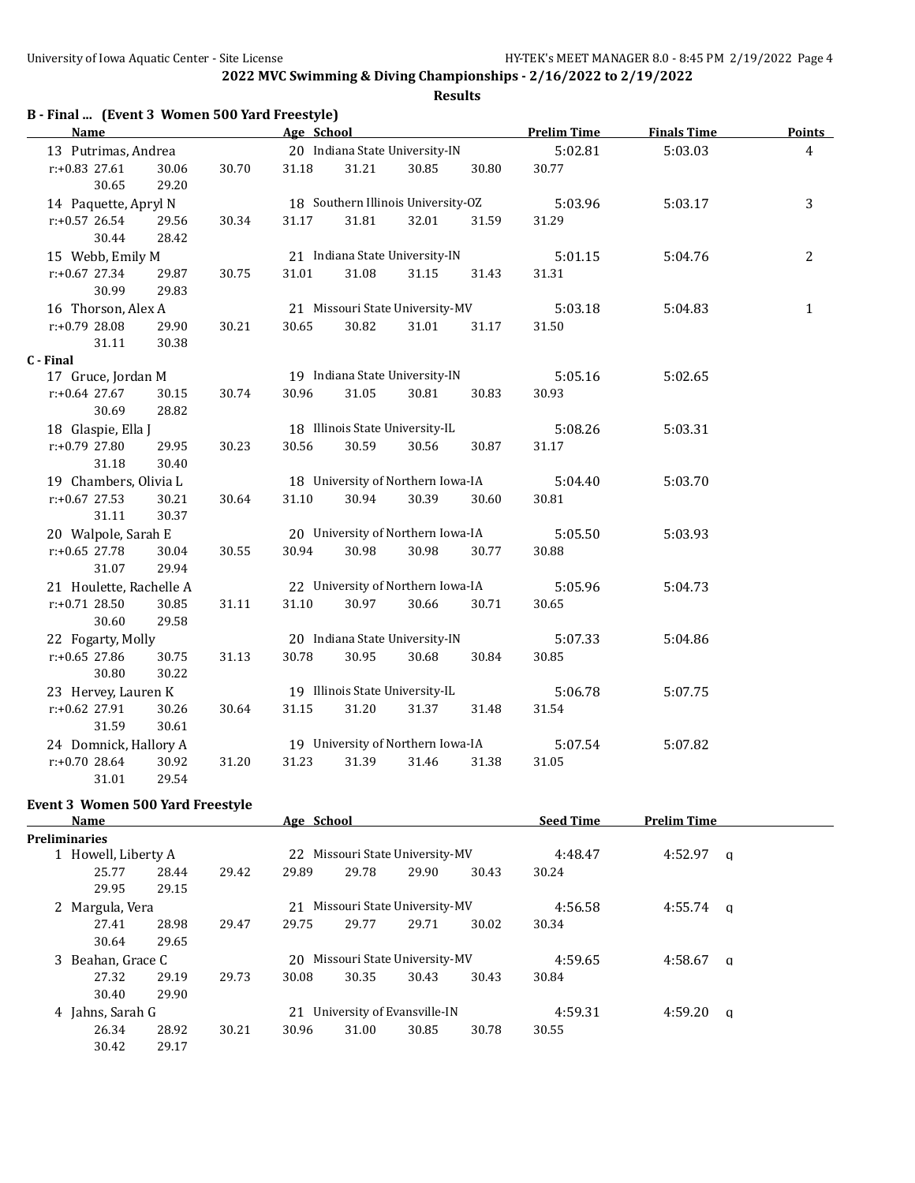## 2022 MVC Swimming & Diving Championships - 2/16/2022 to 2/19/2022

### Results

### B - Final ... (Event 3 Women 500 Yard Freestyle)

| Name | Age | School | Prelim Time | Finals Time | Points |
|---|---|---|---|---|---|
| 13 Putrimas, Andrea | 20 | Indiana State University-IN | 5:02.81 | 5:03.03 | 4 |
| r:+0.83 27.61 30.06 30.70 31.18 31.21 30.85 30.80 30.77 30.65 29.20 | | | | | |
| 14 Paquette, Apryl N | 18 | Southern Illinois University-OZ | 5:03.96 | 5:03.17 | 3 |
| r:+0.57 26.54 29.56 30.34 31.17 31.81 32.01 31.59 31.29 30.44 28.42 | | | | | |
| 15 Webb, Emily M | 21 | Indiana State University-IN | 5:01.15 | 5:04.76 | 2 |
| r:+0.67 27.34 29.87 30.75 31.01 31.08 31.15 31.43 31.31 30.99 29.83 | | | | | |
| 16 Thorson, Alex A | 21 | Missouri State University-MV | 5:03.18 | 5:04.83 | 1 |
| r:+0.79 28.08 29.90 30.21 30.65 30.82 31.01 31.17 31.50 31.11 30.38 | | | | | |

### C - Final

| Name | Age | School | Prelim Time | Finals Time |
|---|---|---|---|---|
| 17 Gruce, Jordan M | 19 | Indiana State University-IN | 5:05.16 | 5:02.65 |
| r:+0.64 27.67 30.15 30.74 30.96 31.05 30.81 30.83 30.93 30.69 28.82 | | | | |
| 18 Glaspie, Ella J | 18 | Illinois State University-IL | 5:08.26 | 5:03.31 |
| r:+0.79 27.80 29.95 30.23 30.56 30.59 30.56 30.87 31.17 31.18 30.40 | | | | |
| 19 Chambers, Olivia L | 18 | University of Northern Iowa-IA | 5:04.40 | 5:03.70 |
| r:+0.67 27.53 30.21 30.64 31.10 30.94 30.39 30.60 30.81 31.11 30.37 | | | | |
| 20 Walpole, Sarah E | 20 | University of Northern Iowa-IA | 5:05.50 | 5:03.93 |
| r:+0.65 27.78 30.04 30.55 30.94 30.98 30.98 30.77 30.88 31.07 29.94 | | | | |
| 21 Houlette, Rachelle A | 22 | University of Northern Iowa-IA | 5:05.96 | 5:04.73 |
| r:+0.71 28.50 30.85 31.11 31.10 30.97 30.66 30.71 30.65 30.60 29.58 | | | | |
| 22 Fogarty, Molly | 20 | Indiana State University-IN | 5:07.33 | 5:04.86 |
| r:+0.65 27.86 30.75 31.13 30.78 30.95 30.68 30.84 30.85 30.80 30.22 | | | | |
| 23 Hervey, Lauren K | 19 | Illinois State University-IL | 5:06.78 | 5:07.75 |
| r:+0.62 27.91 30.26 30.64 31.15 31.20 31.37 31.48 31.54 31.59 30.61 | | | | |
| 24 Domnick, Hallory A | 19 | University of Northern Iowa-IA | 5:07.54 | 5:07.82 |
| r:+0.70 28.64 30.92 31.20 31.23 31.39 31.46 31.38 31.05 31.01 29.54 | | | | |

### Event 3 Women 500 Yard Freestyle

**Preliminaries**

| Name | Age | School | Seed Time | Prelim Time | |
|---|---|---|---|---|---|
| 1 Howell, Liberty A | 22 | Missouri State University-MV | 4:48.47 | 4:52.97 | q |
| 25.77 28.44 29.42 29.89 29.78 29.90 30.43 30.24 29.95 29.15 | | | | | |
| 2 Margula, Vera | 21 | Missouri State University-MV | 4:56.58 | 4:55.74 | q |
| 27.41 28.98 29.47 29.75 29.77 29.71 30.02 30.34 30.64 29.65 | | | | | |
| 3 Beahan, Grace C | 20 | Missouri State University-MV | 4:59.65 | 4:58.67 | q |
| 27.32 29.19 29.73 30.08 30.35 30.43 30.43 30.84 30.40 29.90 | | | | | |
| 4 Jahns, Sarah G | 21 | University of Evansville-IN | 4:59.31 | 4:59.20 | q |
| 26.34 28.92 30.21 30.96 31.00 30.85 30.78 30.55 30.42 29.17 | | | | | |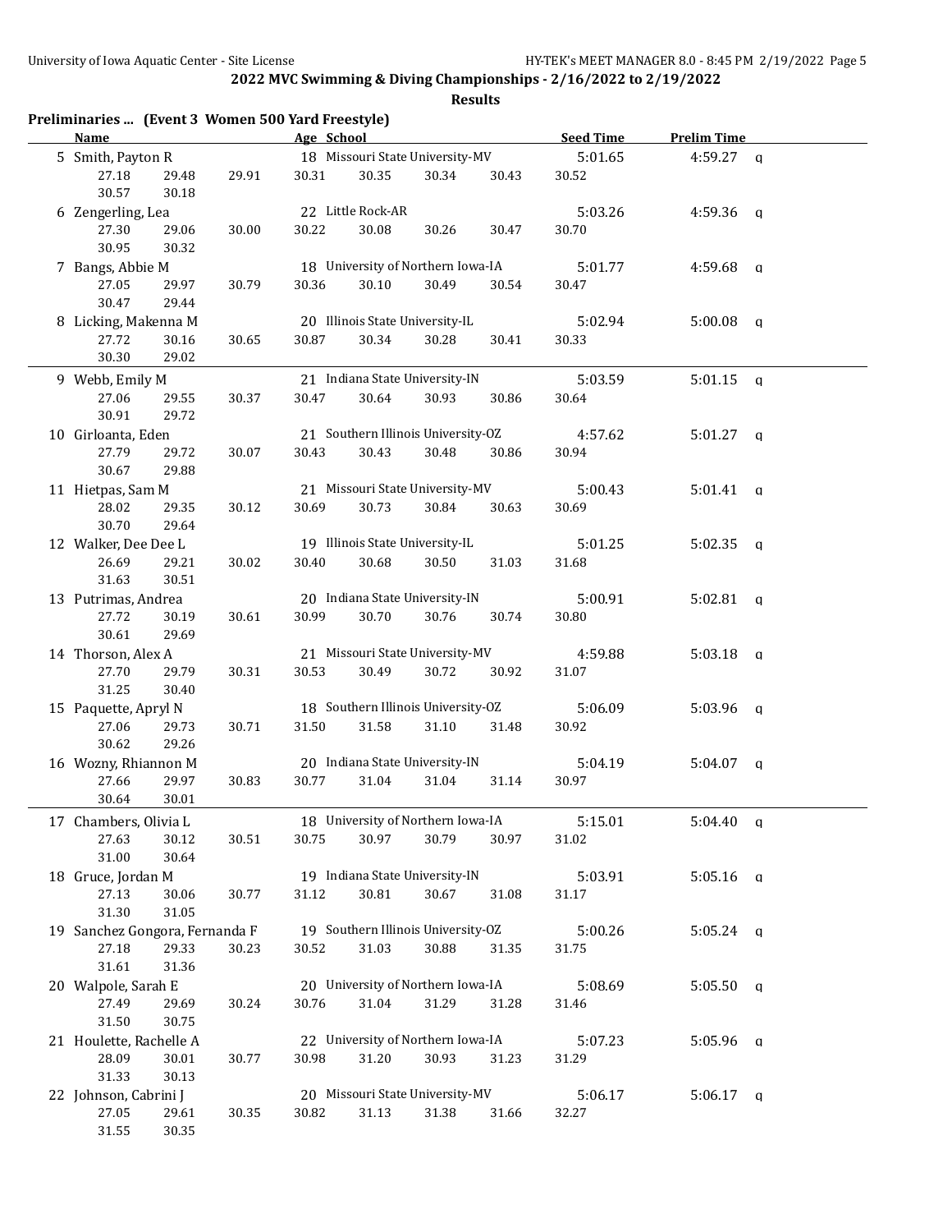## 2022 MVC Swimming & Diving Championships - 2/16/2022 to 2/19/2022

**Results**

### Preliminaries ... (Event 3 Women 500 Yard Freestyle)

| | Name | Age | School | Seed Time | Prelim Time | |
|---|---|---|---|---|---|---|
| 5 | Smith, Payton R | 18 | Missouri State University-MV | 5:01.65 | 4:59.27 | q |
| | 27.18 29.48 29.91 30.31 30.35 30.34 30.43 30.52 30.57 30.18 | | | | | |
| 6 | Zengerling, Lea | 22 | Little Rock-AR | 5:03.26 | 4:59.36 | q |
| | 27.30 29.06 30.00 30.22 30.08 30.26 30.47 30.70 30.95 30.32 | | | | | |
| 7 | Bangs, Abbie M | 18 | University of Northern Iowa-IA | 5:01.77 | 4:59.68 | q |
| | 27.05 29.97 30.79 30.36 30.10 30.49 30.54 30.47 30.47 29.44 | | | | | |
| 8 | Licking, Makenna M | 20 | Illinois State University-IL | 5:02.94 | 5:00.08 | q |
| | 27.72 30.16 30.65 30.87 30.34 30.28 30.41 30.33 30.30 29.02 | | | | | |
| 9 | Webb, Emily M | 21 | Indiana State University-IN | 5:03.59 | 5:01.15 | q |
| | 27.06 29.55 30.37 30.47 30.64 30.93 30.86 30.64 30.91 29.72 | | | | | |
| 10 | Girloanta, Eden | 21 | Southern Illinois University-OZ | 4:57.62 | 5:01.27 | q |
| | 27.79 29.72 30.07 30.43 30.43 30.48 30.86 30.94 30.67 29.88 | | | | | |
| 11 | Hietpas, Sam M | 21 | Missouri State University-MV | 5:00.43 | 5:01.41 | q |
| | 28.02 29.35 30.12 30.69 30.73 30.84 30.63 30.69 30.70 29.64 | | | | | |
| 12 | Walker, Dee Dee L | 19 | Illinois State University-IL | 5:01.25 | 5:02.35 | q |
| | 26.69 29.21 30.02 30.40 30.68 30.50 31.03 31.68 31.63 30.51 | | | | | |
| 13 | Putrimas, Andrea | 20 | Indiana State University-IN | 5:00.91 | 5:02.81 | q |
| | 27.72 30.19 30.61 30.99 30.70 30.76 30.74 30.80 30.61 29.69 | | | | | |
| 14 | Thorson, Alex A | 21 | Missouri State University-MV | 4:59.88 | 5:03.18 | q |
| | 27.70 29.79 30.31 30.53 30.49 30.72 30.92 31.07 31.25 30.40 | | | | | |
| 15 | Paquette, Apryl N | 18 | Southern Illinois University-OZ | 5:06.09 | 5:03.96 | q |
| | 27.06 29.73 30.71 31.50 31.58 31.10 31.48 30.92 30.62 29.26 | | | | | |
| 16 | Wozny, Rhiannon M | 20 | Indiana State University-IN | 5:04.19 | 5:04.07 | q |
| | 27.66 29.97 30.83 30.77 31.04 31.04 31.14 30.97 30.64 30.01 | | | | | |
| 17 | Chambers, Olivia L | 18 | University of Northern Iowa-IA | 5:15.01 | 5:04.40 | q |
| | 27.63 30.12 30.51 30.75 30.97 30.79 30.97 31.02 31.00 30.64 | | | | | |
| 18 | Gruce, Jordan M | 19 | Indiana State University-IN | 5:03.91 | 5:05.16 | q |
| | 27.13 30.06 30.77 31.12 30.81 30.67 31.08 31.17 31.30 31.05 | | | | | |
| 19 | Sanchez Gongora, Fernanda F | 19 | Southern Illinois University-OZ | 5:00.26 | 5:05.24 | q |
| | 27.18 29.33 30.23 30.52 31.03 30.88 31.35 31.75 31.61 31.36 | | | | | |
| 20 | Walpole, Sarah E | 20 | University of Northern Iowa-IA | 5:08.69 | 5:05.50 | q |
| | 27.49 29.69 30.24 30.76 31.04 31.29 31.28 31.46 31.50 30.75 | | | | | |
| 21 | Houlette, Rachelle A | 22 | University of Northern Iowa-IA | 5:07.23 | 5:05.96 | q |
| | 28.09 30.01 30.77 30.98 31.20 30.93 31.23 31.29 31.33 30.13 | | | | | |
| 22 | Johnson, Cabrini J | 20 | Missouri State University-MV | 5:06.17 | 5:06.17 | q |
| | 27.05 29.61 30.35 30.82 31.13 31.38 31.66 32.27 31.55 30.35 | | | | | |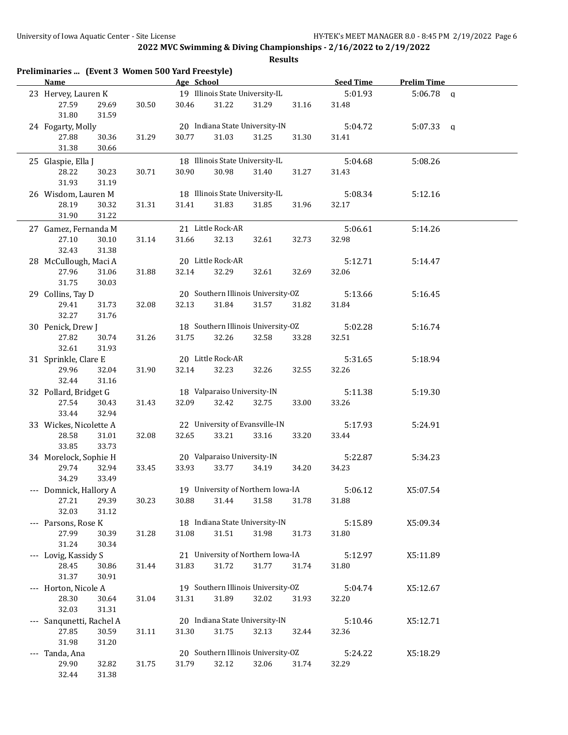**2022 MVC Swimming & Diving Championships - 2/16/2022 to 2/19/2022**

**Results**

## Preliminaries ... (Event 3 Women 500 Yard Freestyle)

| | Name | Age | School | Seed Time | Prelim Time | |
|---|---|---|---|---|---|---|
| 23 | Hervey, Lauren K | 19 | Illinois State University-IL | 5:01.93 | 5:06.78 | q |
| | 27.59 29.69 30.50 30.46 31.22 31.29 31.16 31.48 31.80 31.59 | | | | | |
| 24 | Fogarty, Molly | 20 | Indiana State University-IN | 5:04.72 | 5:07.33 | q |
| | 27.88 30.36 31.29 30.77 31.03 31.25 31.30 31.41 31.38 30.66 | | | | | |
| 25 | Glaspie, Ella J | 18 | Illinois State University-IL | 5:04.68 | 5:08.26 | |
| | 28.22 30.23 30.71 30.90 30.98 31.40 31.27 31.43 31.93 31.19 | | | | | |
| 26 | Wisdom, Lauren M | 18 | Illinois State University-IL | 5:08.34 | 5:12.16 | |
| | 28.19 30.32 31.31 31.41 31.83 31.85 31.96 32.17 31.90 31.22 | | | | | |
| 27 | Gamez, Fernanda M | 21 | Little Rock-AR | 5:06.61 | 5:14.26 | |
| | 27.10 30.10 31.14 31.66 32.13 32.61 32.73 32.98 32.43 31.38 | | | | | |
| 28 | McCullough, Maci A | 20 | Little Rock-AR | 5:12.71 | 5:14.47 | |
| | 27.96 31.06 31.88 32.14 32.29 32.61 32.69 32.06 31.75 30.03 | | | | | |
| 29 | Collins, Tay D | 20 | Southern Illinois University-OZ | 5:13.66 | 5:16.45 | |
| | 29.41 31.73 32.08 32.13 31.84 31.57 31.82 31.84 32.27 31.76 | | | | | |
| 30 | Penick, Drew J | 18 | Southern Illinois University-OZ | 5:02.28 | 5:16.74 | |
| | 27.82 30.74 31.26 31.75 32.26 32.58 33.28 32.51 32.61 31.93 | | | | | |
| 31 | Sprinkle, Clare E | 20 | Little Rock-AR | 5:31.65 | 5:18.94 | |
| | 29.96 32.04 31.90 32.14 32.23 32.26 32.55 32.26 32.44 31.16 | | | | | |
| 32 | Pollard, Bridget G | 18 | Valparaiso University-IN | 5:11.38 | 5:19.30 | |
| | 27.54 30.43 31.43 32.09 32.42 32.75 33.00 33.26 33.44 32.94 | | | | | |
| 33 | Wickes, Nicolette A | 22 | University of Evansville-IN | 5:17.93 | 5:24.91 | |
| | 28.58 31.01 32.08 32.65 33.21 33.16 33.20 33.44 33.85 33.73 | | | | | |
| 34 | Morelock, Sophie H | 20 | Valparaiso University-IN | 5:22.87 | 5:34.23 | |
| | 29.74 32.94 33.45 33.93 33.77 34.19 34.20 34.23 34.29 33.49 | | | | | |
| --- | Domnick, Hallory A | 19 | University of Northern Iowa-IA | 5:06.12 | X5:07.54 | |
| | 27.21 29.39 30.23 30.88 31.44 31.58 31.78 31.88 32.03 31.12 | | | | | |
| --- | Parsons, Rose K | 18 | Indiana State University-IN | 5:15.89 | X5:09.34 | |
| | 27.99 30.39 31.28 31.08 31.51 31.98 31.73 31.80 31.24 30.34 | | | | | |
| --- | Lovig, Kassidy S | 21 | University of Northern Iowa-IA | 5:12.97 | X5:11.89 | |
| | 28.45 30.86 31.44 31.83 31.72 31.77 31.74 31.80 31.37 30.91 | | | | | |
| --- | Horton, Nicole A | 19 | Southern Illinois University-OZ | 5:04.74 | X5:12.67 | |
| | 28.30 30.64 31.04 31.31 31.89 32.02 31.93 32.20 32.03 31.31 | | | | | |
| --- | Sanqunetti, Rachel A | 20 | Indiana State University-IN | 5:10.46 | X5:12.71 | |
| | 27.85 30.59 31.11 31.30 31.75 32.13 32.44 32.36 31.98 31.20 | | | | | |
| --- | Tanda, Ana | 20 | Southern Illinois University-OZ | 5:24.22 | X5:18.29 | |
| | 29.90 32.82 31.75 31.79 32.12 32.06 31.74 32.29 32.44 31.38 | | | | | |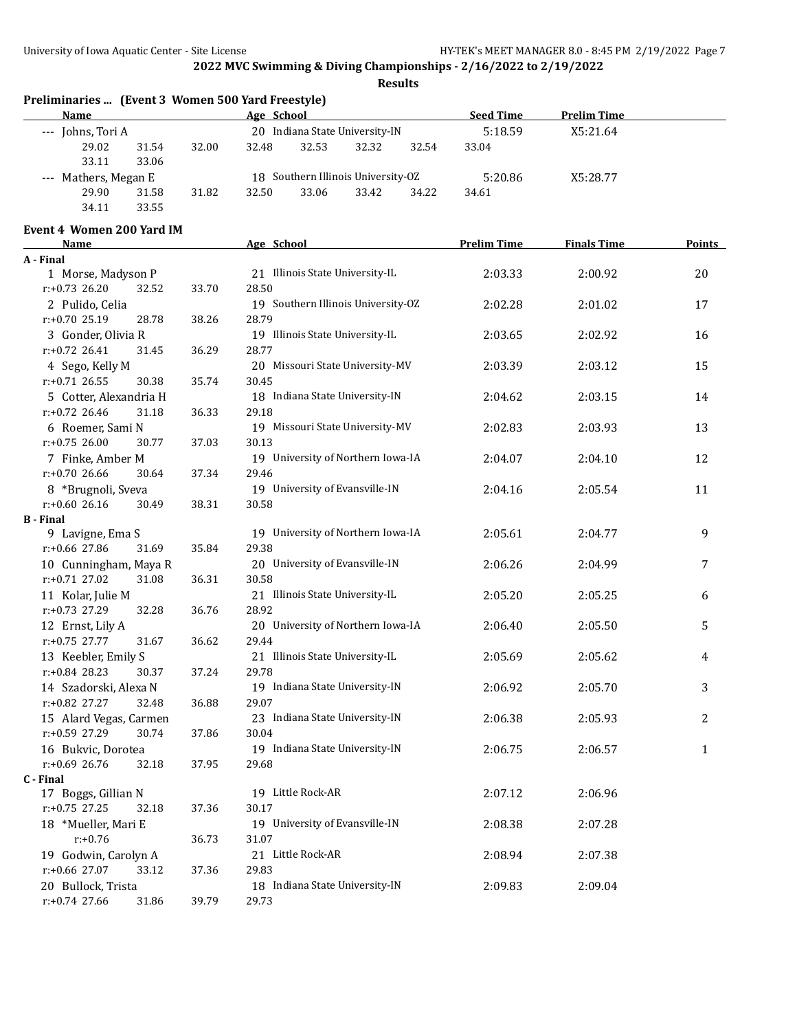## 2022 MVC Swimming & Diving Championships - 2/16/2022 to 2/19/2022

### Results

### Preliminaries ... (Event 3 Women 500 Yard Freestyle)

| Name | Age | School | Seed Time | Prelim Time |
|---|---|---|---|---|
| --- Johns, Tori A | 20 | Indiana State University-IN | 5:18.59 | X5:21.64 |
| 29.02 31.54 32.00 32.48 32.53 32.32 32.54 33.04 33.11 33.06 | | | | |
| --- Mathers, Megan E | 18 | Southern Illinois University-OZ | 5:20.86 | X5:28.77 |
| 29.90 31.58 31.82 32.50 33.06 33.42 34.22 34.61 34.11 33.55 | | | | |

### Event 4 Women 200 Yard IM

| Name | Age | School | Prelim Time | Finals Time | Points |
|---|---|---|---|---|---|
| **A - Final** | | | | | |
| 1 Morse, Madyson P | 21 | Illinois State University-IL | 2:03.33 | 2:00.92 | 20 |
| r:+0.73 26.20 32.52 33.70 28.50 | | | | | |
| 2 Pulido, Celia | 19 | Southern Illinois University-OZ | 2:02.28 | 2:01.02 | 17 |
| r:+0.70 25.19 28.78 38.26 28.79 | | | | | |
| 3 Gonder, Olivia R | 19 | Illinois State University-IL | 2:03.65 | 2:02.92 | 16 |
| r:+0.72 26.41 31.45 36.29 28.77 | | | | | |
| 4 Sego, Kelly M | 20 | Missouri State University-MV | 2:03.39 | 2:03.12 | 15 |
| r:+0.71 26.55 30.38 35.74 30.45 | | | | | |
| 5 Cotter, Alexandria H | 18 | Indiana State University-IN | 2:04.62 | 2:03.15 | 14 |
| r:+0.72 26.46 31.18 36.33 29.18 | | | | | |
| 6 Roemer, Sami N | 19 | Missouri State University-MV | 2:02.83 | 2:03.93 | 13 |
| r:+0.75 26.00 30.77 37.03 30.13 | | | | | |
| 7 Finke, Amber M | 19 | University of Northern Iowa-IA | 2:04.07 | 2:04.10 | 12 |
| r:+0.70 26.66 30.64 37.34 29.46 | | | | | |
| 8 *Brugnoli, Sveva | 19 | University of Evansville-IN | 2:04.16 | 2:05.54 | 11 |
| r:+0.60 26.16 30.49 38.31 30.58 | | | | | |
| **B - Final** | | | | | |
| 9 Lavigne, Ema S | 19 | University of Northern Iowa-IA | 2:05.61 | 2:04.77 | 9 |
| r:+0.66 27.86 31.69 35.84 29.38 | | | | | |
| 10 Cunningham, Maya R | 20 | University of Evansville-IN | 2:06.26 | 2:04.99 | 7 |
| r:+0.71 27.02 31.08 36.31 30.58 | | | | | |
| 11 Kolar, Julie M | 21 | Illinois State University-IL | 2:05.20 | 2:05.25 | 6 |
| r:+0.73 27.29 32.28 36.76 28.92 | | | | | |
| 12 Ernst, Lily A | 20 | University of Northern Iowa-IA | 2:06.40 | 2:05.50 | 5 |
| r:+0.75 27.77 31.67 36.62 29.44 | | | | | |
| 13 Keebler, Emily S | 21 | Illinois State University-IL | 2:05.69 | 2:05.62 | 4 |
| r:+0.84 28.23 30.37 37.24 29.78 | | | | | |
| 14 Szadorski, Alexa N | 19 | Indiana State University-IN | 2:06.92 | 2:05.70 | 3 |
| r:+0.82 27.27 32.48 36.88 29.07 | | | | | |
| 15 Alard Vegas, Carmen | 23 | Indiana State University-IN | 2:06.38 | 2:05.93 | 2 |
| r:+0.59 27.29 30.74 37.86 30.04 | | | | | |
| 16 Bukvic, Dorotea | 19 | Indiana State University-IN | 2:06.75 | 2:06.57 | 1 |
| r:+0.69 26.76 32.18 37.95 29.68 | | | | | |
| **C - Final** | | | | | |
| 17 Boggs, Gillian N | 19 | Little Rock-AR | 2:07.12 | 2:06.96 | |
| r:+0.75 27.25 32.18 37.36 30.17 | | | | | |
| 18 *Mueller, Mari E | 19 | University of Evansville-IN | 2:08.38 | 2:07.28 | |
| r:+0.76 36.73 31.07 | | | | | |
| 19 Godwin, Carolyn A | 21 | Little Rock-AR | 2:08.94 | 2:07.38 | |
| r:+0.66 27.07 33.12 37.36 29.83 | | | | | |
| 20 Bullock, Trista | 18 | Indiana State University-IN | 2:09.83 | 2:09.04 | |
| r:+0.74 27.66 31.86 39.79 29.73 | | | | | |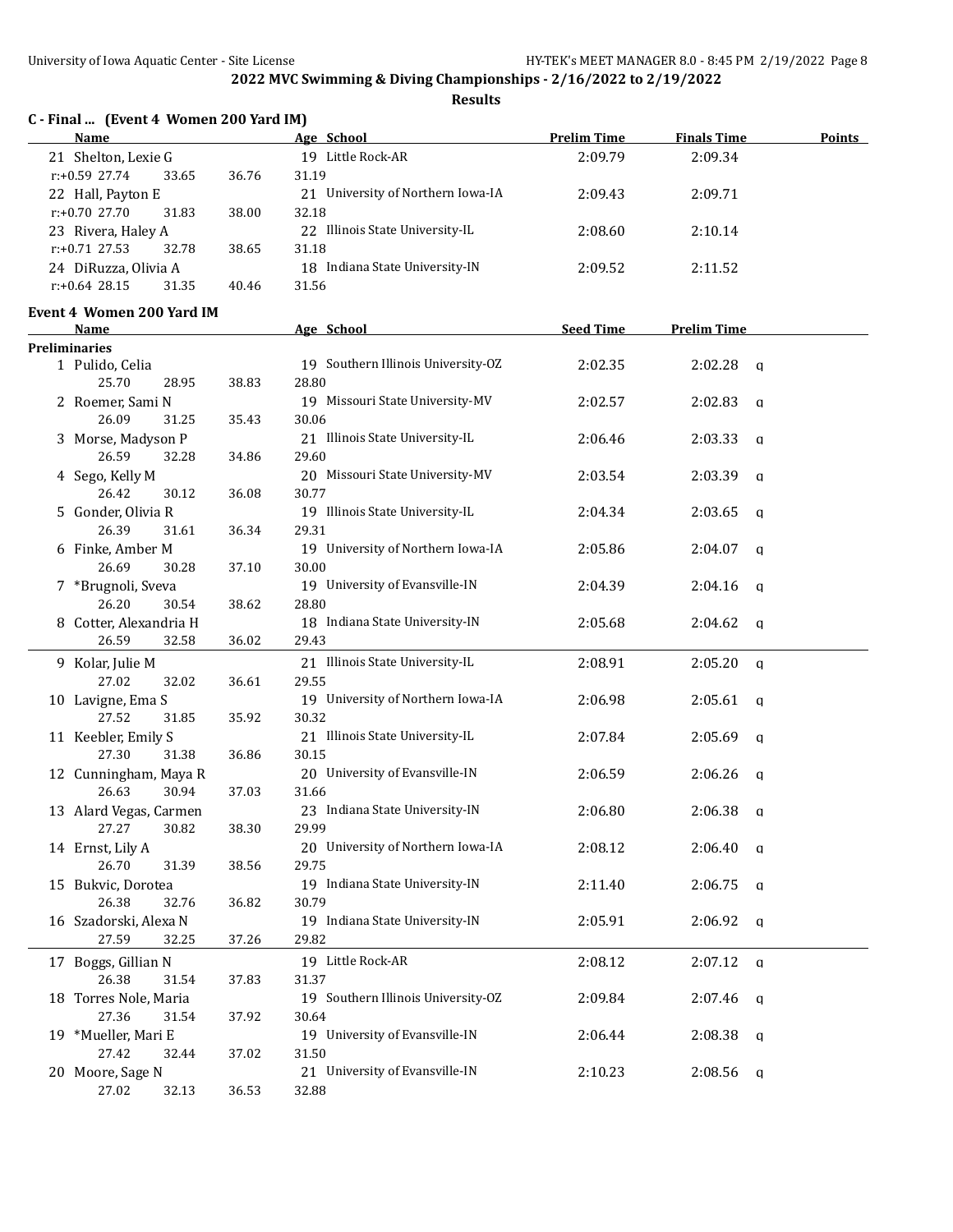# 2022 MVC Swimming & Diving Championships - 2/16/2022 to 2/19/2022

## Results

### C - Final ... (Event 4 Women 200 Yard IM)

| Name | Age | School | Prelim Time | Finals Time | Points |
|---|---|---|---|---|---|
| 21 Shelton, Lexie G | 19 | Little Rock-AR | 2:09.79 | 2:09.34 | |
| r:+0.59 27.74 33.65 36.76 31.19 | | | | | |
| 22 Hall, Payton E | 21 | University of Northern Iowa-IA | 2:09.43 | 2:09.71 | |
| r:+0.70 27.70 31.83 38.00 32.18 | | | | | |
| 23 Rivera, Haley A | 22 | Illinois State University-IL | 2:08.60 | 2:10.14 | |
| r:+0.71 27.53 32.78 38.65 31.18 | | | | | |
| 24 DiRuzza, Olivia A | 18 | Indiana State University-IN | 2:09.52 | 2:11.52 | |
| r:+0.64 28.15 31.35 40.46 31.56 | | | | | |

### Event 4 Women 200 Yard IM

**Preliminaries**

| Name | Age | School | Seed Time | Prelim Time | |
|---|---|---|---|---|---|
| 1 Pulido, Celia | 19 | Southern Illinois University-OZ | 2:02.35 | 2:02.28 | q |
| 25.70 28.95 38.83 28.80 | | | | | |
| 2 Roemer, Sami N | 19 | Missouri State University-MV | 2:02.57 | 2:02.83 | q |
| 26.09 31.25 35.43 30.06 | | | | | |
| 3 Morse, Madyson P | 21 | Illinois State University-IL | 2:06.46 | 2:03.33 | q |
| 26.59 32.28 34.86 29.60 | | | | | |
| 4 Sego, Kelly M | 20 | Missouri State University-MV | 2:03.54 | 2:03.39 | q |
| 26.42 30.12 36.08 30.77 | | | | | |
| 5 Gonder, Olivia R | 19 | Illinois State University-IL | 2:04.34 | 2:03.65 | q |
| 26.39 31.61 36.34 29.31 | | | | | |
| 6 Finke, Amber M | 19 | University of Northern Iowa-IA | 2:05.86 | 2:04.07 | q |
| 26.69 30.28 37.10 30.00 | | | | | |
| 7 *Brugnoli, Sveva | 19 | University of Evansville-IN | 2:04.39 | 2:04.16 | q |
| 26.20 30.54 38.62 28.80 | | | | | |
| 8 Cotter, Alexandria H | 18 | Indiana State University-IN | 2:05.68 | 2:04.62 | q |
| 26.59 32.58 36.02 29.43 | | | | | |
| 9 Kolar, Julie M | 21 | Illinois State University-IL | 2:08.91 | 2:05.20 | q |
| 27.02 32.02 36.61 29.55 | | | | | |
| 10 Lavigne, Ema S | 19 | University of Northern Iowa-IA | 2:06.98 | 2:05.61 | q |
| 27.52 31.85 35.92 30.32 | | | | | |
| 11 Keebler, Emily S | 21 | Illinois State University-IL | 2:07.84 | 2:05.69 | q |
| 27.30 31.38 36.86 30.15 | | | | | |
| 12 Cunningham, Maya R | 20 | University of Evansville-IN | 2:06.59 | 2:06.26 | q |
| 26.63 30.94 37.03 31.66 | | | | | |
| 13 Alard Vegas, Carmen | 23 | Indiana State University-IN | 2:06.80 | 2:06.38 | q |
| 27.27 30.82 38.30 29.99 | | | | | |
| 14 Ernst, Lily A | 20 | University of Northern Iowa-IA | 2:08.12 | 2:06.40 | q |
| 26.70 31.39 38.56 29.75 | | | | | |
| 15 Bukvic, Dorotea | 19 | Indiana State University-IN | 2:11.40 | 2:06.75 | q |
| 26.38 32.76 36.82 30.79 | | | | | |
| 16 Szadorski, Alexa N | 19 | Indiana State University-IN | 2:05.91 | 2:06.92 | q |
| 27.59 32.25 37.26 29.82 | | | | | |
| 17 Boggs, Gillian N | 19 | Little Rock-AR | 2:08.12 | 2:07.12 | q |
| 26.38 31.54 37.83 31.37 | | | | | |
| 18 Torres Nole, Maria | 19 | Southern Illinois University-OZ | 2:09.84 | 2:07.46 | q |
| 27.36 31.54 37.92 30.64 | | | | | |
| 19 *Mueller, Mari E | 19 | University of Evansville-IN | 2:06.44 | 2:08.38 | q |
| 27.42 32.44 37.02 31.50 | | | | | |
| 20 Moore, Sage N | 21 | University of Evansville-IN | 2:10.23 | 2:08.56 | q |
| 27.02 32.13 36.53 32.88 | | | | | |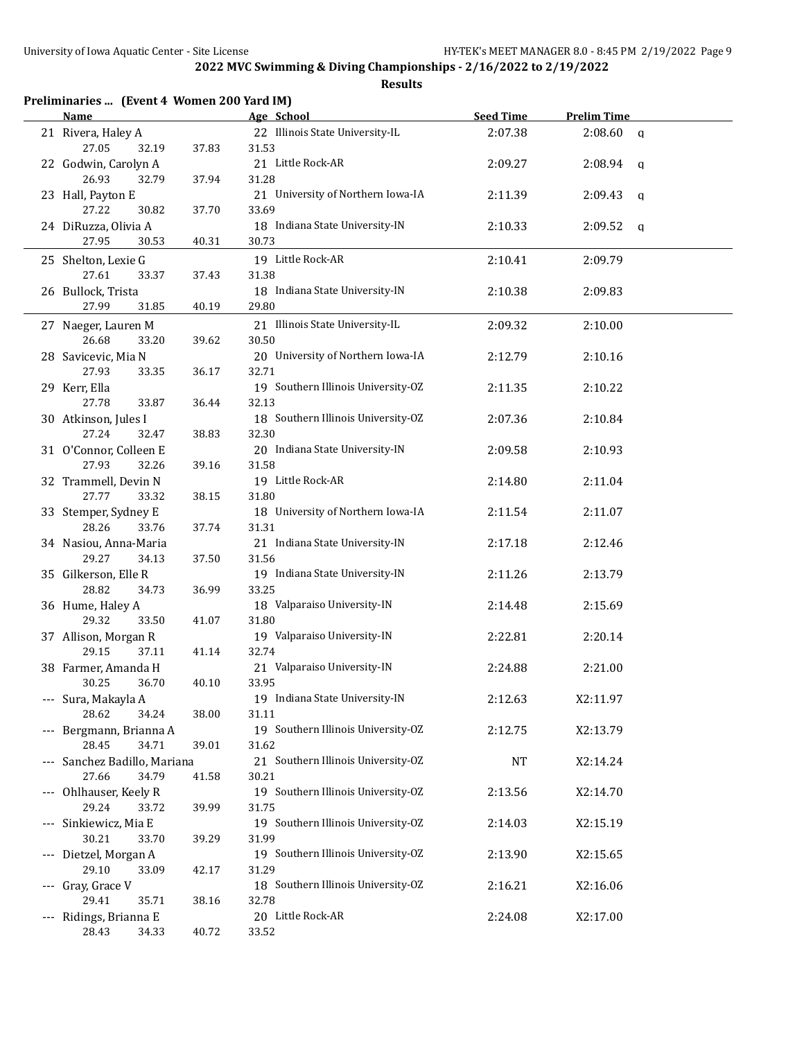## 2022 MVC Swimming & Diving Championships - 2/16/2022 to 2/19/2022

### Results

**Preliminaries ... (Event 4 Women 200 Yard IM)**

| | Name | Age | School | Seed Time | Prelim Time | |
|---|---|---|---|---|---|---|
| 21 | Rivera, Haley A | 22 | Illinois State University-IL | 2:07.38 | 2:08.60 | q |
| | 27.05 32.19 37.83 31.53 | | | | | |
| 22 | Godwin, Carolyn A | 21 | Little Rock-AR | 2:09.27 | 2:08.94 | q |
| | 26.93 32.79 37.94 31.28 | | | | | |
| 23 | Hall, Payton E | 21 | University of Northern Iowa-IA | 2:11.39 | 2:09.43 | q |
| | 27.22 30.82 37.70 33.69 | | | | | |
| 24 | DiRuzza, Olivia A | 18 | Indiana State University-IN | 2:10.33 | 2:09.52 | q |
| | 27.95 30.53 40.31 30.73 | | | | | |
| 25 | Shelton, Lexie G | 19 | Little Rock-AR | 2:10.41 | 2:09.79 | |
| | 27.61 33.37 37.43 31.38 | | | | | |
| 26 | Bullock, Trista | 18 | Indiana State University-IN | 2:10.38 | 2:09.83 | |
| | 27.99 31.85 40.19 29.80 | | | | | |
| 27 | Naeger, Lauren M | 21 | Illinois State University-IL | 2:09.32 | 2:10.00 | |
| | 26.68 33.20 39.62 30.50 | | | | | |
| 28 | Savicevic, Mia N | 20 | University of Northern Iowa-IA | 2:12.79 | 2:10.16 | |
| | 27.93 33.35 36.17 32.71 | | | | | |
| 29 | Kerr, Ella | 19 | Southern Illinois University-OZ | 2:11.35 | 2:10.22 | |
| | 27.78 33.87 36.44 32.13 | | | | | |
| 30 | Atkinson, Jules I | 18 | Southern Illinois University-OZ | 2:07.36 | 2:10.84 | |
| | 27.24 32.47 38.83 32.30 | | | | | |
| 31 | O'Connor, Colleen E | 20 | Indiana State University-IN | 2:09.58 | 2:10.93 | |
| | 27.93 32.26 39.16 31.58 | | | | | |
| 32 | Trammell, Devin N | 19 | Little Rock-AR | 2:14.80 | 2:11.04 | |
| | 27.77 33.32 38.15 31.80 | | | | | |
| 33 | Stemper, Sydney E | 18 | University of Northern Iowa-IA | 2:11.54 | 2:11.07 | |
| | 28.26 33.76 37.74 31.31 | | | | | |
| 34 | Nasiou, Anna-Maria | 21 | Indiana State University-IN | 2:17.18 | 2:12.46 | |
| | 29.27 34.13 37.50 31.56 | | | | | |
| 35 | Gilkerson, Elle R | 19 | Indiana State University-IN | 2:11.26 | 2:13.79 | |
| | 28.82 34.73 36.99 33.25 | | | | | |
| 36 | Hume, Haley A | 18 | Valparaiso University-IN | 2:14.48 | 2:15.69 | |
| | 29.32 33.50 41.07 31.80 | | | | | |
| 37 | Allison, Morgan R | 19 | Valparaiso University-IN | 2:22.81 | 2:20.14 | |
| | 29.15 37.11 41.14 32.74 | | | | | |
| 38 | Farmer, Amanda H | 21 | Valparaiso University-IN | 2:24.88 | 2:21.00 | |
| | 30.25 36.70 40.10 33.95 | | | | | |
| --- | Sura, Makayla A | 19 | Indiana State University-IN | 2:12.63 | X2:11.97 | |
| | 28.62 34.24 38.00 31.11 | | | | | |
| --- | Bergmann, Brianna A | 19 | Southern Illinois University-OZ | 2:12.75 | X2:13.79 | |
| | 28.45 34.71 39.01 31.62 | | | | | |
| --- | Sanchez Badillo, Mariana | 21 | Southern Illinois University-OZ | NT | X2:14.24 | |
| | 27.66 34.79 41.58 30.21 | | | | | |
| --- | Ohlhauser, Keely R | 19 | Southern Illinois University-OZ | 2:13.56 | X2:14.70 | |
| | 29.24 33.72 39.99 31.75 | | | | | |
| --- | Sinkiewicz, Mia E | 19 | Southern Illinois University-OZ | 2:14.03 | X2:15.19 | |
| | 30.21 33.70 39.29 31.99 | | | | | |
| --- | Dietzel, Morgan A | 19 | Southern Illinois University-OZ | 2:13.90 | X2:15.65 | |
| | 29.10 33.09 42.17 31.29 | | | | | |
| --- | Gray, Grace V | 18 | Southern Illinois University-OZ | 2:16.21 | X2:16.06 | |
| | 29.41 35.71 38.16 32.78 | | | | | |
| --- | Ridings, Brianna E | 20 | Little Rock-AR | 2:24.08 | X2:17.00 | |
| | 28.43 34.33 40.72 33.52 | | | | | |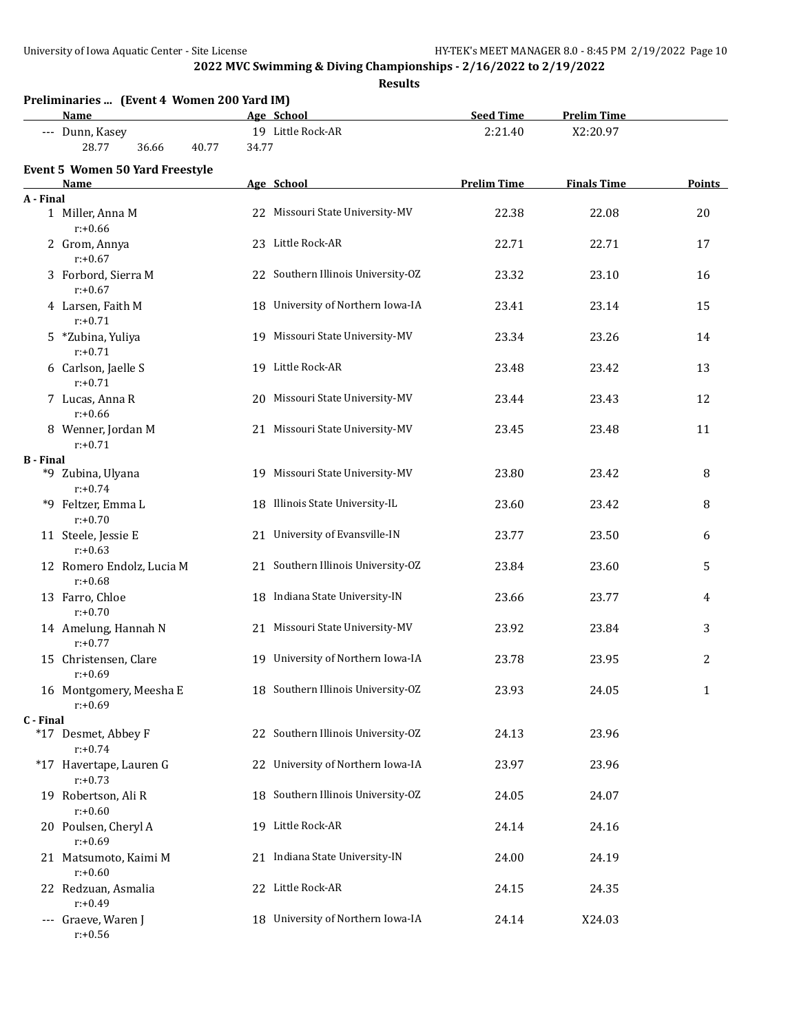## 2022 MVC Swimming & Diving Championships - 2/16/2022 to 2/19/2022

### Results

**Preliminaries ... (Event 4 Women 200 Yard IM)**

| | Name | Age | School | Seed Time | Prelim Time |
|---|---|---|---|---|---|
| --- | Dunn, Kasey | 19 | Little Rock-AR | 2:21.40 | X2:20.97 |
| | 28.77 36.66 40.77 34.77 | | | | |

**Event 5 Women 50 Yard Freestyle**

| | Name | Age | School | Prelim Time | Finals Time | Points |
|---|---|---|---|---|---|---|
| **A - Final** | | | | | | |
| 1 | Miller, Anna M | 22 | Missouri State University-MV | 22.38 | 22.08 | 20 |
| | r:+0.66 | | | | | |
| 2 | Grom, Annya | 23 | Little Rock-AR | 22.71 | 22.71 | 17 |
| | r:+0.67 | | | | | |
| 3 | Forbord, Sierra M | 22 | Southern Illinois University-OZ | 23.32 | 23.10 | 16 |
| | r:+0.67 | | | | | |
| 4 | Larsen, Faith M | 18 | University of Northern Iowa-IA | 23.41 | 23.14 | 15 |
| | r:+0.71 | | | | | |
| 5 | *Zubina, Yuliya | 19 | Missouri State University-MV | 23.34 | 23.26 | 14 |
| | r:+0.71 | | | | | |
| 6 | Carlson, Jaelle S | 19 | Little Rock-AR | 23.48 | 23.42 | 13 |
| | r:+0.71 | | | | | |
| 7 | Lucas, Anna R | 20 | Missouri State University-MV | 23.44 | 23.43 | 12 |
| | r:+0.66 | | | | | |
| 8 | Wenner, Jordan M | 21 | Missouri State University-MV | 23.45 | 23.48 | 11 |
| | r:+0.71 | | | | | |
| **B - Final** | | | | | | |
| *9 | Zubina, Ulyana | 19 | Missouri State University-MV | 23.80 | 23.42 | 8 |
| | r:+0.74 | | | | | |
| *9 | Feltzer, Emma L | 18 | Illinois State University-IL | 23.60 | 23.42 | 8 |
| | r:+0.70 | | | | | |
| 11 | Steele, Jessie E | 21 | University of Evansville-IN | 23.77 | 23.50 | 6 |
| | r:+0.63 | | | | | |
| 12 | Romero Endolz, Lucia M | 21 | Southern Illinois University-OZ | 23.84 | 23.60 | 5 |
| | r:+0.68 | | | | | |
| 13 | Farro, Chloe | 18 | Indiana State University-IN | 23.66 | 23.77 | 4 |
| | r:+0.70 | | | | | |
| 14 | Amelung, Hannah N | 21 | Missouri State University-MV | 23.92 | 23.84 | 3 |
| | r:+0.77 | | | | | |
| 15 | Christensen, Clare | 19 | University of Northern Iowa-IA | 23.78 | 23.95 | 2 |
| | r:+0.69 | | | | | |
| 16 | Montgomery, Meesha E | 18 | Southern Illinois University-OZ | 23.93 | 24.05 | 1 |
| | r:+0.69 | | | | | |
| **C - Final** | | | | | | |
| *17 | Desmet, Abbey F | 22 | Southern Illinois University-OZ | 24.13 | 23.96 | |
| | r:+0.74 | | | | | |
| *17 | Havertape, Lauren G | 22 | University of Northern Iowa-IA | 23.97 | 23.96 | |
| | r:+0.73 | | | | | |
| 19 | Robertson, Ali R | 18 | Southern Illinois University-OZ | 24.05 | 24.07 | |
| | r:+0.60 | | | | | |
| 20 | Poulsen, Cheryl A | 19 | Little Rock-AR | 24.14 | 24.16 | |
| | r:+0.69 | | | | | |
| 21 | Matsumoto, Kaimi M | 21 | Indiana State University-IN | 24.00 | 24.19 | |
| | r:+0.60 | | | | | |
| 22 | Redzuan, Asmalia | 22 | Little Rock-AR | 24.15 | 24.35 | |
| | r:+0.49 | | | | | |
| --- | Graeve, Waren J | 18 | University of Northern Iowa-IA | 24.14 | X24.03 | |
| | r:+0.56 | | | | | |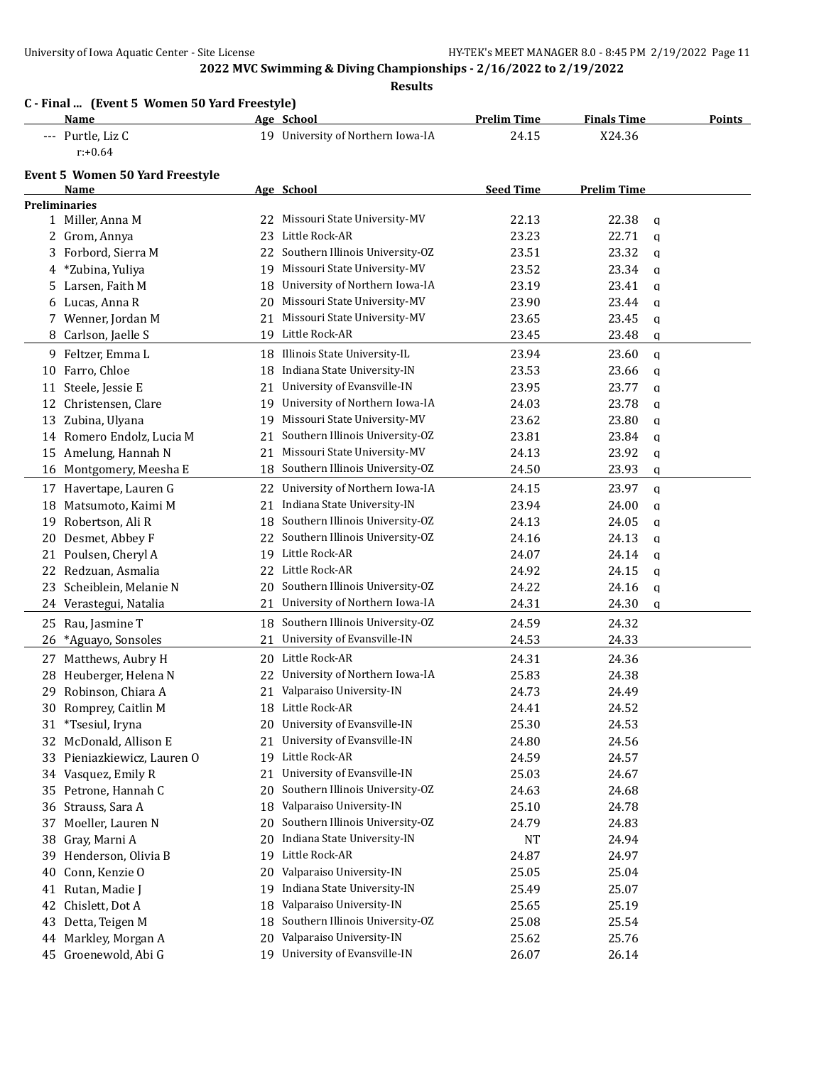## 2022 MVC Swimming & Diving Championships - 2/16/2022 to 2/19/2022

**Results**

### C - Final ... (Event 5 Women 50 Yard Freestyle)

| | Name | Age | School | Prelim Time | Finals Time | Points |
|---|---|---|---|---|---|---|
| --- | Purtle, Liz C | 19 | University of Northern Iowa-IA | 24.15 | X24.36 | |
| | r:+0.64 | | | | | |

### Event 5 Women 50 Yard Freestyle

**Preliminaries**

| | Name | Age | School | Seed Time | Prelim Time | |
|---|---|---|---|---|---|---|
| 1 | Miller, Anna M | 22 | Missouri State University-MV | 22.13 | 22.38 | q |
| 2 | Grom, Annya | 23 | Little Rock-AR | 23.23 | 22.71 | q |
| 3 | Forbord, Sierra M | 22 | Southern Illinois University-OZ | 23.51 | 23.32 | q |
| 4 | *Zubina, Yuliya | 19 | Missouri State University-MV | 23.52 | 23.34 | q |
| 5 | Larsen, Faith M | 18 | University of Northern Iowa-IA | 23.19 | 23.41 | q |
| 6 | Lucas, Anna R | 20 | Missouri State University-MV | 23.90 | 23.44 | q |
| 7 | Wenner, Jordan M | 21 | Missouri State University-MV | 23.65 | 23.45 | q |
| 8 | Carlson, Jaelle S | 19 | Little Rock-AR | 23.45 | 23.48 | q |
| 9 | Feltzer, Emma L | 18 | Illinois State University-IL | 23.94 | 23.60 | q |
| 10 | Farro, Chloe | 18 | Indiana State University-IN | 23.53 | 23.66 | q |
| 11 | Steele, Jessie E | 21 | University of Evansville-IN | 23.95 | 23.77 | q |
| 12 | Christensen, Clare | 19 | University of Northern Iowa-IA | 24.03 | 23.78 | q |
| 13 | Zubina, Ulyana | 19 | Missouri State University-MV | 23.62 | 23.80 | q |
| 14 | Romero Endolz, Lucia M | 21 | Southern Illinois University-OZ | 23.81 | 23.84 | q |
| 15 | Amelung, Hannah N | 21 | Missouri State University-MV | 24.13 | 23.92 | q |
| 16 | Montgomery, Meesha E | 18 | Southern Illinois University-OZ | 24.50 | 23.93 | q |
| 17 | Havertape, Lauren G | 22 | University of Northern Iowa-IA | 24.15 | 23.97 | q |
| 18 | Matsumoto, Kaimi M | 21 | Indiana State University-IN | 23.94 | 24.00 | q |
| 19 | Robertson, Ali R | 18 | Southern Illinois University-OZ | 24.13 | 24.05 | q |
| 20 | Desmet, Abbey F | 22 | Southern Illinois University-OZ | 24.16 | 24.13 | q |
| 21 | Poulsen, Cheryl A | 19 | Little Rock-AR | 24.07 | 24.14 | q |
| 22 | Redzuan, Asmalia | 22 | Little Rock-AR | 24.92 | 24.15 | q |
| 23 | Scheiblein, Melanie N | 20 | Southern Illinois University-OZ | 24.22 | 24.16 | q |
| 24 | Verastegui, Natalia | 21 | University of Northern Iowa-IA | 24.31 | 24.30 | q |
| 25 | Rau, Jasmine T | 18 | Southern Illinois University-OZ | 24.59 | 24.32 | |
| 26 | *Aguayo, Sonsoles | 21 | University of Evansville-IN | 24.53 | 24.33 | |
| 27 | Matthews, Aubry H | 20 | Little Rock-AR | 24.31 | 24.36 | |
| 28 | Heuberger, Helena N | 22 | University of Northern Iowa-IA | 25.83 | 24.38 | |
| 29 | Robinson, Chiara A | 21 | Valparaiso University-IN | 24.73 | 24.49 | |
| 30 | Romprey, Caitlin M | 18 | Little Rock-AR | 24.41 | 24.52 | |
| 31 | *Tsesiul, Iryna | 20 | University of Evansville-IN | 25.30 | 24.53 | |
| 32 | McDonald, Allison E | 21 | University of Evansville-IN | 24.80 | 24.56 | |
| 33 | Pieniazkiewicz, Lauren O | 19 | Little Rock-AR | 24.59 | 24.57 | |
| 34 | Vasquez, Emily R | 21 | University of Evansville-IN | 25.03 | 24.67 | |
| 35 | Petrone, Hannah C | 20 | Southern Illinois University-OZ | 24.63 | 24.68 | |
| 36 | Strauss, Sara A | 18 | Valparaiso University-IN | 25.10 | 24.78 | |
| 37 | Moeller, Lauren N | 20 | Southern Illinois University-OZ | 24.79 | 24.83 | |
| 38 | Gray, Marni A | 20 | Indiana State University-IN | NT | 24.94 | |
| 39 | Henderson, Olivia B | 19 | Little Rock-AR | 24.87 | 24.97 | |
| 40 | Conn, Kenzie O | 20 | Valparaiso University-IN | 25.05 | 25.04 | |
| 41 | Rutan, Madie J | 19 | Indiana State University-IN | 25.49 | 25.07 | |
| 42 | Chislett, Dot A | 18 | Valparaiso University-IN | 25.65 | 25.19 | |
| 43 | Detta, Teigen M | 18 | Southern Illinois University-OZ | 25.08 | 25.54 | |
| 44 | Markley, Morgan A | 20 | Valparaiso University-IN | 25.62 | 25.76 | |
| 45 | Groenewold, Abi G | 19 | University of Evansville-IN | 26.07 | 26.14 | |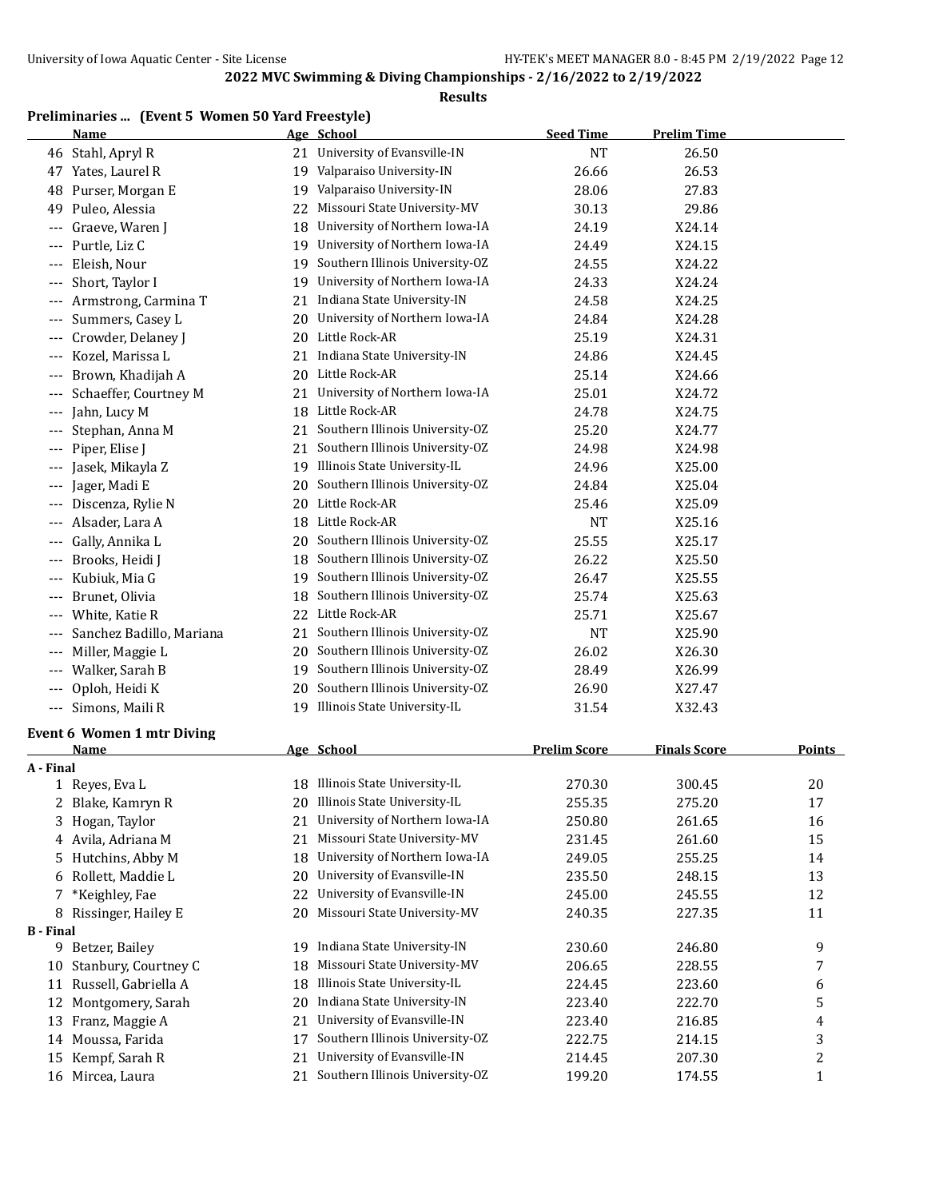## 2022 MVC Swimming & Diving Championships - 2/16/2022 to 2/19/2022

### Results

### Preliminaries ... (Event 5 Women 50 Yard Freestyle)

| | Name | Age | School | Seed Time | Prelim Time |
|---|---|---|---|---|---|
| 46 | Stahl, Apryl R | 21 | University of Evansville-IN | NT | 26.50 |
| 47 | Yates, Laurel R | 19 | Valparaiso University-IN | 26.66 | 26.53 |
| 48 | Purser, Morgan E | 19 | Valparaiso University-IN | 28.06 | 27.83 |
| 49 | Puleo, Alessia | 22 | Missouri State University-MV | 30.13 | 29.86 |
| --- | Graeve, Waren J | 18 | University of Northern Iowa-IA | 24.19 | X24.14 |
| --- | Purtle, Liz C | 19 | University of Northern Iowa-IA | 24.49 | X24.15 |
| --- | Eleish, Nour | 19 | Southern Illinois University-OZ | 24.55 | X24.22 |
| --- | Short, Taylor I | 19 | University of Northern Iowa-IA | 24.33 | X24.24 |
| --- | Armstrong, Carmina T | 21 | Indiana State University-IN | 24.58 | X24.25 |
| --- | Summers, Casey L | 20 | University of Northern Iowa-IA | 24.84 | X24.28 |
| --- | Crowder, Delaney J | 20 | Little Rock-AR | 25.19 | X24.31 |
| --- | Kozel, Marissa L | 21 | Indiana State University-IN | 24.86 | X24.45 |
| --- | Brown, Khadijah A | 20 | Little Rock-AR | 25.14 | X24.66 |
| --- | Schaeffer, Courtney M | 21 | University of Northern Iowa-IA | 25.01 | X24.72 |
| --- | Jahn, Lucy M | 18 | Little Rock-AR | 24.78 | X24.75 |
| --- | Stephan, Anna M | 21 | Southern Illinois University-OZ | 25.20 | X24.77 |
| --- | Piper, Elise J | 21 | Southern Illinois University-OZ | 24.98 | X24.98 |
| --- | Jasek, Mikayla Z | 19 | Illinois State University-IL | 24.96 | X25.00 |
| --- | Jager, Madi E | 20 | Southern Illinois University-OZ | 24.84 | X25.04 |
| --- | Discenza, Rylie N | 20 | Little Rock-AR | 25.46 | X25.09 |
| --- | Alsader, Lara A | 18 | Little Rock-AR | NT | X25.16 |
| --- | Gally, Annika L | 20 | Southern Illinois University-OZ | 25.55 | X25.17 |
| --- | Brooks, Heidi J | 18 | Southern Illinois University-OZ | 26.22 | X25.50 |
| --- | Kubiuk, Mia G | 19 | Southern Illinois University-OZ | 26.47 | X25.55 |
| --- | Brunet, Olivia | 18 | Southern Illinois University-OZ | 25.74 | X25.63 |
| --- | White, Katie R | 22 | Little Rock-AR | 25.71 | X25.67 |
| --- | Sanchez Badillo, Mariana | 21 | Southern Illinois University-OZ | NT | X25.90 |
| --- | Miller, Maggie L | 20 | Southern Illinois University-OZ | 26.02 | X26.30 |
| --- | Walker, Sarah B | 19 | Southern Illinois University-OZ | 28.49 | X26.99 |
| --- | Oploh, Heidi K | 20 | Southern Illinois University-OZ | 26.90 | X27.47 |
| --- | Simons, Maili R | 19 | Illinois State University-IL | 31.54 | X32.43 |

### Event 6 Women 1 mtr Diving

| | Name | Age | School | Prelim Score | Finals Score | Points |
|---|---|---|---|---|---|---|
| **A - Final** | | | | | | |
| 1 | Reyes, Eva L | 18 | Illinois State University-IL | 270.30 | 300.45 | 20 |
| 2 | Blake, Kamryn R | 20 | Illinois State University-IL | 255.35 | 275.20 | 17 |
| 3 | Hogan, Taylor | 21 | University of Northern Iowa-IA | 250.80 | 261.65 | 16 |
| 4 | Avila, Adriana M | 21 | Missouri State University-MV | 231.45 | 261.60 | 15 |
| 5 | Hutchins, Abby M | 18 | University of Northern Iowa-IA | 249.05 | 255.25 | 14 |
| 6 | Rollett, Maddie L | 20 | University of Evansville-IN | 235.50 | 248.15 | 13 |
| 7 | *Keighley, Fae | 22 | University of Evansville-IN | 245.00 | 245.55 | 12 |
| 8 | Rissinger, Hailey E | 20 | Missouri State University-MV | 240.35 | 227.35 | 11 |
| **B - Final** | | | | | | |
| 9 | Betzer, Bailey | 19 | Indiana State University-IN | 230.60 | 246.80 | 9 |
| 10 | Stanbury, Courtney C | 18 | Missouri State University-MV | 206.65 | 228.55 | 7 |
| 11 | Russell, Gabriella A | 18 | Illinois State University-IL | 224.45 | 223.60 | 6 |
| 12 | Montgomery, Sarah | 20 | Indiana State University-IN | 223.40 | 222.70 | 5 |
| 13 | Franz, Maggie A | 21 | University of Evansville-IN | 223.40 | 216.85 | 4 |
| 14 | Moussa, Farida | 17 | Southern Illinois University-OZ | 222.75 | 214.15 | 3 |
| 15 | Kempf, Sarah R | 21 | University of Evansville-IN | 214.45 | 207.30 | 2 |
| 16 | Mircea, Laura | 21 | Southern Illinois University-OZ | 199.20 | 174.55 | 1 |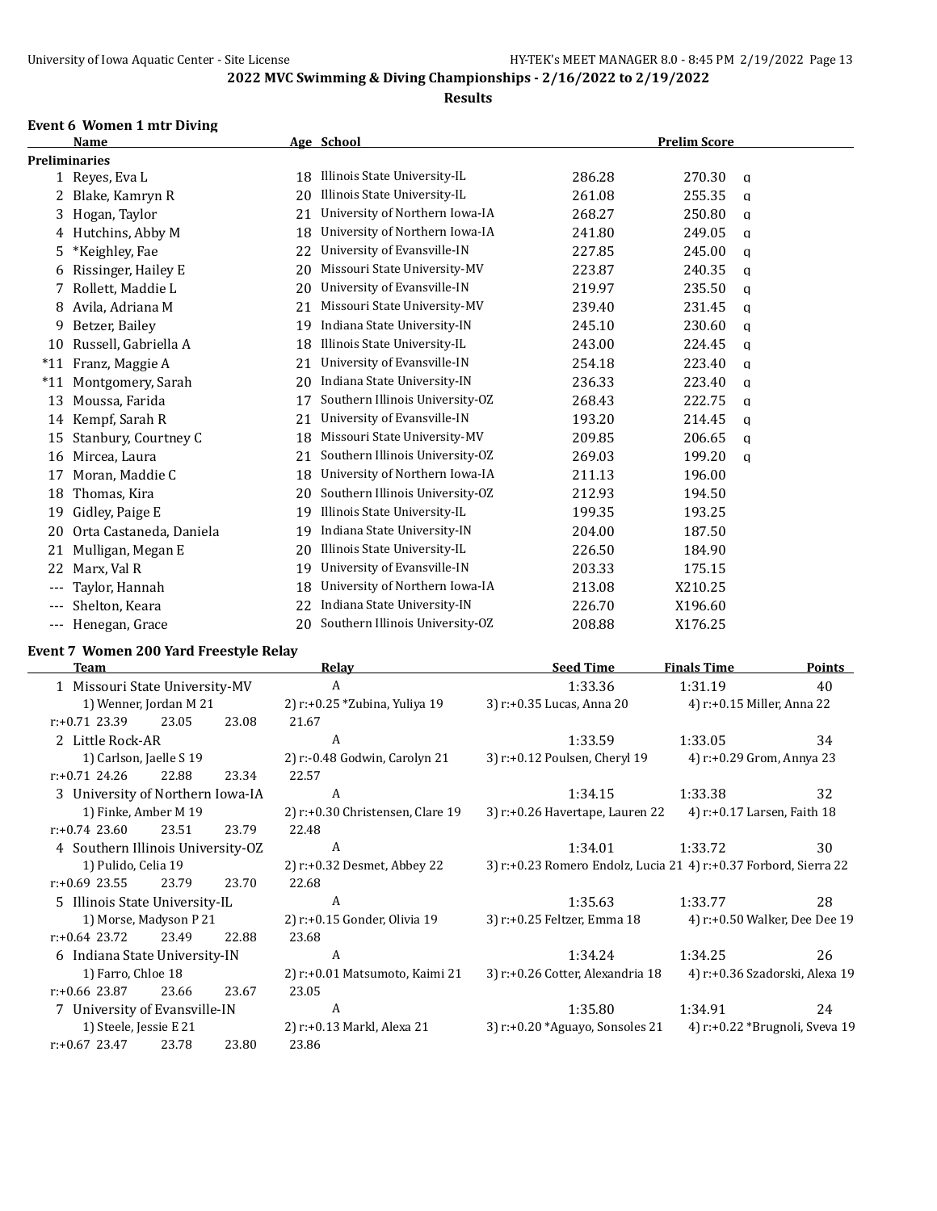## 2022 MVC Swimming & Diving Championships - 2/16/2022 to 2/19/2022

### Results

### Event 6 Women 1 mtr Diving

**Preliminaries**

| | Name | Age | School | | Prelim Score | |
|---|---|---|---|---|---|---|
| 1 | Reyes, Eva L | 18 | Illinois State University-IL | 286.28 | 270.30 | q |
| 2 | Blake, Kamryn R | 20 | Illinois State University-IL | 261.08 | 255.35 | q |
| 3 | Hogan, Taylor | 21 | University of Northern Iowa-IA | 268.27 | 250.80 | q |
| 4 | Hutchins, Abby M | 18 | University of Northern Iowa-IA | 241.80 | 249.05 | q |
| 5 | *Keighley, Fae | 22 | University of Evansville-IN | 227.85 | 245.00 | q |
| 6 | Rissinger, Hailey E | 20 | Missouri State University-MV | 223.87 | 240.35 | q |
| 7 | Rollett, Maddie L | 20 | University of Evansville-IN | 219.97 | 235.50 | q |
| 8 | Avila, Adriana M | 21 | Missouri State University-MV | 239.40 | 231.45 | q |
| 9 | Betzer, Bailey | 19 | Indiana State University-IN | 245.10 | 230.60 | q |
| 10 | Russell, Gabriella A | 18 | Illinois State University-IL | 243.00 | 224.45 | q |
| *11 | Franz, Maggie A | 21 | University of Evansville-IN | 254.18 | 223.40 | q |
| *11 | Montgomery, Sarah | 20 | Indiana State University-IN | 236.33 | 223.40 | q |
| 13 | Moussa, Farida | 17 | Southern Illinois University-OZ | 268.43 | 222.75 | q |
| 14 | Kempf, Sarah R | 21 | University of Evansville-IN | 193.20 | 214.45 | q |
| 15 | Stanbury, Courtney C | 18 | Missouri State University-MV | 209.85 | 206.65 | q |
| 16 | Mircea, Laura | 21 | Southern Illinois University-OZ | 269.03 | 199.20 | q |
| 17 | Moran, Maddie C | 18 | University of Northern Iowa-IA | 211.13 | 196.00 | |
| 18 | Thomas, Kira | 20 | Southern Illinois University-OZ | 212.93 | 194.50 | |
| 19 | Gidley, Paige E | 19 | Illinois State University-IL | 199.35 | 193.25 | |
| 20 | Orta Castaneda, Daniela | 19 | Indiana State University-IN | 204.00 | 187.50 | |
| 21 | Mulligan, Megan E | 20 | Illinois State University-IL | 226.50 | 184.90 | |
| 22 | Marx, Val R | 19 | University of Evansville-IN | 203.33 | 175.15 | |
| --- | Taylor, Hannah | 18 | University of Northern Iowa-IA | 213.08 | X210.25 | |
| --- | Shelton, Keara | 22 | Indiana State University-IN | 226.70 | X196.60 | |
| --- | Henegan, Grace | 20 | Southern Illinois University-OZ | 208.88 | X176.25 | |

### Event 7 Women 200 Yard Freestyle Relay

| | Team | Relay | Seed Time | Finals Time | Points |
|---|---|---|---|---|---|
| 1 | Missouri State University-MV | A | 1:33.36 | 1:31.19 | 40 |
| | 1) Wenner, Jordan M 21 | 2) r:+0.25 *Zubina, Yuliya 19 | 3) r:+0.35 Lucas, Anna 20 | 4) r:+0.15 Miller, Anna 22 | |
| | r:+0.71 23.39 23.05 23.08 21.67 | | | | |
| 2 | Little Rock-AR | A | 1:33.59 | 1:33.05 | 34 |
| | 1) Carlson, Jaelle S 19 | 2) r:-0.48 Godwin, Carolyn 21 | 3) r:+0.12 Poulsen, Cheryl 19 | 4) r:+0.29 Grom, Annya 23 | |
| | r:+0.71 24.26 22.88 23.34 22.57 | | | | |
| 3 | University of Northern Iowa-IA | A | 1:34.15 | 1:33.38 | 32 |
| | 1) Finke, Amber M 19 | 2) r:+0.30 Christensen, Clare 19 | 3) r:+0.26 Havertape, Lauren 22 | 4) r:+0.17 Larsen, Faith 18 | |
| | r:+0.74 23.60 23.51 23.79 22.48 | | | | |
| 4 | Southern Illinois University-OZ | A | 1:34.01 | 1:33.72 | 30 |
| | 1) Pulido, Celia 19 | 2) r:+0.32 Desmet, Abbey 22 | 3) r:+0.23 Romero Endolz, Lucia 21 | 4) r:+0.37 Forbord, Sierra 22 | |
| | r:+0.69 23.55 23.79 23.70 22.68 | | | | |
| 5 | Illinois State University-IL | A | 1:35.63 | 1:33.77 | 28 |
| | 1) Morse, Madyson P 21 | 2) r:+0.15 Gonder, Olivia 19 | 3) r:+0.25 Feltzer, Emma 18 | 4) r:+0.50 Walker, Dee Dee 19 | |
| | r:+0.64 23.72 23.49 22.88 23.68 | | | | |
| 6 | Indiana State University-IN | A | 1:34.24 | 1:34.25 | 26 |
| | 1) Farro, Chloe 18 | 2) r:+0.01 Matsumoto, Kaimi 21 | 3) r:+0.26 Cotter, Alexandria 18 | 4) r:+0.36 Szadorski, Alexa 19 | |
| | r:+0.66 23.87 23.66 23.67 23.05 | | | | |
| 7 | University of Evansville-IN | A | 1:35.80 | 1:34.91 | 24 |
| | 1) Steele, Jessie E 21 | 2) r:+0.13 Markl, Alexa 21 | 3) r:+0.20 *Aguayo, Sonsoles 21 | 4) r:+0.22 *Brugnoli, Sveva 19 | |
| | r:+0.67 23.47 23.78 23.80 23.86 | | | | |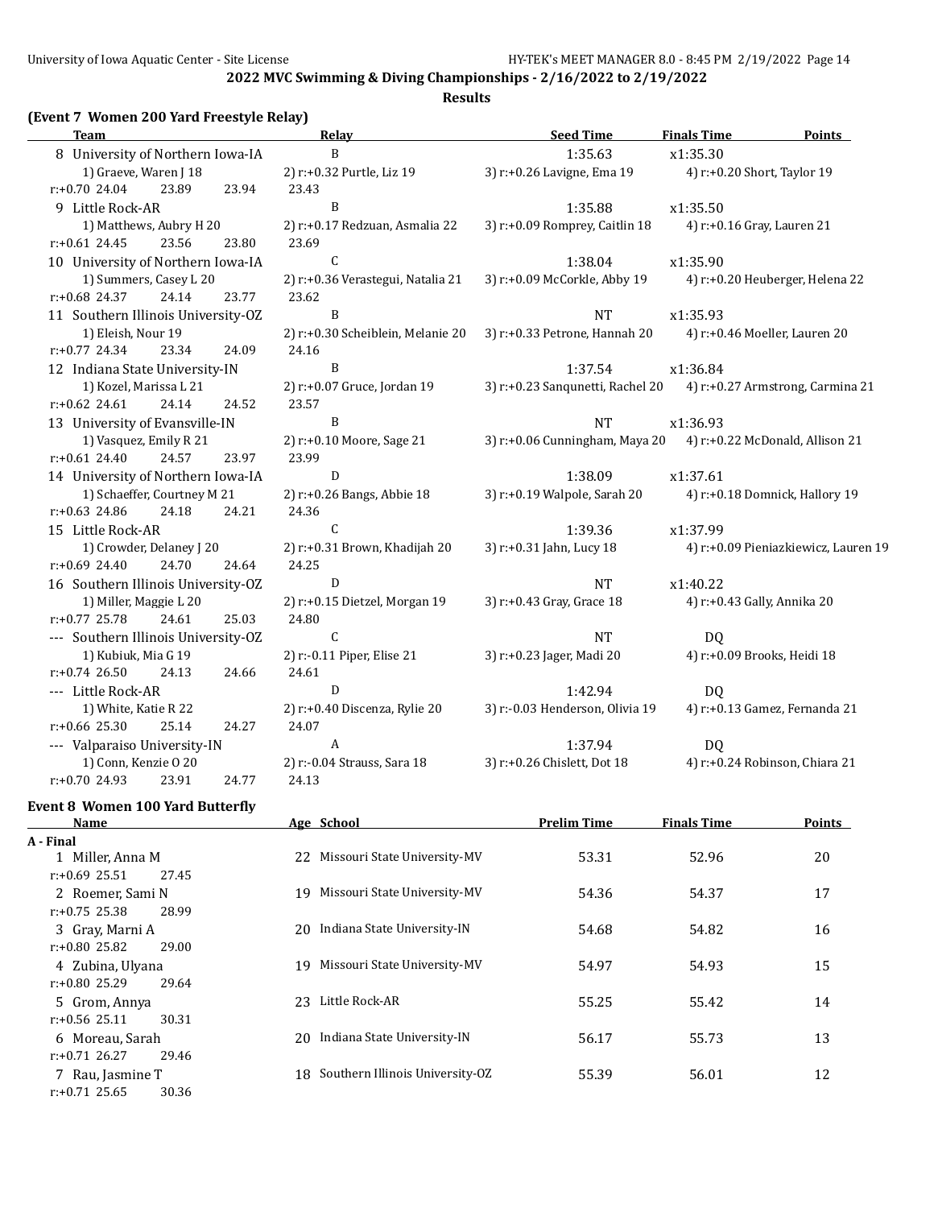2022 MVC Swimming & Diving Championships - 2/16/2022 to 2/19/2022

**Results**

### (Event 7 Women 200 Yard Freestyle Relay)

| Team | Relay | Seed Time | Finals Time | Points |
|---|---|---|---|---|
| 8 University of Northern Iowa-IA | B | 1:35.63 | x1:35.30 | |
| 1) Graeve, Waren J 18 | 2) r:+0.32 Purtle, Liz 19 | 3) r:+0.26 Lavigne, Ema 19 | 4) r:+0.20 Short, Taylor 19 | |
| r:+0.70 24.04 23.89 23.94 | 23.43 | | | |
| 9 Little Rock-AR | B | 1:35.88 | x1:35.50 | |
| 1) Matthews, Aubry H 20 | 2) r:+0.17 Redzuan, Asmalia 22 | 3) r:+0.09 Romprey, Caitlin 18 | 4) r:+0.16 Gray, Lauren 21 | |
| r:+0.61 24.45 23.56 23.80 | 23.69 | | | |
| 10 University of Northern Iowa-IA | C | 1:38.04 | x1:35.90 | |
| 1) Summers, Casey L 20 | 2) r:+0.36 Verastegui, Natalia 21 | 3) r:+0.09 McCorkle, Abby 19 | 4) r:+0.20 Heuberger, Helena 22 | |
| r:+0.68 24.37 24.14 23.77 | 23.62 | | | |
| 11 Southern Illinois University-OZ | B | NT | x1:35.93 | |
| 1) Eleish, Nour 19 | 2) r:+0.30 Scheiblein, Melanie 20 | 3) r:+0.33 Petrone, Hannah 20 | 4) r:+0.46 Moeller, Lauren 20 | |
| r:+0.77 24.34 23.34 24.09 | 24.16 | | | |
| 12 Indiana State University-IN | B | 1:37.54 | x1:36.84 | |
| 1) Kozel, Marissa L 21 | 2) r:+0.07 Gruce, Jordan 19 | 3) r:+0.23 Sanqunetti, Rachel 20 | 4) r:+0.27 Armstrong, Carmina 21 | |
| r:+0.62 24.61 24.14 24.52 | 23.57 | | | |
| 13 University of Evansville-IN | B | NT | x1:36.93 | |
| 1) Vasquez, Emily R 21 | 2) r:+0.10 Moore, Sage 21 | 3) r:+0.06 Cunningham, Maya 20 | 4) r:+0.22 McDonald, Allison 21 | |
| r:+0.61 24.40 24.57 23.97 | 23.99 | | | |
| 14 University of Northern Iowa-IA | D | 1:38.09 | x1:37.61 | |
| 1) Schaeffer, Courtney M 21 | 2) r:+0.26 Bangs, Abbie 18 | 3) r:+0.19 Walpole, Sarah 20 | 4) r:+0.18 Domnick, Hallory 19 | |
| r:+0.63 24.86 24.18 24.21 | 24.36 | | | |
| 15 Little Rock-AR | C | 1:39.36 | x1:37.99 | |
| 1) Crowder, Delaney J 20 | 2) r:+0.31 Brown, Khadijah 20 | 3) r:+0.31 Jahn, Lucy 18 | 4) r:+0.09 Pieniazkiewicz, Lauren 19 | |
| r:+0.69 24.40 24.70 24.64 | 24.25 | | | |
| 16 Southern Illinois University-OZ | D | NT | x1:40.22 | |
| 1) Miller, Maggie L 20 | 2) r:+0.15 Dietzel, Morgan 19 | 3) r:+0.43 Gray, Grace 18 | 4) r:+0.43 Gally, Annika 20 | |
| r:+0.77 25.78 24.61 25.03 | 24.80 | | | |
| --- Southern Illinois University-OZ | C | NT | DQ | |
| 1) Kubiuk, Mia G 19 | 2) r:-0.11 Piper, Elise 21 | 3) r:+0.23 Jager, Madi 20 | 4) r:+0.09 Brooks, Heidi 18 | |
| r:+0.74 26.50 24.13 24.66 | 24.61 | | | |
| --- Little Rock-AR | D | 1:42.94 | DQ | |
| 1) White, Katie R 22 | 2) r:+0.40 Discenza, Rylie 20 | 3) r:-0.03 Henderson, Olivia 19 | 4) r:+0.13 Gamez, Fernanda 21 | |
| r:+0.66 25.30 25.14 24.27 | 24.07 | | | |
| --- Valparaiso University-IN | A | 1:37.94 | DQ | |
| 1) Conn, Kenzie O 20 | 2) r:-0.04 Strauss, Sara 18 | 3) r:+0.26 Chislett, Dot 18 | 4) r:+0.24 Robinson, Chiara 21 | |
| r:+0.70 24.93 23.91 24.77 | 24.13 | | | |

### Event 8 Women 100 Yard Butterfly

| Name | Age | School | Prelim Time | Finals Time | Points |
|---|---|---|---|---|---|
| **A - Final** | | | | | |
| 1 Miller, Anna M | 22 | Missouri State University-MV | 53.31 | 52.96 | 20 |
| r:+0.69 25.51 27.45 | | | | | |
| 2 Roemer, Sami N | 19 | Missouri State University-MV | 54.36 | 54.37 | 17 |
| r:+0.75 25.38 28.99 | | | | | |
| 3 Gray, Marni A | 20 | Indiana State University-IN | 54.68 | 54.82 | 16 |
| r:+0.80 25.82 29.00 | | | | | |
| 4 Zubina, Ulyana | 19 | Missouri State University-MV | 54.97 | 54.93 | 15 |
| r:+0.80 25.29 29.64 | | | | | |
| 5 Grom, Annya | 23 | Little Rock-AR | 55.25 | 55.42 | 14 |
| r:+0.56 25.11 30.31 | | | | | |
| 6 Moreau, Sarah | 20 | Indiana State University-IN | 56.17 | 55.73 | 13 |
| r:+0.71 26.27 29.46 | | | | | |
| 7 Rau, Jasmine T | 18 | Southern Illinois University-OZ | 55.39 | 56.01 | 12 |
| r:+0.71 25.65 30.36 | | | | | |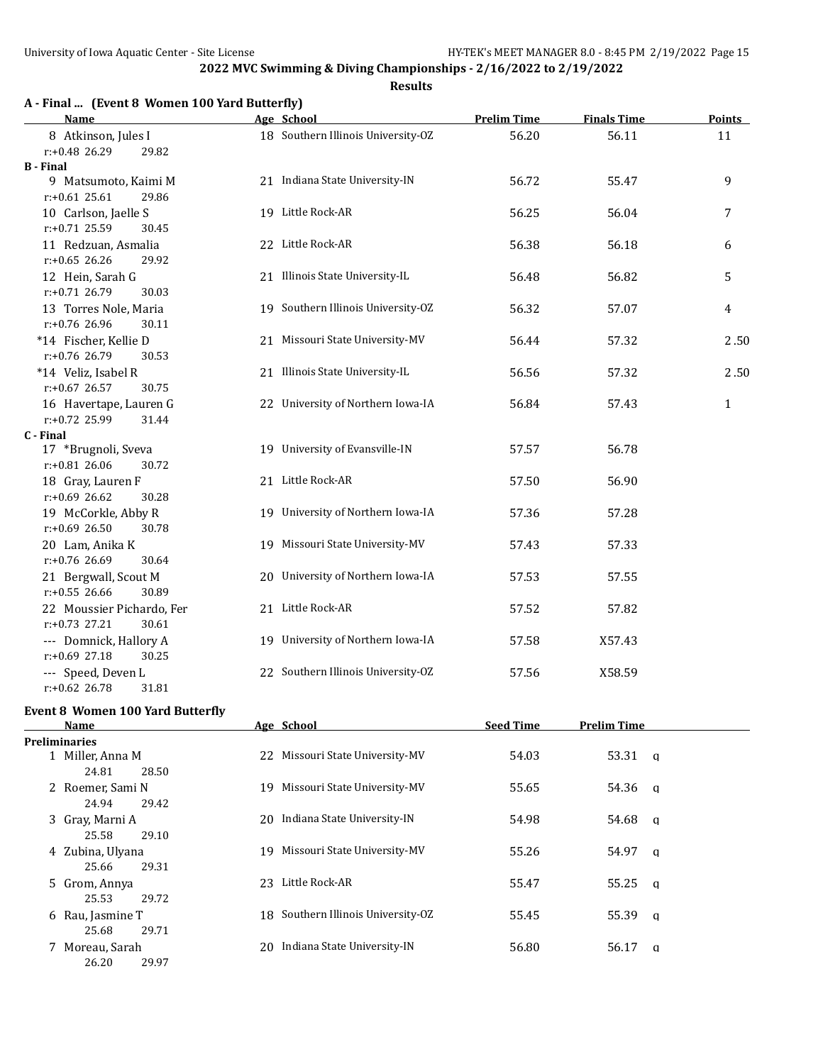## 2022 MVC Swimming & Diving Championships - 2/16/2022 to 2/19/2022

### Results

### A - Final ... (Event 8 Women 100 Yard Butterfly)

| Name | Age | School | Prelim Time | Finals Time | Points |
|---|---|---|---|---|---|
| 8 Atkinson, Jules I | 18 | Southern Illinois University-OZ | 56.20 | 56.11 | 11 |
| r:+0.48 26.29 29.82 | | | | | |
| **B - Final** | | | | | |
| 9 Matsumoto, Kaimi M | 21 | Indiana State University-IN | 56.72 | 55.47 | 9 |
| r:+0.61 25.61 29.86 | | | | | |
| 10 Carlson, Jaelle S | 19 | Little Rock-AR | 56.25 | 56.04 | 7 |
| r:+0.71 25.59 30.45 | | | | | |
| 11 Redzuan, Asmalia | 22 | Little Rock-AR | 56.38 | 56.18 | 6 |
| r:+0.65 26.26 29.92 | | | | | |
| 12 Hein, Sarah G | 21 | Illinois State University-IL | 56.48 | 56.82 | 5 |
| r:+0.71 26.79 30.03 | | | | | |
| 13 Torres Nole, Maria | 19 | Southern Illinois University-OZ | 56.32 | 57.07 | 4 |
| r:+0.76 26.96 30.11 | | | | | |
| *14 Fischer, Kellie D | 21 | Missouri State University-MV | 56.44 | 57.32 | 2.50 |
| r:+0.76 26.79 30.53 | | | | | |
| *14 Veliz, Isabel R | 21 | Illinois State University-IL | 56.56 | 57.32 | 2.50 |
| r:+0.67 26.57 30.75 | | | | | |
| 16 Havertape, Lauren G | 22 | University of Northern Iowa-IA | 56.84 | 57.43 | 1 |
| r:+0.72 25.99 31.44 | | | | | |
| **C - Final** | | | | | |
| 17 *Brugnoli, Sveva | 19 | University of Evansville-IN | 57.57 | 56.78 | |
| r:+0.81 26.06 30.72 | | | | | |
| 18 Gray, Lauren F | 21 | Little Rock-AR | 57.50 | 56.90 | |
| r:+0.69 26.62 30.28 | | | | | |
| 19 McCorkle, Abby R | 19 | University of Northern Iowa-IA | 57.36 | 57.28 | |
| r:+0.69 26.50 30.78 | | | | | |
| 20 Lam, Anika K | 19 | Missouri State University-MV | 57.43 | 57.33 | |
| r:+0.76 26.69 30.64 | | | | | |
| 21 Bergwall, Scout M | 20 | University of Northern Iowa-IA | 57.53 | 57.55 | |
| r:+0.55 26.66 30.89 | | | | | |
| 22 Moussier Pichardo, Fer | 21 | Little Rock-AR | 57.52 | 57.82 | |
| r:+0.73 27.21 30.61 | | | | | |
| --- Domnick, Hallory A | 19 | University of Northern Iowa-IA | 57.58 | X57.43 | |
| r:+0.69 27.18 30.25 | | | | | |
| --- Speed, Deven L | 22 | Southern Illinois University-OZ | 57.56 | X58.59 | |
| r:+0.62 26.78 31.81 | | | | | |

### Event 8 Women 100 Yard Butterfly

| Name | Age | School | Seed Time | Prelim Time | |
|---|---|---|---|---|---|
| **Preliminaries** | | | | | |
| 1 Miller, Anna M | 22 | Missouri State University-MV | 54.03 | 53.31 | q |
| 24.81 28.50 | | | | | |
| 2 Roemer, Sami N | 19 | Missouri State University-MV | 55.65 | 54.36 | q |
| 24.94 29.42 | | | | | |
| 3 Gray, Marni A | 20 | Indiana State University-IN | 54.98 | 54.68 | q |
| 25.58 29.10 | | | | | |
| 4 Zubina, Ulyana | 19 | Missouri State University-MV | 55.26 | 54.97 | q |
| 25.66 29.31 | | | | | |
| 5 Grom, Annya | 23 | Little Rock-AR | 55.47 | 55.25 | q |
| 25.53 29.72 | | | | | |
| 6 Rau, Jasmine T | 18 | Southern Illinois University-OZ | 55.45 | 55.39 | q |
| 25.68 29.71 | | | | | |
| 7 Moreau, Sarah | 20 | Indiana State University-IN | 56.80 | 56.17 | q |
| 26.20 29.97 | | | | | |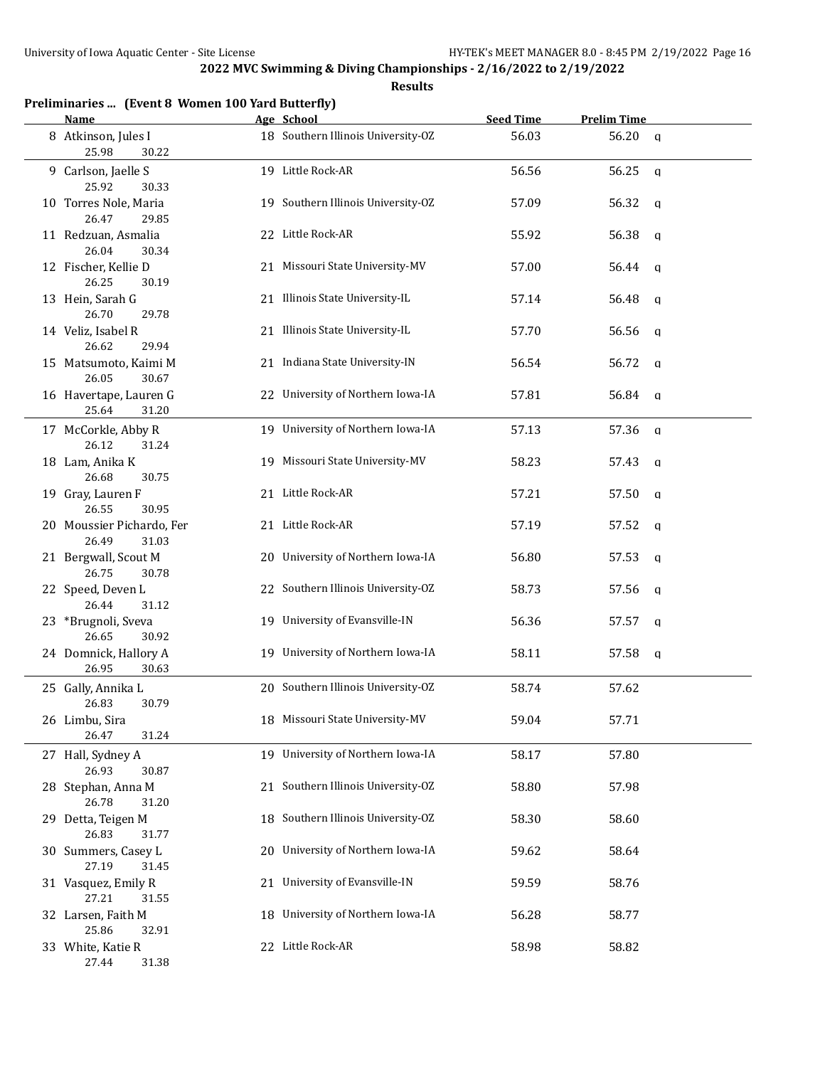## 2022 MVC Swimming & Diving Championships - 2/16/2022 to 2/19/2022

**Results**

### Preliminaries ... (Event 8 Women 100 Yard Butterfly)

| | Name | Age | School | Seed Time | Prelim Time | |
|---|---|---|---|---|---|---|
| 8 | Atkinson, Jules I | 18 | Southern Illinois University-OZ | 56.03 | 56.20 | q |
| | 25.98 30.22 | | | | | |
| 9 | Carlson, Jaelle S | 19 | Little Rock-AR | 56.56 | 56.25 | q |
| | 25.92 30.33 | | | | | |
| 10 | Torres Nole, Maria | 19 | Southern Illinois University-OZ | 57.09 | 56.32 | q |
| | 26.47 29.85 | | | | | |
| 11 | Redzuan, Asmalia | 22 | Little Rock-AR | 55.92 | 56.38 | q |
| | 26.04 30.34 | | | | | |
| 12 | Fischer, Kellie D | 21 | Missouri State University-MV | 57.00 | 56.44 | q |
| | 26.25 30.19 | | | | | |
| 13 | Hein, Sarah G | 21 | Illinois State University-IL | 57.14 | 56.48 | q |
| | 26.70 29.78 | | | | | |
| 14 | Veliz, Isabel R | 21 | Illinois State University-IL | 57.70 | 56.56 | q |
| | 26.62 29.94 | | | | | |
| 15 | Matsumoto, Kaimi M | 21 | Indiana State University-IN | 56.54 | 56.72 | q |
| | 26.05 30.67 | | | | | |
| 16 | Havertape, Lauren G | 22 | University of Northern Iowa-IA | 57.81 | 56.84 | q |
| | 25.64 31.20 | | | | | |
| 17 | McCorkle, Abby R | 19 | University of Northern Iowa-IA | 57.13 | 57.36 | q |
| | 26.12 31.24 | | | | | |
| 18 | Lam, Anika K | 19 | Missouri State University-MV | 58.23 | 57.43 | q |
| | 26.68 30.75 | | | | | |
| 19 | Gray, Lauren F | 21 | Little Rock-AR | 57.21 | 57.50 | q |
| | 26.55 30.95 | | | | | |
| 20 | Moussier Pichardo, Fer | 21 | Little Rock-AR | 57.19 | 57.52 | q |
| | 26.49 31.03 | | | | | |
| 21 | Bergwall, Scout M | 20 | University of Northern Iowa-IA | 56.80 | 57.53 | q |
| | 26.75 30.78 | | | | | |
| 22 | Speed, Deven L | 22 | Southern Illinois University-OZ | 58.73 | 57.56 | q |
| | 26.44 31.12 | | | | | |
| 23 | *Brugnoli, Sveva | 19 | University of Evansville-IN | 56.36 | 57.57 | q |
| | 26.65 30.92 | | | | | |
| 24 | Domnick, Hallory A | 19 | University of Northern Iowa-IA | 58.11 | 57.58 | q |
| | 26.95 30.63 | | | | | |
| 25 | Gally, Annika L | 20 | Southern Illinois University-OZ | 58.74 | 57.62 | |
| | 26.83 30.79 | | | | | |
| 26 | Limbu, Sira | 18 | Missouri State University-MV | 59.04 | 57.71 | |
| | 26.47 31.24 | | | | | |
| 27 | Hall, Sydney A | 19 | University of Northern Iowa-IA | 58.17 | 57.80 | |
| | 26.93 30.87 | | | | | |
| 28 | Stephan, Anna M | 21 | Southern Illinois University-OZ | 58.80 | 57.98 | |
| | 26.78 31.20 | | | | | |
| 29 | Detta, Teigen M | 18 | Southern Illinois University-OZ | 58.30 | 58.60 | |
| | 26.83 31.77 | | | | | |
| 30 | Summers, Casey L | 20 | University of Northern Iowa-IA | 59.62 | 58.64 | |
| | 27.19 31.45 | | | | | |
| 31 | Vasquez, Emily R | 21 | University of Evansville-IN | 59.59 | 58.76 | |
| | 27.21 31.55 | | | | | |
| 32 | Larsen, Faith M | 18 | University of Northern Iowa-IA | 56.28 | 58.77 | |
| | 25.86 32.91 | | | | | |
| 33 | White, Katie R | 22 | Little Rock-AR | 58.98 | 58.82 | |
| | 27.44 31.38 | | | | | |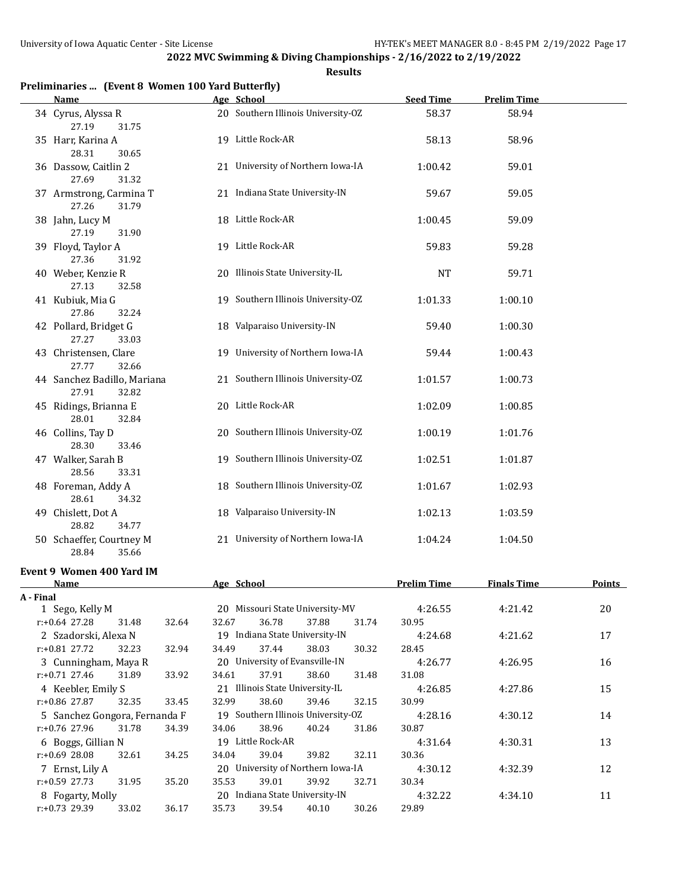**2022 MVC Swimming & Diving Championships - 2/16/2022 to 2/19/2022**

**Results**

## Preliminaries ... (Event 8 Women 100 Yard Butterfly)

| | Name | Age | School | Seed Time | Prelim Time |
|---|---|---|---|---|---|
| 34 | Cyrus, Alyssa R | 20 | Southern Illinois University-OZ | 58.37 | 58.94 |
| | 27.19 31.75 | | | | |
| 35 | Harr, Karina A | 19 | Little Rock-AR | 58.13 | 58.96 |
| | 28.31 30.65 | | | | |
| 36 | Dassow, Caitlin 2 | 21 | University of Northern Iowa-IA | 1:00.42 | 59.01 |
| | 27.69 31.32 | | | | |
| 37 | Armstrong, Carmina T | 21 | Indiana State University-IN | 59.67 | 59.05 |
| | 27.26 31.79 | | | | |
| 38 | Jahn, Lucy M | 18 | Little Rock-AR | 1:00.45 | 59.09 |
| | 27.19 31.90 | | | | |
| 39 | Floyd, Taylor A | 19 | Little Rock-AR | 59.83 | 59.28 |
| | 27.36 31.92 | | | | |
| 40 | Weber, Kenzie R | 20 | Illinois State University-IL | NT | 59.71 |
| | 27.13 32.58 | | | | |
| 41 | Kubiuk, Mia G | 19 | Southern Illinois University-OZ | 1:01.33 | 1:00.10 |
| | 27.86 32.24 | | | | |
| 42 | Pollard, Bridget G | 18 | Valparaiso University-IN | 59.40 | 1:00.30 |
| | 27.27 33.03 | | | | |
| 43 | Christensen, Clare | 19 | University of Northern Iowa-IA | 59.44 | 1:00.43 |
| | 27.77 32.66 | | | | |
| 44 | Sanchez Badillo, Mariana | 21 | Southern Illinois University-OZ | 1:01.57 | 1:00.73 |
| | 27.91 32.82 | | | | |
| 45 | Ridings, Brianna E | 20 | Little Rock-AR | 1:02.09 | 1:00.85 |
| | 28.01 32.84 | | | | |
| 46 | Collins, Tay D | 20 | Southern Illinois University-OZ | 1:00.19 | 1:01.76 |
| | 28.30 33.46 | | | | |
| 47 | Walker, Sarah B | 19 | Southern Illinois University-OZ | 1:02.51 | 1:01.87 |
| | 28.56 33.31 | | | | |
| 48 | Foreman, Addy A | 18 | Southern Illinois University-OZ | 1:01.67 | 1:02.93 |
| | 28.61 34.32 | | | | |
| 49 | Chislett, Dot A | 18 | Valparaiso University-IN | 1:02.13 | 1:03.59 |
| | 28.82 34.77 | | | | |
| 50 | Schaeffer, Courtney M | 21 | University of Northern Iowa-IA | 1:04.24 | 1:04.50 |
| | 28.84 35.66 | | | | |

## Event 9 Women 400 Yard IM

**A - Final**

| | Name | Age | School | Prelim Time | Finals Time | Points |
|---|---|---|---|---|---|---|
| 1 | Sego, Kelly M | 20 | Missouri State University-MV | 4:26.55 | 4:21.42 | 20 |
| | r:+0.64 27.28 31.48 32.64 32.67 36.78 37.88 31.74 30.95 | | | | | |
| 2 | Szadorski, Alexa N | 19 | Indiana State University-IN | 4:24.68 | 4:21.62 | 17 |
| | r:+0.81 27.72 32.23 32.94 34.49 37.44 38.03 30.32 28.45 | | | | | |
| 3 | Cunningham, Maya R | 20 | University of Evansville-IN | 4:26.77 | 4:26.95 | 16 |
| | r:+0.71 27.46 31.89 33.92 34.61 37.91 38.60 31.48 31.08 | | | | | |
| 4 | Keebler, Emily S | 21 | Illinois State University-IL | 4:26.85 | 4:27.86 | 15 |
| | r:+0.86 27.87 32.35 33.45 32.99 38.60 39.46 32.15 30.99 | | | | | |
| 5 | Sanchez Gongora, Fernanda F | 19 | Southern Illinois University-OZ | 4:28.16 | 4:30.12 | 14 |
| | r:+0.76 27.96 31.78 34.39 34.06 38.96 40.24 31.86 30.87 | | | | | |
| 6 | Boggs, Gillian N | 19 | Little Rock-AR | 4:31.64 | 4:30.31 | 13 |
| | r:+0.69 28.08 32.61 34.25 34.04 39.04 39.82 32.11 30.36 | | | | | |
| 7 | Ernst, Lily A | 20 | University of Northern Iowa-IA | 4:30.12 | 4:32.39 | 12 |
| | r:+0.59 27.73 31.95 35.20 35.53 39.01 39.92 32.71 30.34 | | | | | |
| 8 | Fogarty, Molly | 20 | Indiana State University-IN | 4:32.22 | 4:34.10 | 11 |
| | r:+0.73 29.39 33.02 36.17 35.73 39.54 40.10 30.26 29.89 | | | | | |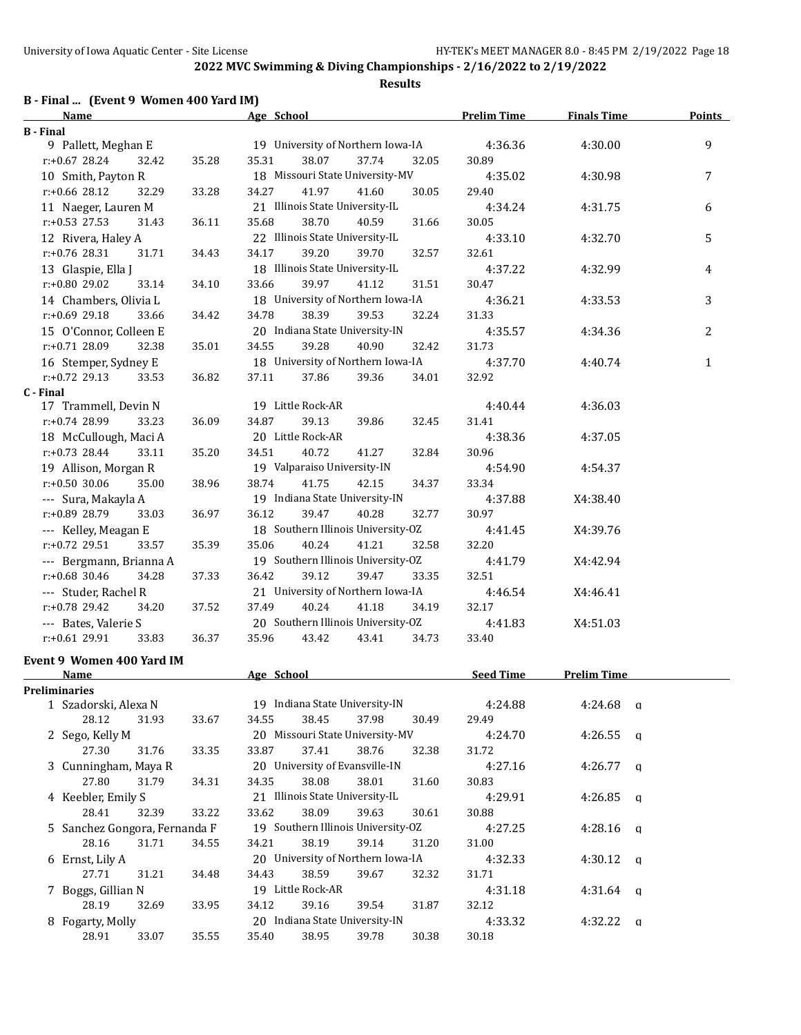## 2022 MVC Swimming & Diving Championships - 2/16/2022 to 2/19/2022

### Results

### B - Final ... (Event 9 Women 400 Yard IM)

| Name | Age | School | Prelim Time | Finals Time | Points |
|---|---|---|---|---|---|
| **B - Final** | | | | | |
| 9 Pallett, Meghan E | 19 | University of Northern Iowa-IA | 4:36.36 | 4:30.00 | 9 |
| r:+0.67 28.24 32.42 35.28 35.31 38.07 37.74 32.05 30.89 | | | | | |
| 10 Smith, Payton R | 18 | Missouri State University-MV | 4:35.02 | 4:30.98 | 7 |
| r:+0.66 28.12 32.29 33.28 34.27 41.97 41.60 30.05 29.40 | | | | | |
| 11 Naeger, Lauren M | 21 | Illinois State University-IL | 4:34.24 | 4:31.75 | 6 |
| r:+0.53 27.53 31.43 36.11 35.68 38.70 40.59 31.66 30.05 | | | | | |
| 12 Rivera, Haley A | 22 | Illinois State University-IL | 4:33.10 | 4:32.70 | 5 |
| r:+0.76 28.31 31.71 34.43 34.17 39.20 39.70 32.57 32.61 | | | | | |
| 13 Glaspie, Ella J | 18 | Illinois State University-IL | 4:37.22 | 4:32.99 | 4 |
| r:+0.80 29.02 33.14 34.10 33.66 39.97 41.12 31.51 30.47 | | | | | |
| 14 Chambers, Olivia L | 18 | University of Northern Iowa-IA | 4:36.21 | 4:33.53 | 3 |
| r:+0.69 29.18 33.66 34.42 34.78 38.39 39.53 32.24 31.33 | | | | | |
| 15 O'Connor, Colleen E | 20 | Indiana State University-IN | 4:35.57 | 4:34.36 | 2 |
| r:+0.71 28.09 32.38 35.01 34.55 39.28 40.90 32.42 31.73 | | | | | |
| 16 Stemper, Sydney E | 18 | University of Northern Iowa-IA | 4:37.70 | 4:40.74 | 1 |
| r:+0.72 29.13 33.53 36.82 37.11 37.86 39.36 34.01 32.92 | | | | | |
| **C - Final** | | | | | |
| 17 Trammell, Devin N | 19 | Little Rock-AR | 4:40.44 | 4:36.03 | |
| r:+0.74 28.99 33.23 36.09 34.87 39.13 39.86 32.45 31.41 | | | | | |
| 18 McCullough, Maci A | 20 | Little Rock-AR | 4:38.36 | 4:37.05 | |
| r:+0.73 28.44 33.11 35.20 34.51 40.72 41.27 32.84 30.96 | | | | | |
| 19 Allison, Morgan R | 19 | Valparaiso University-IN | 4:54.90 | 4:54.37 | |
| r:+0.50 30.06 35.00 38.96 38.74 41.75 42.15 34.37 33.34 | | | | | |
| --- Sura, Makayla A | 19 | Indiana State University-IN | 4:37.88 | X4:38.40 | |
| r:+0.89 28.79 33.03 36.97 36.12 39.47 40.28 32.77 30.97 | | | | | |
| --- Kelley, Meagan E | 18 | Southern Illinois University-OZ | 4:41.45 | X4:39.76 | |
| r:+0.72 29.51 33.57 35.39 35.06 40.24 41.21 32.58 32.20 | | | | | |
| --- Bergmann, Brianna A | 19 | Southern Illinois University-OZ | 4:41.79 | X4:42.94 | |
| r:+0.68 30.46 34.28 37.33 36.42 39.12 39.47 33.35 32.51 | | | | | |
| --- Studer, Rachel R | 21 | University of Northern Iowa-IA | 4:46.54 | X4:46.41 | |
| r:+0.78 29.42 34.20 37.52 37.49 40.24 41.18 34.19 32.17 | | | | | |
| --- Bates, Valerie S | 20 | Southern Illinois University-OZ | 4:41.83 | X4:51.03 | |
| r:+0.61 29.91 33.83 36.37 35.96 43.42 43.41 34.73 33.40 | | | | | |

### Event 9 Women 400 Yard IM

| Name | Age | School | Seed Time | Prelim Time | |
|---|---|---|---|---|---|
| **Preliminaries** | | | | | |
| 1 Szadorski, Alexa N | 19 | Indiana State University-IN | 4:24.88 | 4:24.68 | q |
| 28.12 31.93 33.67 34.55 38.45 37.98 30.49 29.49 | | | | | |
| 2 Sego, Kelly M | 20 | Missouri State University-MV | 4:24.70 | 4:26.55 | q |
| 27.30 31.76 33.35 33.87 37.41 38.76 32.38 31.72 | | | | | |
| 3 Cunningham, Maya R | 20 | University of Evansville-IN | 4:27.16 | 4:26.77 | q |
| 27.80 31.79 34.31 34.35 38.08 38.01 31.60 30.83 | | | | | |
| 4 Keebler, Emily S | 21 | Illinois State University-IL | 4:29.91 | 4:26.85 | q |
| 28.41 32.39 33.22 33.62 38.09 39.63 30.61 30.88 | | | | | |
| 5 Sanchez Gongora, Fernanda F | 19 | Southern Illinois University-OZ | 4:27.25 | 4:28.16 | q |
| 28.16 31.71 34.55 34.21 38.19 39.14 31.20 31.00 | | | | | |
| 6 Ernst, Lily A | 20 | University of Northern Iowa-IA | 4:32.33 | 4:30.12 | q |
| 27.71 31.21 34.48 34.43 38.59 39.67 32.32 31.71 | | | | | |
| 7 Boggs, Gillian N | 19 | Little Rock-AR | 4:31.18 | 4:31.64 | q |
| 28.19 32.69 33.95 34.12 39.16 39.54 31.87 32.12 | | | | | |
| 8 Fogarty, Molly | 20 | Indiana State University-IN | 4:33.32 | 4:32.22 | q |
| 28.91 33.07 35.55 35.40 38.95 39.78 30.38 30.18 | | | | | |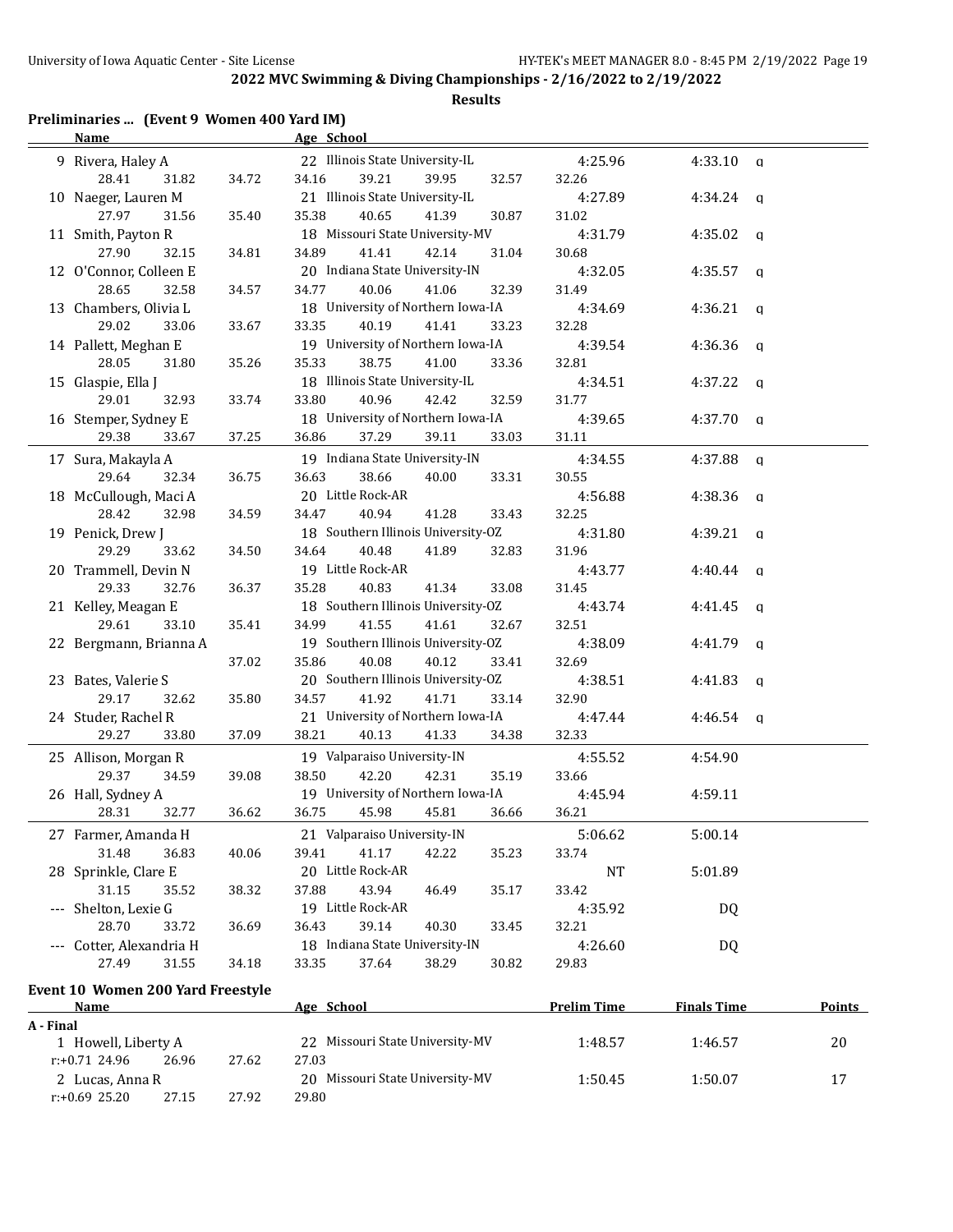## 2022 MVC Swimming & Diving Championships - 2/16/2022 to 2/19/2022

### Results

### Preliminaries ... (Event 9 Women 400 Yard IM)

| | Name | Age | School | Seed Time | Prelim Time | |
|---|---|---|---|---|---|---|
| 9 | Rivera, Haley A | 22 | Illinois State University-IL | 4:25.96 | 4:33.10 | q |
| | 28.41 31.82 34.72 34.16 39.21 39.95 32.57 32.26 | | | | | |
| 10 | Naeger, Lauren M | 21 | Illinois State University-IL | 4:27.89 | 4:34.24 | q |
| | 27.97 31.56 35.40 35.38 40.65 41.39 30.87 31.02 | | | | | |
| 11 | Smith, Payton R | 18 | Missouri State University-MV | 4:31.79 | 4:35.02 | q |
| | 27.90 32.15 34.81 34.89 41.41 42.14 31.04 30.68 | | | | | |
| 12 | O'Connor, Colleen E | 20 | Indiana State University-IN | 4:32.05 | 4:35.57 | q |
| | 28.65 32.58 34.57 34.77 40.06 41.06 32.39 31.49 | | | | | |
| 13 | Chambers, Olivia L | 18 | University of Northern Iowa-IA | 4:34.69 | 4:36.21 | q |
| | 29.02 33.06 33.67 33.35 40.19 41.41 33.23 32.28 | | | | | |
| 14 | Pallett, Meghan E | 19 | University of Northern Iowa-IA | 4:39.54 | 4:36.36 | q |
| | 28.05 31.80 35.26 35.33 38.75 41.00 33.36 32.81 | | | | | |
| 15 | Glaspie, Ella J | 18 | Illinois State University-IL | 4:34.51 | 4:37.22 | q |
| | 29.01 32.93 33.74 33.80 40.96 42.42 32.59 31.77 | | | | | |
| 16 | Stemper, Sydney E | 18 | University of Northern Iowa-IA | 4:39.65 | 4:37.70 | q |
| | 29.38 33.67 37.25 36.86 37.29 39.11 33.03 31.11 | | | | | |
| 17 | Sura, Makayla A | 19 | Indiana State University-IN | 4:34.55 | 4:37.88 | q |
| | 29.64 32.34 36.75 36.63 38.66 40.00 33.31 30.55 | | | | | |
| 18 | McCullough, Maci A | 20 | Little Rock-AR | 4:56.88 | 4:38.36 | q |
| | 28.42 32.98 34.59 34.47 40.94 41.28 33.43 32.25 | | | | | |
| 19 | Penick, Drew J | 18 | Southern Illinois University-OZ | 4:31.80 | 4:39.21 | q |
| | 29.29 33.62 34.50 34.64 40.48 41.89 32.83 31.96 | | | | | |
| 20 | Trammell, Devin N | 19 | Little Rock-AR | 4:43.77 | 4:40.44 | q |
| | 29.33 32.76 36.37 35.28 40.83 41.34 33.08 31.45 | | | | | |
| 21 | Kelley, Meagan E | 18 | Southern Illinois University-OZ | 4:43.74 | 4:41.45 | q |
| | 29.61 33.10 35.41 34.99 41.55 41.61 32.67 32.51 | | | | | |
| 22 | Bergmann, Brianna A | 19 | Southern Illinois University-OZ | 4:38.09 | 4:41.79 | q |
| | 37.02 35.86 40.08 40.12 33.41 32.69 | | | | | |
| 23 | Bates, Valerie S | 20 | Southern Illinois University-OZ | 4:38.51 | 4:41.83 | q |
| | 29.17 32.62 35.80 34.57 41.92 41.71 33.14 32.90 | | | | | |
| 24 | Studer, Rachel R | 21 | University of Northern Iowa-IA | 4:47.44 | 4:46.54 | q |
| | 29.27 33.80 37.09 38.21 40.13 41.33 34.38 32.33 | | | | | |
| 25 | Allison, Morgan R | 19 | Valparaiso University-IN | 4:55.52 | 4:54.90 | |
| | 29.37 34.59 39.08 38.50 42.20 42.31 35.19 33.66 | | | | | |
| 26 | Hall, Sydney A | 19 | University of Northern Iowa-IA | 4:45.94 | 4:59.11 | |
| | 28.31 32.77 36.62 36.75 45.98 45.81 36.66 36.21 | | | | | |
| 27 | Farmer, Amanda H | 21 | Valparaiso University-IN | 5:06.62 | 5:00.14 | |
| | 31.48 36.83 40.06 39.41 41.17 42.22 35.23 33.74 | | | | | |
| 28 | Sprinkle, Clare E | 20 | Little Rock-AR | NT | 5:01.89 | |
| | 31.15 35.52 38.32 37.88 43.94 46.49 35.17 33.42 | | | | | |
| --- | Shelton, Lexie G | 19 | Little Rock-AR | 4:35.92 | DQ | |
| | 28.70 33.72 36.69 36.43 39.14 40.30 33.45 32.21 | | | | | |
| --- | Cotter, Alexandria H | 18 | Indiana State University-IN | 4:26.60 | DQ | |
| | 27.49 31.55 34.18 33.35 37.64 38.29 30.82 29.83 | | | | | |

### Event 10 Women 200 Yard Freestyle

| | Name | Age | School | Prelim Time | Finals Time | Points |
|---|---|---|---|---|---|---|
| **A - Final** | | | | | | |
| 1 | Howell, Liberty A | 22 | Missouri State University-MV | 1:48.57 | 1:46.57 | 20 |
| | r:+0.71 24.96 26.96 27.62 27.03 | | | | | |
| 2 | Lucas, Anna R | 20 | Missouri State University-MV | 1:50.45 | 1:50.07 | 17 |
| | r:+0.69 25.20 27.15 27.92 29.80 | | | | | |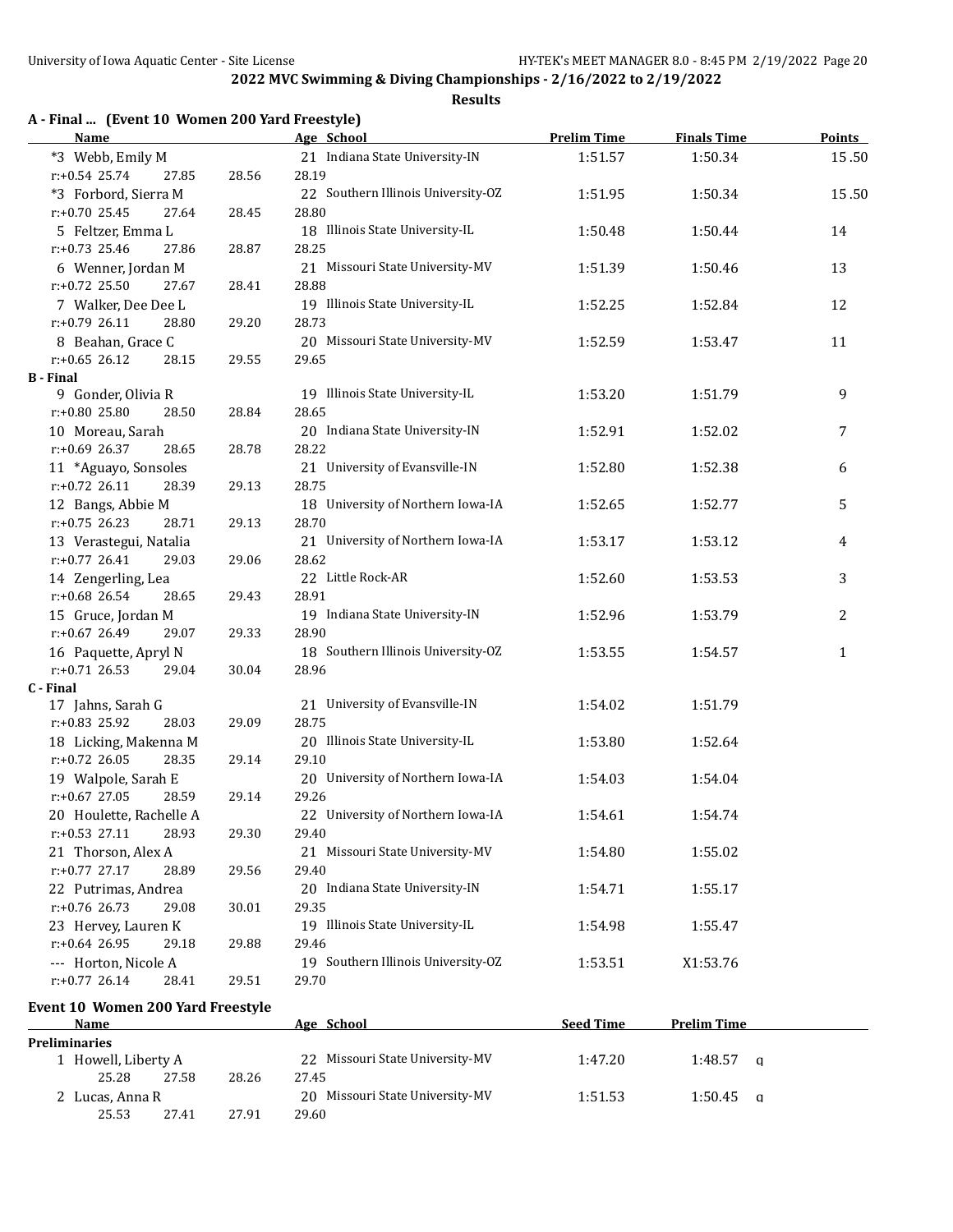**2022 MVC Swimming & Diving Championships - 2/16/2022 to 2/19/2022**

**Results**

### A - Final ... (Event 10 Women 200 Yard Freestyle)

| Name | Age | School | Prelim Time | Finals Time | Points |
|---|---|---|---|---|---|
| *3 Webb, Emily M | 21 | Indiana State University-IN | 1:51.57 | 1:50.34 | 15.50 |
| r:+0.54 25.74 27.85 28.56 28.19 | | | | | |
| *3 Forbord, Sierra M | 22 | Southern Illinois University-OZ | 1:51.95 | 1:50.34 | 15.50 |
| r:+0.70 25.45 27.64 28.45 28.80 | | | | | |
| 5 Feltzer, Emma L | 18 | Illinois State University-IL | 1:50.48 | 1:50.44 | 14 |
| r:+0.73 25.46 27.86 28.87 28.25 | | | | | |
| 6 Wenner, Jordan M | 21 | Missouri State University-MV | 1:51.39 | 1:50.46 | 13 |
| r:+0.72 25.50 27.67 28.41 28.88 | | | | | |
| 7 Walker, Dee Dee L | 19 | Illinois State University-IL | 1:52.25 | 1:52.84 | 12 |
| r:+0.79 26.11 28.80 29.20 28.73 | | | | | |
| 8 Beahan, Grace C | 20 | Missouri State University-MV | 1:52.59 | 1:53.47 | 11 |
| r:+0.65 26.12 28.15 29.55 29.65 | | | | | |

### B - Final

| Name | Age | School | Prelim Time | Finals Time | Points |
|---|---|---|---|---|---|
| 9 Gonder, Olivia R | 19 | Illinois State University-IL | 1:53.20 | 1:51.79 | 9 |
| r:+0.80 25.80 28.50 28.84 28.65 | | | | | |
| 10 Moreau, Sarah | 20 | Indiana State University-IN | 1:52.91 | 1:52.02 | 7 |
| r:+0.69 26.37 28.65 28.78 28.22 | | | | | |
| 11 *Aguayo, Sonsoles | 21 | University of Evansville-IN | 1:52.80 | 1:52.38 | 6 |
| r:+0.72 26.11 28.39 29.13 28.75 | | | | | |
| 12 Bangs, Abbie M | 18 | University of Northern Iowa-IA | 1:52.65 | 1:52.77 | 5 |
| r:+0.75 26.23 28.71 29.13 28.70 | | | | | |
| 13 Verastegui, Natalia | 21 | University of Northern Iowa-IA | 1:53.17 | 1:53.12 | 4 |
| r:+0.77 26.41 29.03 29.06 28.62 | | | | | |
| 14 Zengerling, Lea | 22 | Little Rock-AR | 1:52.60 | 1:53.53 | 3 |
| r:+0.68 26.54 28.65 29.43 28.91 | | | | | |
| 15 Gruce, Jordan M | 19 | Indiana State University-IN | 1:52.96 | 1:53.79 | 2 |
| r:+0.67 26.49 29.07 29.33 28.90 | | | | | |
| 16 Paquette, Apryl N | 18 | Southern Illinois University-OZ | 1:53.55 | 1:54.57 | 1 |
| r:+0.71 26.53 29.04 30.04 28.96 | | | | | |

### C - Final

| Name | Age | School | Prelim Time | Finals Time | Points |
|---|---|---|---|---|---|
| 17 Jahns, Sarah G | 21 | University of Evansville-IN | 1:54.02 | 1:51.79 | |
| r:+0.83 25.92 28.03 29.09 28.75 | | | | | |
| 18 Licking, Makenna M | 20 | Illinois State University-IL | 1:53.80 | 1:52.64 | |
| r:+0.72 26.05 28.35 29.14 29.10 | | | | | |
| 19 Walpole, Sarah E | 20 | University of Northern Iowa-IA | 1:54.03 | 1:54.04 | |
| r:+0.67 27.05 28.59 29.14 29.26 | | | | | |
| 20 Houlette, Rachelle A | 22 | University of Northern Iowa-IA | 1:54.61 | 1:54.74 | |
| r:+0.53 27.11 28.93 29.30 29.40 | | | | | |
| 21 Thorson, Alex A | 21 | Missouri State University-MV | 1:54.80 | 1:55.02 | |
| r:+0.77 27.17 28.89 29.56 29.40 | | | | | |
| 22 Putrimas, Andrea | 20 | Indiana State University-IN | 1:54.71 | 1:55.17 | |
| r:+0.76 26.73 29.08 30.01 29.35 | | | | | |
| 23 Hervey, Lauren K | 19 | Illinois State University-IL | 1:54.98 | 1:55.47 | |
| r:+0.64 26.95 29.18 29.88 29.46 | | | | | |
| --- Horton, Nicole A | 19 | Southern Illinois University-OZ | 1:53.51 | X1:53.76 | |
| r:+0.77 26.14 28.41 29.51 29.70 | | | | | |

### Event 10 Women 200 Yard Freestyle

| Name | Age | School | Seed Time | Prelim Time | |
|---|---|---|---|---|---|
| **Preliminaries** | | | | | |
| 1 Howell, Liberty A | 22 | Missouri State University-MV | 1:47.20 | 1:48.57 | q |
| 25.28 27.58 28.26 27.45 | | | | | |
| 2 Lucas, Anna R | 20 | Missouri State University-MV | 1:51.53 | 1:50.45 | q |
| 25.53 27.41 27.91 29.60 | | | | | |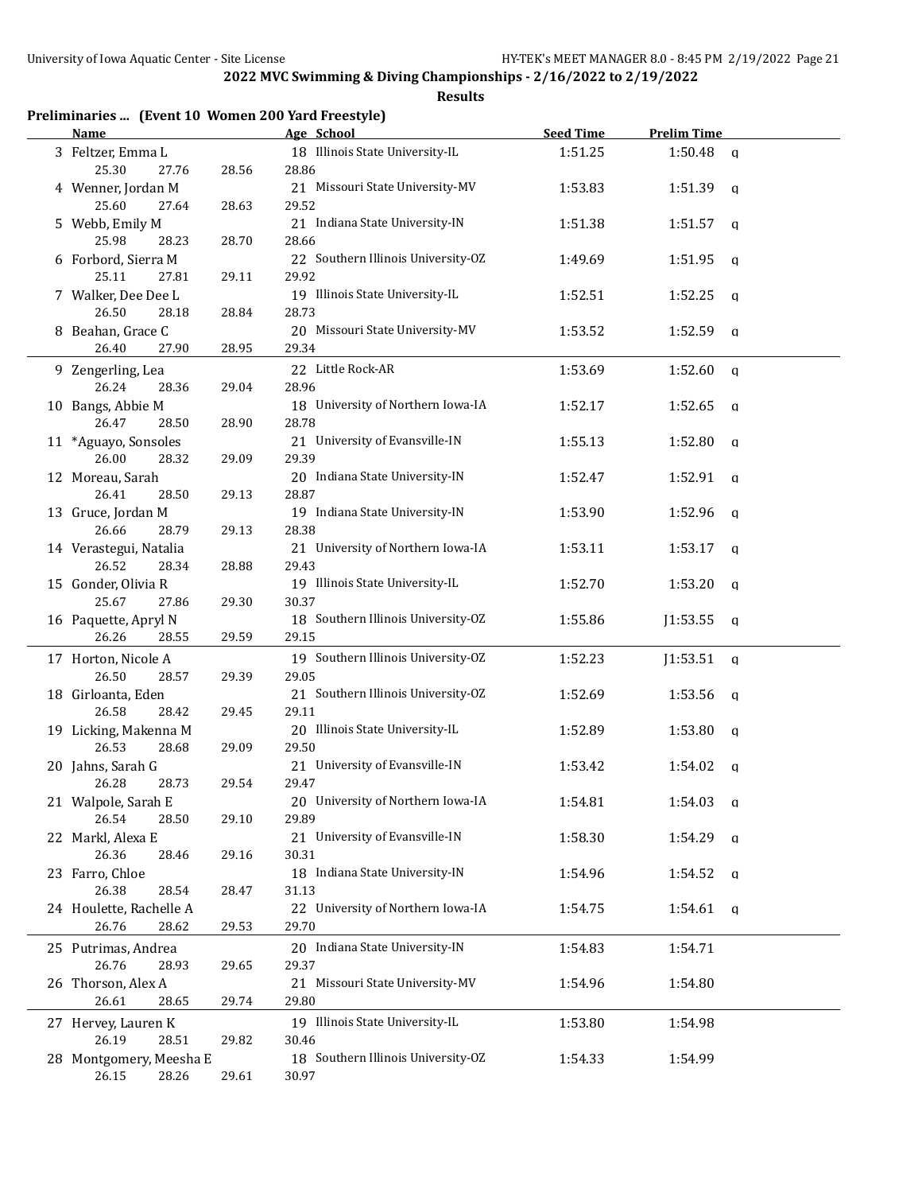## 2022 MVC Swimming & Diving Championships - 2/16/2022 to 2/19/2022

### Results

**Preliminaries ... (Event 10 Women 200 Yard Freestyle)**

| Name | Age | School | Seed Time | Prelim Time | |
|---|---|---|---|---|---|
| 3 Feltzer, Emma L | 18 | Illinois State University-IL | 1:51.25 | 1:50.48 | q |
| 25.30 27.76 28.56 28.86 | | | | | |
| 4 Wenner, Jordan M | 21 | Missouri State University-MV | 1:53.83 | 1:51.39 | q |
| 25.60 27.64 28.63 29.52 | | | | | |
| 5 Webb, Emily M | 21 | Indiana State University-IN | 1:51.38 | 1:51.57 | q |
| 25.98 28.23 28.70 28.66 | | | | | |
| 6 Forbord, Sierra M | 22 | Southern Illinois University-OZ | 1:49.69 | 1:51.95 | q |
| 25.11 27.81 29.11 29.92 | | | | | |
| 7 Walker, Dee Dee L | 19 | Illinois State University-IL | 1:52.51 | 1:52.25 | q |
| 26.50 28.18 28.84 28.73 | | | | | |
| 8 Beahan, Grace C | 20 | Missouri State University-MV | 1:53.52 | 1:52.59 | q |
| 26.40 27.90 28.95 29.34 | | | | | |
| 9 Zengerling, Lea | 22 | Little Rock-AR | 1:53.69 | 1:52.60 | q |
| 26.24 28.36 29.04 28.96 | | | | | |
| 10 Bangs, Abbie M | 18 | University of Northern Iowa-IA | 1:52.17 | 1:52.65 | q |
| 26.47 28.50 28.90 28.78 | | | | | |
| 11 *Aguayo, Sonsoles | 21 | University of Evansville-IN | 1:55.13 | 1:52.80 | q |
| 26.00 28.32 29.09 29.39 | | | | | |
| 12 Moreau, Sarah | 20 | Indiana State University-IN | 1:52.47 | 1:52.91 | q |
| 26.41 28.50 29.13 28.87 | | | | | |
| 13 Gruce, Jordan M | 19 | Indiana State University-IN | 1:53.90 | 1:52.96 | q |
| 26.66 28.79 29.13 28.38 | | | | | |
| 14 Verastegui, Natalia | 21 | University of Northern Iowa-IA | 1:53.11 | 1:53.17 | q |
| 26.52 28.34 28.88 29.43 | | | | | |
| 15 Gonder, Olivia R | 19 | Illinois State University-IL | 1:52.70 | 1:53.20 | q |
| 25.67 27.86 29.30 30.37 | | | | | |
| 16 Paquette, Apryl N | 18 | Southern Illinois University-OZ | 1:55.86 | J1:53.55 | q |
| 26.26 28.55 29.59 29.15 | | | | | |
| 17 Horton, Nicole A | 19 | Southern Illinois University-OZ | 1:52.23 | J1:53.51 | q |
| 26.50 28.57 29.39 29.05 | | | | | |
| 18 Girloanta, Eden | 21 | Southern Illinois University-OZ | 1:52.69 | 1:53.56 | q |
| 26.58 28.42 29.45 29.11 | | | | | |
| 19 Licking, Makenna M | 20 | Illinois State University-IL | 1:52.89 | 1:53.80 | q |
| 26.53 28.68 29.09 29.50 | | | | | |
| 20 Jahns, Sarah G | 21 | University of Evansville-IN | 1:53.42 | 1:54.02 | q |
| 26.28 28.73 29.54 29.47 | | | | | |
| 21 Walpole, Sarah E | 20 | University of Northern Iowa-IA | 1:54.81 | 1:54.03 | q |
| 26.54 28.50 29.10 29.89 | | | | | |
| 22 Markl, Alexa E | 21 | University of Evansville-IN | 1:58.30 | 1:54.29 | q |
| 26.36 28.46 29.16 30.31 | | | | | |
| 23 Farro, Chloe | 18 | Indiana State University-IN | 1:54.96 | 1:54.52 | q |
| 26.38 28.54 28.47 31.13 | | | | | |
| 24 Houlette, Rachelle A | 22 | University of Northern Iowa-IA | 1:54.75 | 1:54.61 | q |
| 26.76 28.62 29.53 29.70 | | | | | |
| 25 Putrimas, Andrea | 20 | Indiana State University-IN | 1:54.83 | 1:54.71 | |
| 26.76 28.93 29.65 29.37 | | | | | |
| 26 Thorson, Alex A | 21 | Missouri State University-MV | 1:54.96 | 1:54.80 | |
| 26.61 28.65 29.74 29.80 | | | | | |
| 27 Hervey, Lauren K | 19 | Illinois State University-IL | 1:53.80 | 1:54.98 | |
| 26.19 28.51 29.82 30.46 | | | | | |
| 28 Montgomery, Meesha E | 18 | Southern Illinois University-OZ | 1:54.33 | 1:54.99 | |
| 26.15 28.26 29.61 30.97 | | | | | |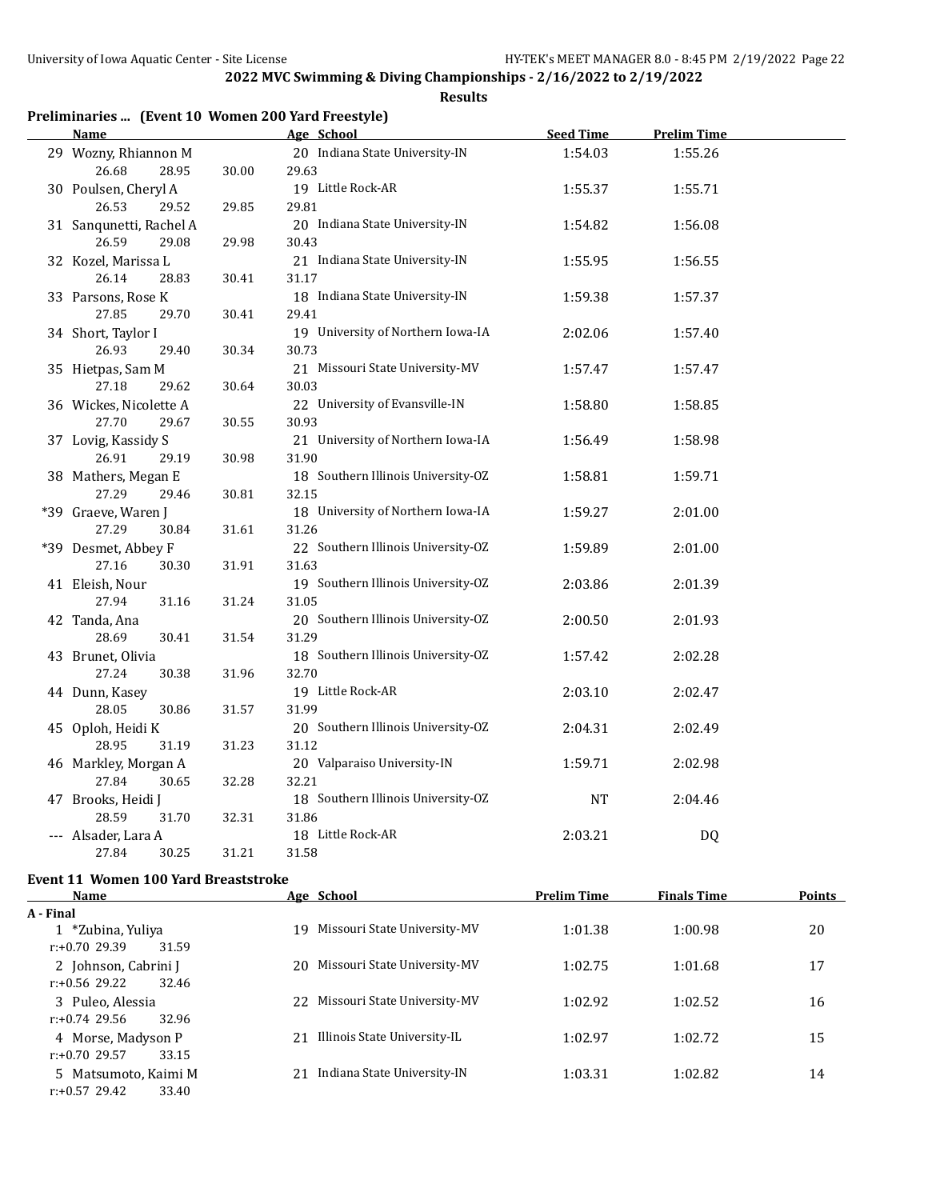**2022 MVC Swimming & Diving Championships - 2/16/2022 to 2/19/2022**

**Results**

### Preliminaries ... (Event 10 Women 200 Yard Freestyle)

| | Name | Age | School | Seed Time | Prelim Time |
|---|---|---|---|---|---|
| 29 | Wozny, Rhiannon M | 20 | Indiana State University-IN | 1:54.03 | 1:55.26 |
| | 26.68 28.95 30.00 29.63 | | | | |
| 30 | Poulsen, Cheryl A | 19 | Little Rock-AR | 1:55.37 | 1:55.71 |
| | 26.53 29.52 29.85 29.81 | | | | |
| 31 | Sanqunetti, Rachel A | 20 | Indiana State University-IN | 1:54.82 | 1:56.08 |
| | 26.59 29.08 29.98 30.43 | | | | |
| 32 | Kozel, Marissa L | 21 | Indiana State University-IN | 1:55.95 | 1:56.55 |
| | 26.14 28.83 30.41 31.17 | | | | |
| 33 | Parsons, Rose K | 18 | Indiana State University-IN | 1:59.38 | 1:57.37 |
| | 27.85 29.70 30.41 29.41 | | | | |
| 34 | Short, Taylor I | 19 | University of Northern Iowa-IA | 2:02.06 | 1:57.40 |
| | 26.93 29.40 30.34 30.73 | | | | |
| 35 | Hietpas, Sam M | 21 | Missouri State University-MV | 1:57.47 | 1:57.47 |
| | 27.18 29.62 30.64 30.03 | | | | |
| 36 | Wickes, Nicolette A | 22 | University of Evansville-IN | 1:58.80 | 1:58.85 |
| | 27.70 29.67 30.55 30.93 | | | | |
| 37 | Lovig, Kassidy S | 21 | University of Northern Iowa-IA | 1:56.49 | 1:58.98 |
| | 26.91 29.19 30.98 31.90 | | | | |
| 38 | Mathers, Megan E | 18 | Southern Illinois University-OZ | 1:58.81 | 1:59.71 |
| | 27.29 29.46 30.81 32.15 | | | | |
| *39 | Graeve, Waren J | 18 | University of Northern Iowa-IA | 1:59.27 | 2:01.00 |
| | 27.29 30.84 31.61 31.26 | | | | |
| *39 | Desmet, Abbey F | 22 | Southern Illinois University-OZ | 1:59.89 | 2:01.00 |
| | 27.16 30.30 31.91 31.63 | | | | |
| 41 | Eleish, Nour | 19 | Southern Illinois University-OZ | 2:03.86 | 2:01.39 |
| | 27.94 31.16 31.24 31.05 | | | | |
| 42 | Tanda, Ana | 20 | Southern Illinois University-OZ | 2:00.50 | 2:01.93 |
| | 28.69 30.41 31.54 31.29 | | | | |
| 43 | Brunet, Olivia | 18 | Southern Illinois University-OZ | 1:57.42 | 2:02.28 |
| | 27.24 30.38 31.96 32.70 | | | | |
| 44 | Dunn, Kasey | 19 | Little Rock-AR | 2:03.10 | 2:02.47 |
| | 28.05 30.86 31.57 31.99 | | | | |
| 45 | Oploh, Heidi K | 20 | Southern Illinois University-OZ | 2:04.31 | 2:02.49 |
| | 28.95 31.19 31.23 31.12 | | | | |
| 46 | Markley, Morgan A | 20 | Valparaiso University-IN | 1:59.71 | 2:02.98 |
| | 27.84 30.65 32.28 32.21 | | | | |
| 47 | Brooks, Heidi J | 18 | Southern Illinois University-OZ | NT | 2:04.46 |
| | 28.59 31.70 32.31 31.86 | | | | |
| --- | Alsader, Lara A | 18 | Little Rock-AR | 2:03.21 | DQ |
| | 27.84 30.25 31.21 31.58 | | | | |

### Event 11 Women 100 Yard Breaststroke

**A - Final**

| | Name | Age | School | Prelim Time | Finals Time | Points |
|---|---|---|---|---|---|---|
| 1 | *Zubina, Yuliya | 19 | Missouri State University-MV | 1:01.38 | 1:00.98 | 20 |
| | r:+0.70 29.39 31.59 | | | | | |
| 2 | Johnson, Cabrini J | 20 | Missouri State University-MV | 1:02.75 | 1:01.68 | 17 |
| | r:+0.56 29.22 32.46 | | | | | |
| 3 | Puleo, Alessia | 22 | Missouri State University-MV | 1:02.92 | 1:02.52 | 16 |
| | r:+0.74 29.56 32.96 | | | | | |
| 4 | Morse, Madyson P | 21 | Illinois State University-IL | 1:02.97 | 1:02.72 | 15 |
| | r:+0.70 29.57 33.15 | | | | | |
| 5 | Matsumoto, Kaimi M | 21 | Indiana State University-IN | 1:03.31 | 1:02.82 | 14 |
| | r:+0.57 29.42 33.40 | | | | | |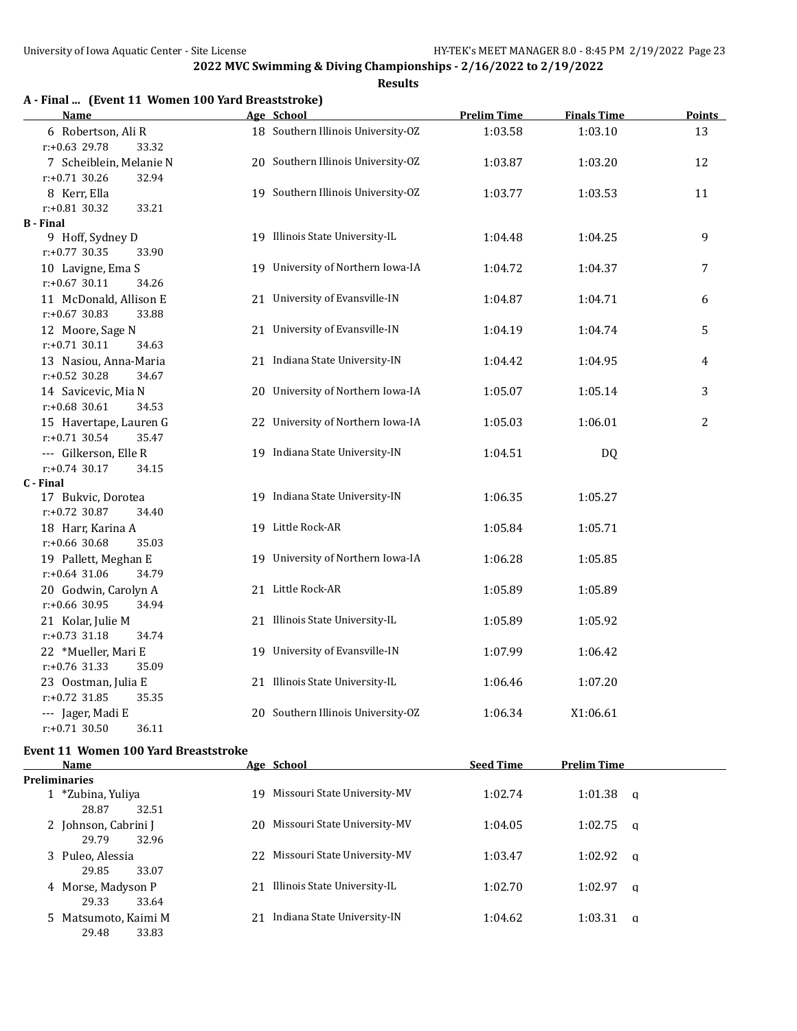**2022 MVC Swimming & Diving Championships - 2/16/2022 to 2/19/2022**

**Results**

### A - Final ... (Event 11 Women 100 Yard Breaststroke)

| Name | Age | School | Prelim Time | Finals Time | Points |
|---|---|---|---|---|---|
| 6 Robertson, Ali R | 18 | Southern Illinois University-OZ | 1:03.58 | 1:03.10 | 13 |
| r:+0.63 29.78 33.32 | | | | | |
| 7 Scheiblein, Melanie N | 20 | Southern Illinois University-OZ | 1:03.87 | 1:03.20 | 12 |
| r:+0.71 30.26 32.94 | | | | | |
| 8 Kerr, Ella | 19 | Southern Illinois University-OZ | 1:03.77 | 1:03.53 | 11 |
| r:+0.81 30.32 33.21 | | | | | |
| **B - Final** | | | | | |
| 9 Hoff, Sydney D | 19 | Illinois State University-IL | 1:04.48 | 1:04.25 | 9 |
| r:+0.77 30.35 33.90 | | | | | |
| 10 Lavigne, Ema S | 19 | University of Northern Iowa-IA | 1:04.72 | 1:04.37 | 7 |
| r:+0.67 30.11 34.26 | | | | | |
| 11 McDonald, Allison E | 21 | University of Evansville-IN | 1:04.87 | 1:04.71 | 6 |
| r:+0.67 30.83 33.88 | | | | | |
| 12 Moore, Sage N | 21 | University of Evansville-IN | 1:04.19 | 1:04.74 | 5 |
| r:+0.71 30.11 34.63 | | | | | |
| 13 Nasiou, Anna-Maria | 21 | Indiana State University-IN | 1:04.42 | 1:04.95 | 4 |
| r:+0.52 30.28 34.67 | | | | | |
| 14 Savicevic, Mia N | 20 | University of Northern Iowa-IA | 1:05.07 | 1:05.14 | 3 |
| r:+0.68 30.61 34.53 | | | | | |
| 15 Havertape, Lauren G | 22 | University of Northern Iowa-IA | 1:05.03 | 1:06.01 | 2 |
| r:+0.71 30.54 35.47 | | | | | |
| --- Gilkerson, Elle R | 19 | Indiana State University-IN | 1:04.51 | DQ | |
| r:+0.74 30.17 34.15 | | | | | |
| **C - Final** | | | | | |
| 17 Bukvic, Dorotea | 19 | Indiana State University-IN | 1:06.35 | 1:05.27 | |
| r:+0.72 30.87 34.40 | | | | | |
| 18 Harr, Karina A | 19 | Little Rock-AR | 1:05.84 | 1:05.71 | |
| r:+0.66 30.68 35.03 | | | | | |
| 19 Pallett, Meghan E | 19 | University of Northern Iowa-IA | 1:06.28 | 1:05.85 | |
| r:+0.64 31.06 34.79 | | | | | |
| 20 Godwin, Carolyn A | 21 | Little Rock-AR | 1:05.89 | 1:05.89 | |
| r:+0.66 30.95 34.94 | | | | | |
| 21 Kolar, Julie M | 21 | Illinois State University-IL | 1:05.89 | 1:05.92 | |
| r:+0.73 31.18 34.74 | | | | | |
| 22 *Mueller, Mari E | 19 | University of Evansville-IN | 1:07.99 | 1:06.42 | |
| r:+0.76 31.33 35.09 | | | | | |
| 23 Oostman, Julia E | 21 | Illinois State University-IL | 1:06.46 | 1:07.20 | |
| r:+0.72 31.85 35.35 | | | | | |
| --- Jager, Madi E | 20 | Southern Illinois University-OZ | 1:06.34 | X1:06.61 | |
| r:+0.71 30.50 36.11 | | | | | |

### Event 11 Women 100 Yard Breaststroke

| Name | Age | School | Seed Time | Prelim Time | |
|---|---|---|---|---|---|
| **Preliminaries** | | | | | |
| 1 *Zubina, Yuliya | 19 | Missouri State University-MV | 1:02.74 | 1:01.38 | q |
| 28.87 32.51 | | | | | |
| 2 Johnson, Cabrini J | 20 | Missouri State University-MV | 1:04.05 | 1:02.75 | q |
| 29.79 32.96 | | | | | |
| 3 Puleo, Alessia | 22 | Missouri State University-MV | 1:03.47 | 1:02.92 | q |
| 29.85 33.07 | | | | | |
| 4 Morse, Madyson P | 21 | Illinois State University-IL | 1:02.70 | 1:02.97 | q |
| 29.33 33.64 | | | | | |
| 5 Matsumoto, Kaimi M | 21 | Indiana State University-IN | 1:04.62 | 1:03.31 | q |
| 29.48 33.83 | | | | | |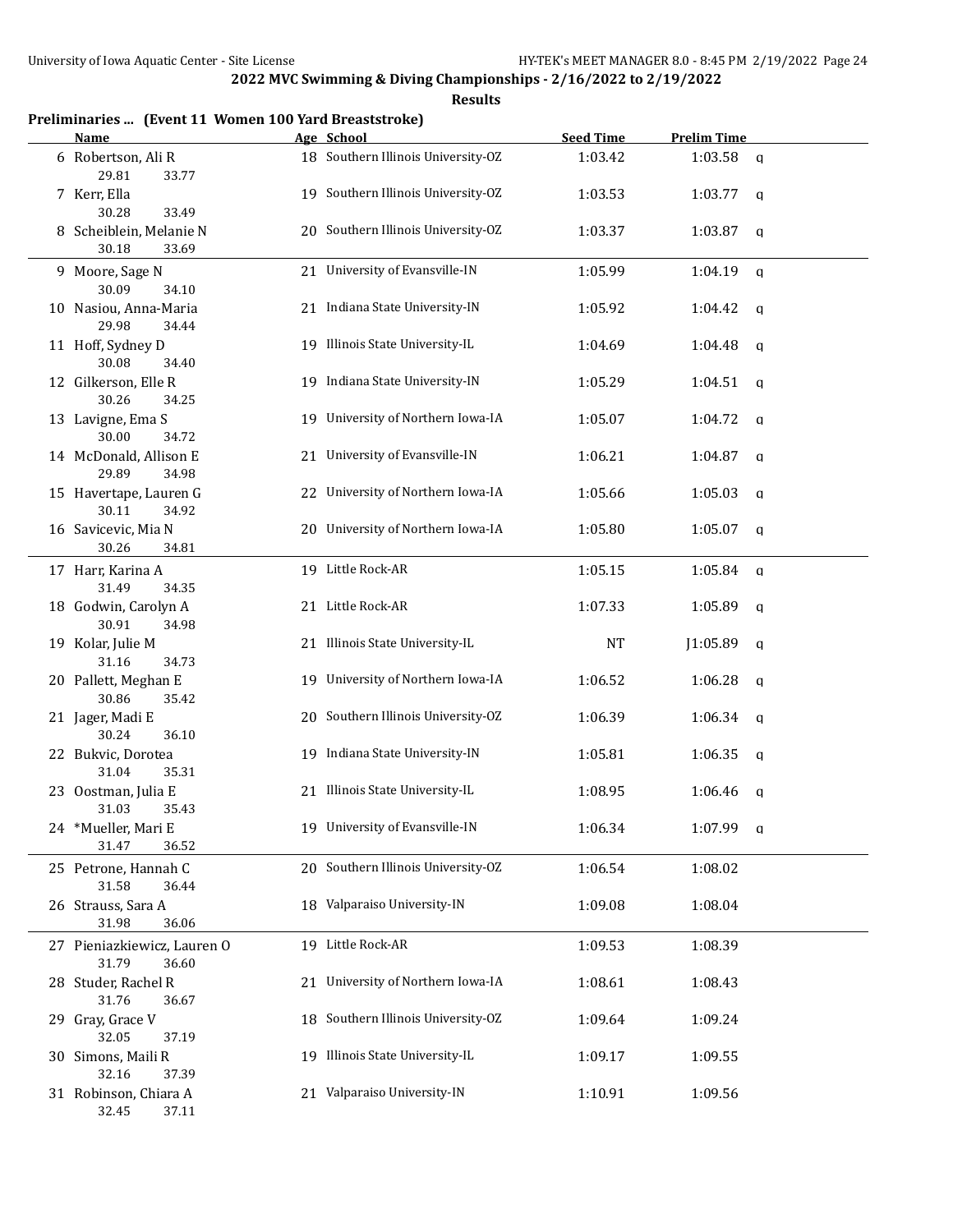## 2022 MVC Swimming & Diving Championships - 2/16/2022 to 2/19/2022

### Results

**Preliminaries ... (Event 11 Women 100 Yard Breaststroke)**

| | Name | Age | School | Seed Time | Prelim Time | |
|---|---|---|---|---|---|---|
| 6 | Robertson, Ali R | 18 | Southern Illinois University-OZ | 1:03.42 | 1:03.58 | q |
| | 29.81 33.77 | | | | | |
| 7 | Kerr, Ella | 19 | Southern Illinois University-OZ | 1:03.53 | 1:03.77 | q |
| | 30.28 33.49 | | | | | |
| 8 | Scheiblein, Melanie N | 20 | Southern Illinois University-OZ | 1:03.37 | 1:03.87 | q |
| | 30.18 33.69 | | | | | |
| 9 | Moore, Sage N | 21 | University of Evansville-IN | 1:05.99 | 1:04.19 | q |
| | 30.09 34.10 | | | | | |
| 10 | Nasiou, Anna-Maria | 21 | Indiana State University-IN | 1:05.92 | 1:04.42 | q |
| | 29.98 34.44 | | | | | |
| 11 | Hoff, Sydney D | 19 | Illinois State University-IL | 1:04.69 | 1:04.48 | q |
| | 30.08 34.40 | | | | | |
| 12 | Gilkerson, Elle R | 19 | Indiana State University-IN | 1:05.29 | 1:04.51 | q |
| | 30.26 34.25 | | | | | |
| 13 | Lavigne, Ema S | 19 | University of Northern Iowa-IA | 1:05.07 | 1:04.72 | q |
| | 30.00 34.72 | | | | | |
| 14 | McDonald, Allison E | 21 | University of Evansville-IN | 1:06.21 | 1:04.87 | q |
| | 29.89 34.98 | | | | | |
| 15 | Havertape, Lauren G | 22 | University of Northern Iowa-IA | 1:05.66 | 1:05.03 | q |
| | 30.11 34.92 | | | | | |
| 16 | Savicevic, Mia N | 20 | University of Northern Iowa-IA | 1:05.80 | 1:05.07 | q |
| | 30.26 34.81 | | | | | |
| 17 | Harr, Karina A | 19 | Little Rock-AR | 1:05.15 | 1:05.84 | q |
| | 31.49 34.35 | | | | | |
| 18 | Godwin, Carolyn A | 21 | Little Rock-AR | 1:07.33 | 1:05.89 | q |
| | 30.91 34.98 | | | | | |
| 19 | Kolar, Julie M | 21 | Illinois State University-IL | NT | J1:05.89 | q |
| | 31.16 34.73 | | | | | |
| 20 | Pallett, Meghan E | 19 | University of Northern Iowa-IA | 1:06.52 | 1:06.28 | q |
| | 30.86 35.42 | | | | | |
| 21 | Jager, Madi E | 20 | Southern Illinois University-OZ | 1:06.39 | 1:06.34 | q |
| | 30.24 36.10 | | | | | |
| 22 | Bukvic, Dorotea | 19 | Indiana State University-IN | 1:05.81 | 1:06.35 | q |
| | 31.04 35.31 | | | | | |
| 23 | Oostman, Julia E | 21 | Illinois State University-IL | 1:08.95 | 1:06.46 | q |
| | 31.03 35.43 | | | | | |
| 24 | *Mueller, Mari E | 19 | University of Evansville-IN | 1:06.34 | 1:07.99 | q |
| | 31.47 36.52 | | | | | |
| 25 | Petrone, Hannah C | 20 | Southern Illinois University-OZ | 1:06.54 | 1:08.02 | |
| | 31.58 36.44 | | | | | |
| 26 | Strauss, Sara A | 18 | Valparaiso University-IN | 1:09.08 | 1:08.04 | |
| | 31.98 36.06 | | | | | |
| 27 | Pieniazkiewicz, Lauren O | 19 | Little Rock-AR | 1:09.53 | 1:08.39 | |
| | 31.79 36.60 | | | | | |
| 28 | Studer, Rachel R | 21 | University of Northern Iowa-IA | 1:08.61 | 1:08.43 | |
| | 31.76 36.67 | | | | | |
| 29 | Gray, Grace V | 18 | Southern Illinois University-OZ | 1:09.64 | 1:09.24 | |
| | 32.05 37.19 | | | | | |
| 30 | Simons, Maili R | 19 | Illinois State University-IL | 1:09.17 | 1:09.55 | |
| | 32.16 37.39 | | | | | |
| 31 | Robinson, Chiara A | 21 | Valparaiso University-IN | 1:10.91 | 1:09.56 | |
| | 32.45 37.11 | | | | | |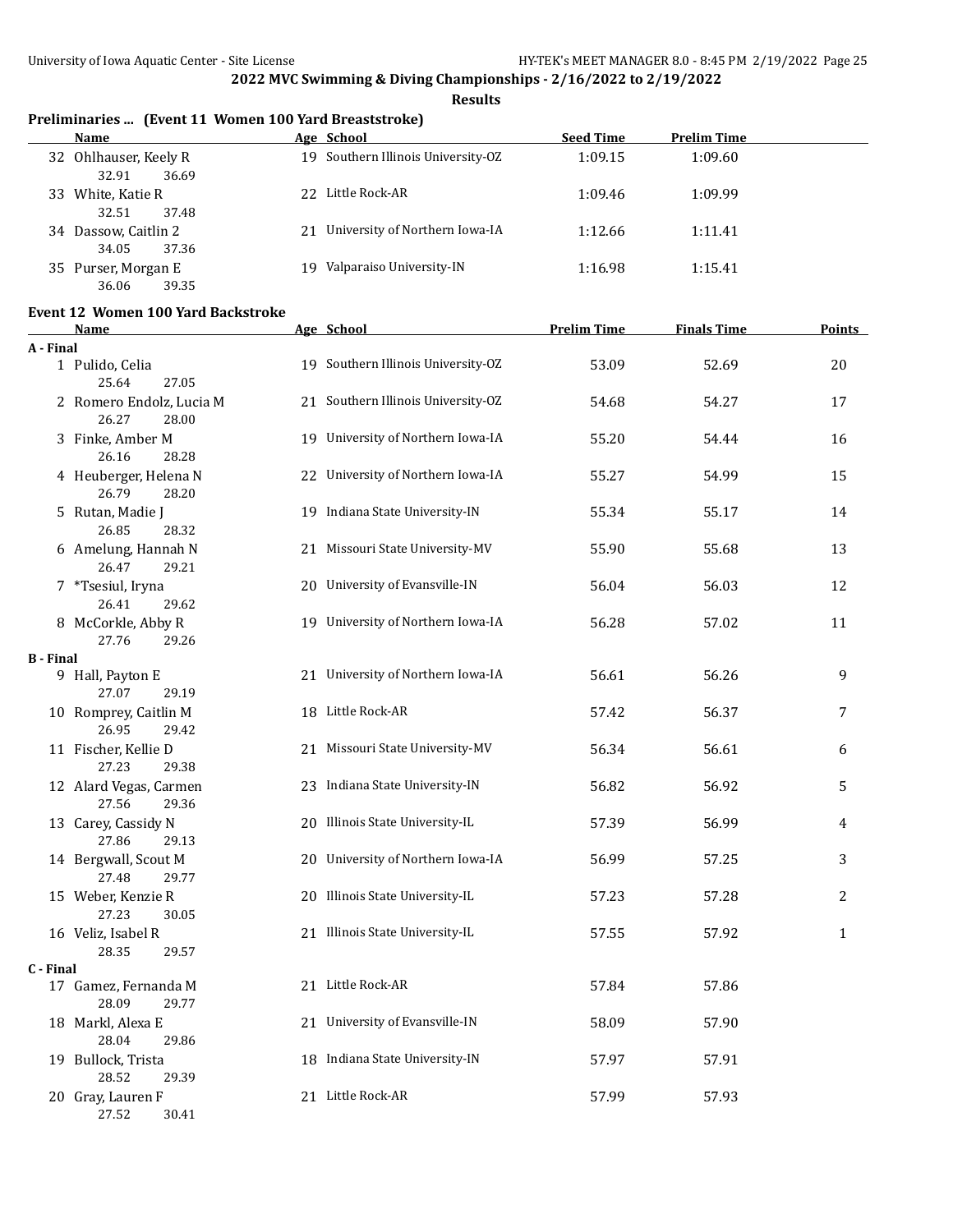## 2022 MVC Swimming & Diving Championships - 2/16/2022 to 2/19/2022

**Results**

### Preliminaries ... (Event 11 Women 100 Yard Breaststroke)

| | Name | Age | School | Seed Time | Prelim Time |
|---|---|---|---|---|---|
| 32 | Ohlhauser, Keely R | 19 | Southern Illinois University-OZ | 1:09.15 | 1:09.60 |
| | 32.91 36.69 | | | | |
| 33 | White, Katie R | 22 | Little Rock-AR | 1:09.46 | 1:09.99 |
| | 32.51 37.48 | | | | |
| 34 | Dassow, Caitlin 2 | 21 | University of Northern Iowa-IA | 1:12.66 | 1:11.41 |
| | 34.05 37.36 | | | | |
| 35 | Purser, Morgan E | 19 | Valparaiso University-IN | 1:16.98 | 1:15.41 |
| | 36.06 39.35 | | | | |

### Event 12 Women 100 Yard Backstroke

| | Name | Age | School | Prelim Time | Finals Time | Points |
|---|---|---|---|---|---|---|
| **A - Final** | | | | | | |
| 1 | Pulido, Celia | 19 | Southern Illinois University-OZ | 53.09 | 52.69 | 20 |
| | 25.64 27.05 | | | | | |
| 2 | Romero Endolz, Lucia M | 21 | Southern Illinois University-OZ | 54.68 | 54.27 | 17 |
| | 26.27 28.00 | | | | | |
| 3 | Finke, Amber M | 19 | University of Northern Iowa-IA | 55.20 | 54.44 | 16 |
| | 26.16 28.28 | | | | | |
| 4 | Heuberger, Helena N | 22 | University of Northern Iowa-IA | 55.27 | 54.99 | 15 |
| | 26.79 28.20 | | | | | |
| 5 | Rutan, Madie J | 19 | Indiana State University-IN | 55.34 | 55.17 | 14 |
| | 26.85 28.32 | | | | | |
| 6 | Amelung, Hannah N | 21 | Missouri State University-MV | 55.90 | 55.68 | 13 |
| | 26.47 29.21 | | | | | |
| 7 | *Tsesiul, Iryna | 20 | University of Evansville-IN | 56.04 | 56.03 | 12 |
| | 26.41 29.62 | | | | | |
| 8 | McCorkle, Abby R | 19 | University of Northern Iowa-IA | 56.28 | 57.02 | 11 |
| | 27.76 29.26 | | | | | |
| **B - Final** | | | | | | |
| 9 | Hall, Payton E | 21 | University of Northern Iowa-IA | 56.61 | 56.26 | 9 |
| | 27.07 29.19 | | | | | |
| 10 | Romprey, Caitlin M | 18 | Little Rock-AR | 57.42 | 56.37 | 7 |
| | 26.95 29.42 | | | | | |
| 11 | Fischer, Kellie D | 21 | Missouri State University-MV | 56.34 | 56.61 | 6 |
| | 27.23 29.38 | | | | | |
| 12 | Alard Vegas, Carmen | 23 | Indiana State University-IN | 56.82 | 56.92 | 5 |
| | 27.56 29.36 | | | | | |
| 13 | Carey, Cassidy N | 20 | Illinois State University-IL | 57.39 | 56.99 | 4 |
| | 27.86 29.13 | | | | | |
| 14 | Bergwall, Scout M | 20 | University of Northern Iowa-IA | 56.99 | 57.25 | 3 |
| | 27.48 29.77 | | | | | |
| 15 | Weber, Kenzie R | 20 | Illinois State University-IL | 57.23 | 57.28 | 2 |
| | 27.23 30.05 | | | | | |
| 16 | Veliz, Isabel R | 21 | Illinois State University-IL | 57.55 | 57.92 | 1 |
| | 28.35 29.57 | | | | | |
| **C - Final** | | | | | | |
| 17 | Gamez, Fernanda M | 21 | Little Rock-AR | 57.84 | 57.86 | |
| | 28.09 29.77 | | | | | |
| 18 | Markl, Alexa E | 21 | University of Evansville-IN | 58.09 | 57.90 | |
| | 28.04 29.86 | | | | | |
| 19 | Bullock, Trista | 18 | Indiana State University-IN | 57.97 | 57.91 | |
| | 28.52 29.39 | | | | | |
| 20 | Gray, Lauren F | 21 | Little Rock-AR | 57.99 | 57.93 | |
| | 27.52 30.41 | | | | | |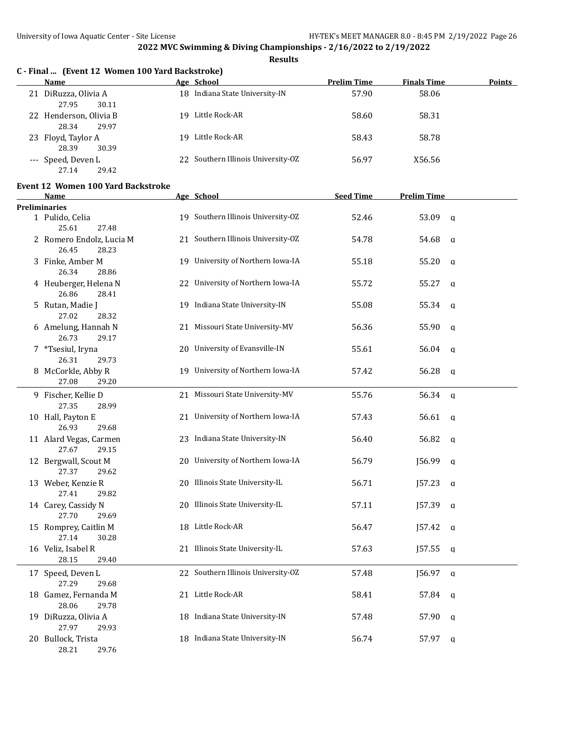## 2022 MVC Swimming & Diving Championships - 2/16/2022 to 2/19/2022

**Results**

### C - Final ... (Event 12 Women 100 Yard Backstroke)

| | Name | Age | School | Prelim Time | Finals Time | Points |
|---|---|---|---|---|---|---|
| 21 | DiRuzza, Olivia A | 18 | Indiana State University-IN | 57.90 | 58.06 | |
| | 27.95 30.11 | | | | | |
| 22 | Henderson, Olivia B | 19 | Little Rock-AR | 58.60 | 58.31 | |
| | 28.34 29.97 | | | | | |
| 23 | Floyd, Taylor A | 19 | Little Rock-AR | 58.43 | 58.78 | |
| | 28.39 30.39 | | | | | |
| --- | Speed, Deven L | 22 | Southern Illinois University-OZ | 56.97 | X56.56 | |
| | 27.14 29.42 | | | | | |

### Event 12 Women 100 Yard Backstroke

| | Name | Age | School | Seed Time | Prelim Time | |
|---|---|---|---|---|---|---|
| **Preliminaries** | | | | | | |
| 1 | Pulido, Celia | 19 | Southern Illinois University-OZ | 52.46 | 53.09 | q |
| | 25.61 27.48 | | | | | |
| 2 | Romero Endolz, Lucia M | 21 | Southern Illinois University-OZ | 54.78 | 54.68 | q |
| | 26.45 28.23 | | | | | |
| 3 | Finke, Amber M | 19 | University of Northern Iowa-IA | 55.18 | 55.20 | q |
| | 26.34 28.86 | | | | | |
| 4 | Heuberger, Helena N | 22 | University of Northern Iowa-IA | 55.72 | 55.27 | q |
| | 26.86 28.41 | | | | | |
| 5 | Rutan, Madie J | 19 | Indiana State University-IN | 55.08 | 55.34 | q |
| | 27.02 28.32 | | | | | |
| 6 | Amelung, Hannah N | 21 | Missouri State University-MV | 56.36 | 55.90 | q |
| | 26.73 29.17 | | | | | |
| 7 | *Tsesiul, Iryna | 20 | University of Evansville-IN | 55.61 | 56.04 | q |
| | 26.31 29.73 | | | | | |
| 8 | McCorkle, Abby R | 19 | University of Northern Iowa-IA | 57.42 | 56.28 | q |
| | 27.08 29.20 | | | | | |
| 9 | Fischer, Kellie D | 21 | Missouri State University-MV | 55.76 | 56.34 | q |
| | 27.35 28.99 | | | | | |
| 10 | Hall, Payton E | 21 | University of Northern Iowa-IA | 57.43 | 56.61 | q |
| | 26.93 29.68 | | | | | |
| 11 | Alard Vegas, Carmen | 23 | Indiana State University-IN | 56.40 | 56.82 | q |
| | 27.67 29.15 | | | | | |
| 12 | Bergwall, Scout M | 20 | University of Northern Iowa-IA | 56.79 | J56.99 | q |
| | 27.37 29.62 | | | | | |
| 13 | Weber, Kenzie R | 20 | Illinois State University-IL | 56.71 | J57.23 | q |
| | 27.41 29.82 | | | | | |
| 14 | Carey, Cassidy N | 20 | Illinois State University-IL | 57.11 | J57.39 | q |
| | 27.70 29.69 | | | | | |
| 15 | Romprey, Caitlin M | 18 | Little Rock-AR | 56.47 | J57.42 | q |
| | 27.14 30.28 | | | | | |
| 16 | Veliz, Isabel R | 21 | Illinois State University-IL | 57.63 | J57.55 | q |
| | 28.15 29.40 | | | | | |
| 17 | Speed, Deven L | 22 | Southern Illinois University-OZ | 57.48 | J56.97 | q |
| | 27.29 29.68 | | | | | |
| 18 | Gamez, Fernanda M | 21 | Little Rock-AR | 58.41 | 57.84 | q |
| | 28.06 29.78 | | | | | |
| 19 | DiRuzza, Olivia A | 18 | Indiana State University-IN | 57.48 | 57.90 | q |
| | 27.97 29.93 | | | | | |
| 20 | Bullock, Trista | 18 | Indiana State University-IN | 56.74 | 57.97 | q |
| | 28.21 29.76 | | | | | |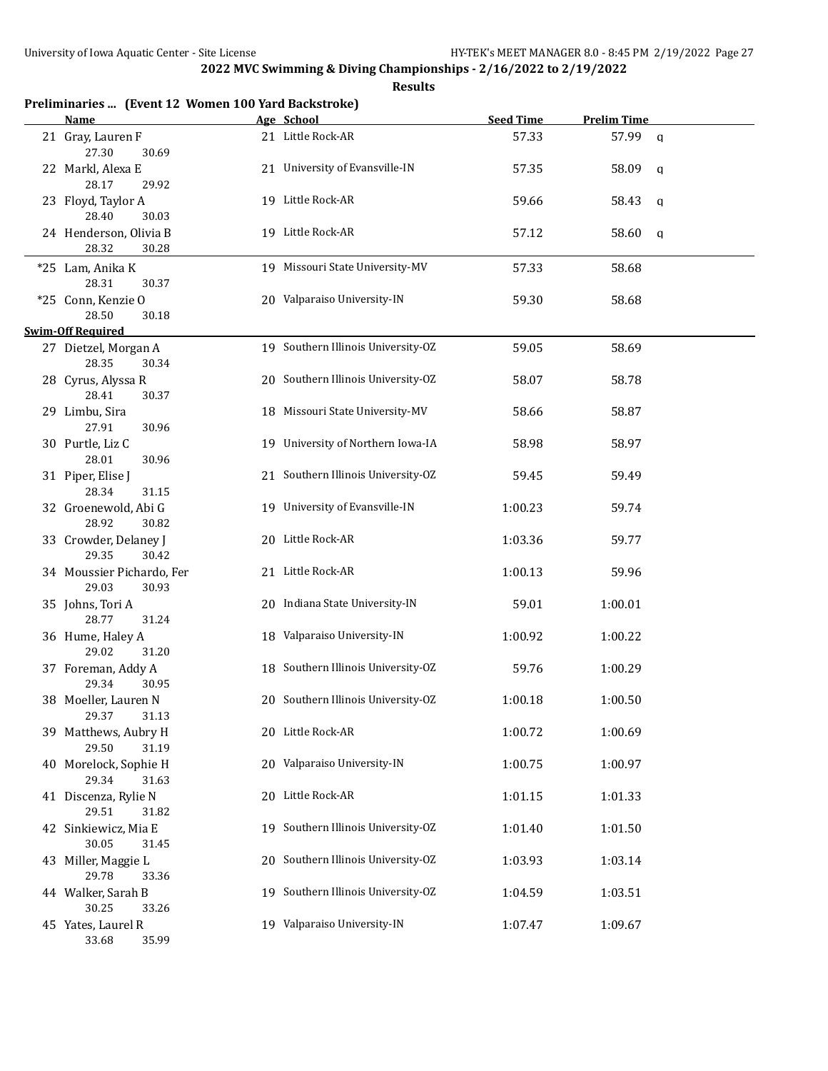## 2022 MVC Swimming & Diving Championships - 2/16/2022 to 2/19/2022

### Results

**Preliminaries ... (Event 12 Women 100 Yard Backstroke)**

| | Name | Age | School | Seed Time | Prelim Time | |
|---|---|---|---|---|---|---|
| 21 | Gray, Lauren F | 21 | Little Rock-AR | 57.33 | 57.99 | q |
| | 27.30 30.69 | | | | | |
| 22 | Markl, Alexa E | 21 | University of Evansville-IN | 57.35 | 58.09 | q |
| | 28.17 29.92 | | | | | |
| 23 | Floyd, Taylor A | 19 | Little Rock-AR | 59.66 | 58.43 | q |
| | 28.40 30.03 | | | | | |
| 24 | Henderson, Olivia B | 19 | Little Rock-AR | 57.12 | 58.60 | q |
| | 28.32 30.28 | | | | | |
| *25 | Lam, Anika K | 19 | Missouri State University-MV | 57.33 | 58.68 | |
| | 28.31 30.37 | | | | | |
| *25 | Conn, Kenzie O | 20 | Valparaiso University-IN | 59.30 | 58.68 | |
| | 28.50 30.18 | | | | | |
| **Swim-Off Required** | | | | | | |
| 27 | Dietzel, Morgan A | 19 | Southern Illinois University-OZ | 59.05 | 58.69 | |
| | 28.35 30.34 | | | | | |
| 28 | Cyrus, Alyssa R | 20 | Southern Illinois University-OZ | 58.07 | 58.78 | |
| | 28.41 30.37 | | | | | |
| 29 | Limbu, Sira | 18 | Missouri State University-MV | 58.66 | 58.87 | |
| | 27.91 30.96 | | | | | |
| 30 | Purtle, Liz C | 19 | University of Northern Iowa-IA | 58.98 | 58.97 | |
| | 28.01 30.96 | | | | | |
| 31 | Piper, Elise J | 21 | Southern Illinois University-OZ | 59.45 | 59.49 | |
| | 28.34 31.15 | | | | | |
| 32 | Groenewold, Abi G | 19 | University of Evansville-IN | 1:00.23 | 59.74 | |
| | 28.92 30.82 | | | | | |
| 33 | Crowder, Delaney J | 20 | Little Rock-AR | 1:03.36 | 59.77 | |
| | 29.35 30.42 | | | | | |
| 34 | Moussier Pichardo, Fer | 21 | Little Rock-AR | 1:00.13 | 59.96 | |
| | 29.03 30.93 | | | | | |
| 35 | Johns, Tori A | 20 | Indiana State University-IN | 59.01 | 1:00.01 | |
| | 28.77 31.24 | | | | | |
| 36 | Hume, Haley A | 18 | Valparaiso University-IN | 1:00.92 | 1:00.22 | |
| | 29.02 31.20 | | | | | |
| 37 | Foreman, Addy A | 18 | Southern Illinois University-OZ | 59.76 | 1:00.29 | |
| | 29.34 30.95 | | | | | |
| 38 | Moeller, Lauren N | 20 | Southern Illinois University-OZ | 1:00.18 | 1:00.50 | |
| | 29.37 31.13 | | | | | |
| 39 | Matthews, Aubry H | 20 | Little Rock-AR | 1:00.72 | 1:00.69 | |
| | 29.50 31.19 | | | | | |
| 40 | Morelock, Sophie H | 20 | Valparaiso University-IN | 1:00.75 | 1:00.97 | |
| | 29.34 31.63 | | | | | |
| 41 | Discenza, Rylie N | 20 | Little Rock-AR | 1:01.15 | 1:01.33 | |
| | 29.51 31.82 | | | | | |
| 42 | Sinkiewicz, Mia E | 19 | Southern Illinois University-OZ | 1:01.40 | 1:01.50 | |
| | 30.05 31.45 | | | | | |
| 43 | Miller, Maggie L | 20 | Southern Illinois University-OZ | 1:03.93 | 1:03.14 | |
| | 29.78 33.36 | | | | | |
| 44 | Walker, Sarah B | 19 | Southern Illinois University-OZ | 1:04.59 | 1:03.51 | |
| | 30.25 33.26 | | | | | |
| 45 | Yates, Laurel R | 19 | Valparaiso University-IN | 1:07.47 | 1:09.67 | |
| | 33.68 35.99 | | | | | |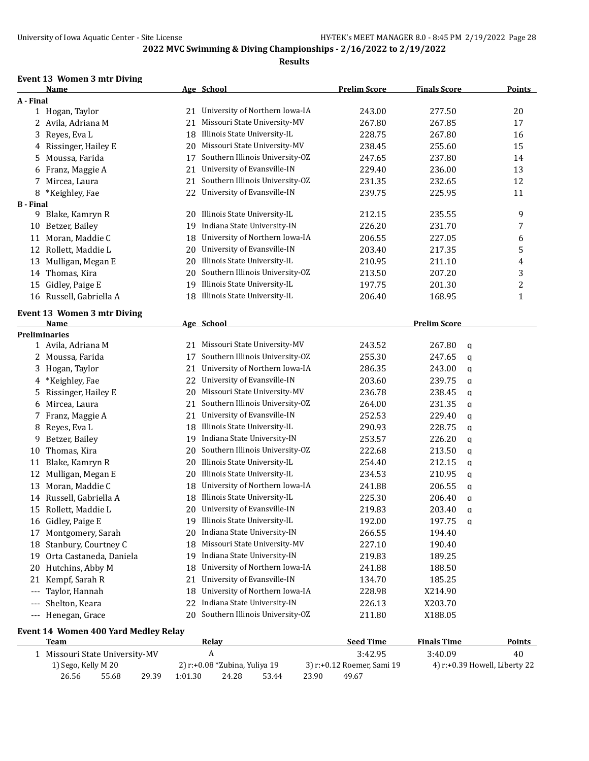**2022 MVC Swimming & Diving Championships - 2/16/2022 to 2/19/2022**

**Results**

### Event 13 Women 3 mtr Diving

| | Name | Age | School | Prelim Score | Finals Score | Points |
|---|---|---|---|---|---|---|
| **A - Final** | | | | | | |
| 1 | Hogan, Taylor | 21 | University of Northern Iowa-IA | 243.00 | 277.50 | 20 |
| 2 | Avila, Adriana M | 21 | Missouri State University-MV | 267.80 | 267.85 | 17 |
| 3 | Reyes, Eva L | 18 | Illinois State University-IL | 228.75 | 267.80 | 16 |
| 4 | Rissinger, Hailey E | 20 | Missouri State University-MV | 238.45 | 255.60 | 15 |
| 5 | Moussa, Farida | 17 | Southern Illinois University-OZ | 247.65 | 237.80 | 14 |
| 6 | Franz, Maggie A | 21 | University of Evansville-IN | 229.40 | 236.00 | 13 |
| 7 | Mircea, Laura | 21 | Southern Illinois University-OZ | 231.35 | 232.65 | 12 |
| 8 | *Keighley, Fae | 22 | University of Evansville-IN | 239.75 | 225.95 | 11 |
| **B - Final** | | | | | | |
| 9 | Blake, Kamryn R | 20 | Illinois State University-IL | 212.15 | 235.55 | 9 |
| 10 | Betzer, Bailey | 19 | Indiana State University-IN | 226.20 | 231.70 | 7 |
| 11 | Moran, Maddie C | 18 | University of Northern Iowa-IA | 206.55 | 227.05 | 6 |
| 12 | Rollett, Maddie L | 20 | University of Evansville-IN | 203.40 | 217.35 | 5 |
| 13 | Mulligan, Megan E | 20 | Illinois State University-IL | 210.95 | 211.10 | 4 |
| 14 | Thomas, Kira | 20 | Southern Illinois University-OZ | 213.50 | 207.20 | 3 |
| 15 | Gidley, Paige E | 19 | Illinois State University-IL | 197.75 | 201.30 | 2 |
| 16 | Russell, Gabriella A | 18 | Illinois State University-IL | 206.40 | 168.95 | 1 |

### Event 13 Women 3 mtr Diving

| | Name | Age | School | | Prelim Score | |
|---|---|---|---|---|---|---|
| **Preliminaries** | | | | | | |
| 1 | Avila, Adriana M | 21 | Missouri State University-MV | 243.52 | 267.80 | q |
| 2 | Moussa, Farida | 17 | Southern Illinois University-OZ | 255.30 | 247.65 | q |
| 3 | Hogan, Taylor | 21 | University of Northern Iowa-IA | 286.35 | 243.00 | q |
| 4 | *Keighley, Fae | 22 | University of Evansville-IN | 203.60 | 239.75 | q |
| 5 | Rissinger, Hailey E | 20 | Missouri State University-MV | 236.78 | 238.45 | q |
| 6 | Mircea, Laura | 21 | Southern Illinois University-OZ | 264.00 | 231.35 | q |
| 7 | Franz, Maggie A | 21 | University of Evansville-IN | 252.53 | 229.40 | q |
| 8 | Reyes, Eva L | 18 | Illinois State University-IL | 290.93 | 228.75 | q |
| 9 | Betzer, Bailey | 19 | Indiana State University-IN | 253.57 | 226.20 | q |
| 10 | Thomas, Kira | 20 | Southern Illinois University-OZ | 222.68 | 213.50 | q |
| 11 | Blake, Kamryn R | 20 | Illinois State University-IL | 254.40 | 212.15 | q |
| 12 | Mulligan, Megan E | 20 | Illinois State University-IL | 234.53 | 210.95 | q |
| 13 | Moran, Maddie C | 18 | University of Northern Iowa-IA | 241.88 | 206.55 | q |
| 14 | Russell, Gabriella A | 18 | Illinois State University-IL | 225.30 | 206.40 | q |
| 15 | Rollett, Maddie L | 20 | University of Evansville-IN | 219.83 | 203.40 | q |
| 16 | Gidley, Paige E | 19 | Illinois State University-IL | 192.00 | 197.75 | q |
| 17 | Montgomery, Sarah | 20 | Indiana State University-IN | 266.55 | 194.40 | |
| 18 | Stanbury, Courtney C | 18 | Missouri State University-MV | 227.10 | 190.40 | |
| 19 | Orta Castaneda, Daniela | 19 | Indiana State University-IN | 219.83 | 189.25 | |
| 20 | Hutchins, Abby M | 18 | University of Northern Iowa-IA | 241.88 | 188.50 | |
| 21 | Kempf, Sarah R | 21 | University of Evansville-IN | 134.70 | 185.25 | |
| --- | Taylor, Hannah | 18 | University of Northern Iowa-IA | 228.98 | X214.90 | |
| --- | Shelton, Keara | 22 | Indiana State University-IN | 226.13 | X203.70 | |
| --- | Henegan, Grace | 20 | Southern Illinois University-OZ | 211.80 | X188.05 | |

### Event 14 Women 400 Yard Medley Relay

| | Team | Relay | Seed Time | Finals Time | Points |
|---|---|---|---|---|---|
| 1 | Missouri State University-MV | A | 3:42.95 | 3:40.09 | 40 |

1) Sego, Kelly M 20 — 2) r:+0.08 *Zubina, Yuliya 19 — 3) r:+0.12 Roemer, Sami 19 — 4) r:+0.39 Howell, Liberty 22

26.56 55.68 29.39 1:01.30 24.28 53.44 23.90 49.67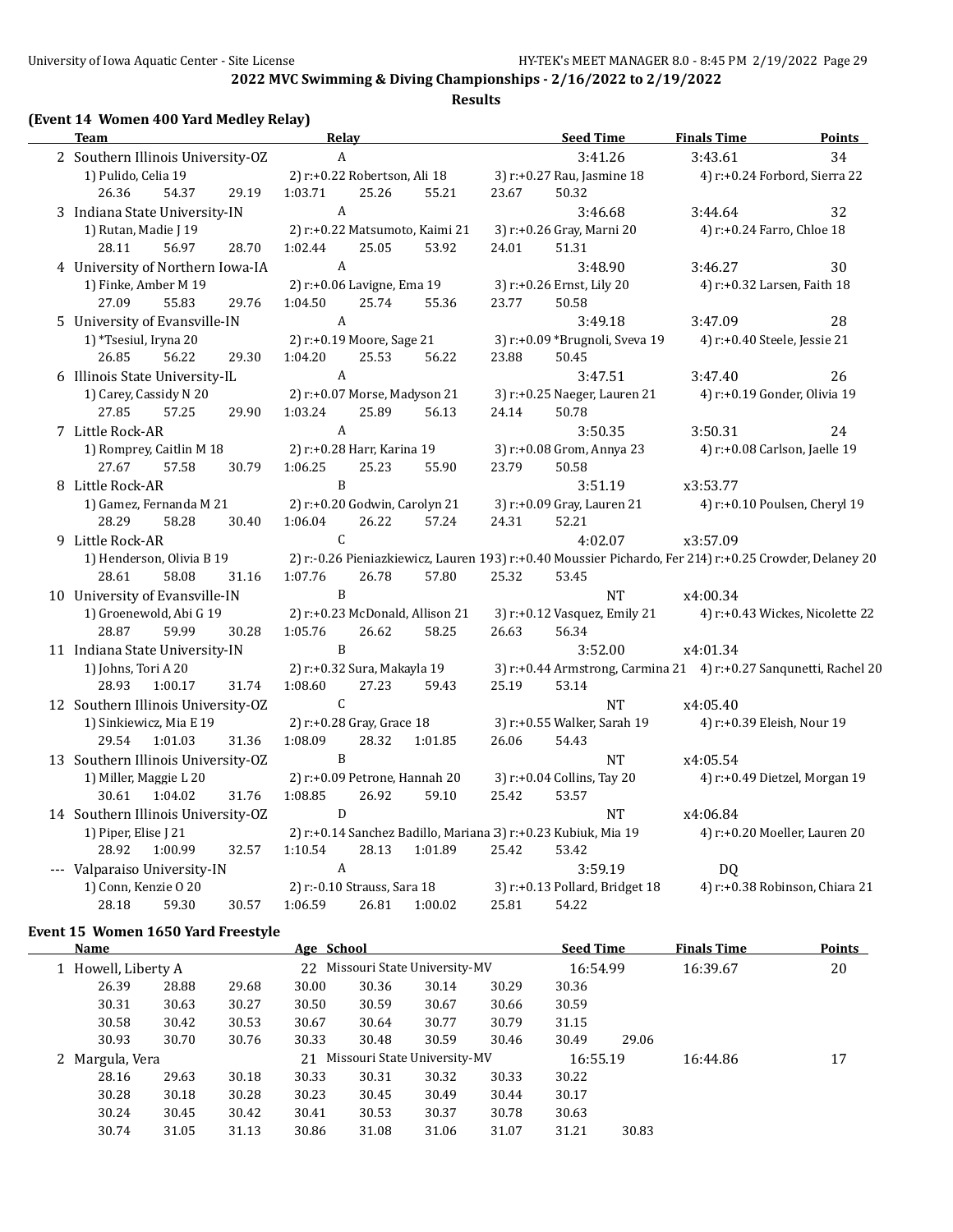## 2022 MVC Swimming & Diving Championships - 2/16/2022 to 2/19/2022

### Results

**(Event 14 Women 400 Yard Medley Relay)**

| | Team | Relay | Seed Time | Finals Time | Points |
|---|---|---|---|---|---|
| 2 | Southern Illinois University-OZ | A | 3:41.26 | 3:43.61 | 34 |

1) Pulido, Celia 19 — 2) r:+0.22 Robertson, Ali 18 — 3) r:+0.27 Rau, Jasmine 18 — 4) r:+0.24 Forbord, Sierra 22
26.36 54.37 29.19 1:03.71 25.26 55.21 23.67 50.32

| | Team | Relay | Seed Time | Finals Time | Points |
|---|---|---|---|---|---|
| 3 | Indiana State University-IN | A | 3:46.68 | 3:44.64 | 32 |

1) Rutan, Madie J 19 — 2) r:+0.22 Matsumoto, Kaimi 21 — 3) r:+0.26 Gray, Marni 20 — 4) r:+0.24 Farro, Chloe 18
28.11 56.97 28.70 1:02.44 25.05 53.92 24.01 51.31

| | Team | Relay | Seed Time | Finals Time | Points |
|---|---|---|---|---|---|
| 4 | University of Northern Iowa-IA | A | 3:48.90 | 3:46.27 | 30 |

1) Finke, Amber M 19 — 2) r:+0.06 Lavigne, Ema 19 — 3) r:+0.26 Ernst, Lily 20 — 4) r:+0.32 Larsen, Faith 18
27.09 55.83 29.76 1:04.50 25.74 55.36 23.77 50.58

| | Team | Relay | Seed Time | Finals Time | Points |
|---|---|---|---|---|---|
| 5 | University of Evansville-IN | A | 3:49.18 | 3:47.09 | 28 |

1) *Tsesiul, Iryna 20 — 2) r:+0.19 Moore, Sage 21 — 3) r:+0.09 *Brugnoli, Sveva 19 — 4) r:+0.40 Steele, Jessie 21
26.85 56.22 29.30 1:04.20 25.53 56.22 23.88 50.45

| | Team | Relay | Seed Time | Finals Time | Points |
|---|---|---|---|---|---|
| 6 | Illinois State University-IL | A | 3:47.51 | 3:47.40 | 26 |

1) Carey, Cassidy N 20 — 2) r:+0.07 Morse, Madyson 21 — 3) r:+0.25 Naeger, Lauren 21 — 4) r:+0.19 Gonder, Olivia 19
27.85 57.25 29.90 1:03.24 25.89 56.13 24.14 50.78

| | Team | Relay | Seed Time | Finals Time | Points |
|---|---|---|---|---|---|
| 7 | Little Rock-AR | A | 3:50.35 | 3:50.31 | 24 |

1) Romprey, Caitlin M 18 — 2) r:+0.28 Harr, Karina 19 — 3) r:+0.08 Grom, Annya 23 — 4) r:+0.08 Carlson, Jaelle 19
27.67 57.58 30.79 1:06.25 25.23 55.90 23.79 50.58

| | Team | Relay | Seed Time | Finals Time | Points |
|---|---|---|---|---|---|
| 8 | Little Rock-AR | B | 3:51.19 | x3:53.77 | |

1) Gamez, Fernanda M 21 — 2) r:+0.20 Godwin, Carolyn 21 — 3) r:+0.09 Gray, Lauren 21 — 4) r:+0.10 Poulsen, Cheryl 19
28.29 58.28 30.40 1:06.04 26.22 57.24 24.31 52.21

| | Team | Relay | Seed Time | Finals Time | Points |
|---|---|---|---|---|---|
| 9 | Little Rock-AR | C | 4:02.07 | x3:57.09 | |

1) Henderson, Olivia B 19 — 2) r:-0.26 Pieniazkiewicz, Lauren 19 — 3) r:+0.40 Moussier Pichardo, Fer 21 — 4) r:+0.25 Crowder, Delaney 20
28.61 58.08 31.16 1:07.76 26.78 57.80 25.32 53.45

| | Team | Relay | Seed Time | Finals Time | Points |
|---|---|---|---|---|---|
| 10 | University of Evansville-IN | B | NT | x4:00.34 | |

1) Groenewold, Abi G 19 — 2) r:+0.23 McDonald, Allison 21 — 3) r:+0.12 Vasquez, Emily 21 — 4) r:+0.43 Wickes, Nicolette 22
28.87 59.99 30.28 1:05.76 26.62 58.25 26.63 56.34

| | Team | Relay | Seed Time | Finals Time | Points |
|---|---|---|---|---|---|
| 11 | Indiana State University-IN | B | 3:52.00 | x4:01.34 | |

1) Johns, Tori A 20 — 2) r:+0.32 Sura, Makayla 19 — 3) r:+0.44 Armstrong, Carmina 21 — 4) r:+0.27 Sanqunetti, Rachel 20
28.93 1:00.17 31.74 1:08.60 27.23 59.43 25.19 53.14

| | Team | Relay | Seed Time | Finals Time | Points |
|---|---|---|---|---|---|
| 12 | Southern Illinois University-OZ | C | NT | x4:05.40 | |

1) Sinkiewicz, Mia E 19 — 2) r:+0.28 Gray, Grace 18 — 3) r:+0.55 Walker, Sarah 19 — 4) r:+0.39 Eleish, Nour 19
29.54 1:01.03 31.36 1:08.09 28.32 1:01.85 26.06 54.43

| | Team | Relay | Seed Time | Finals Time | Points |
|---|---|---|---|---|---|
| 13 | Southern Illinois University-OZ | B | NT | x4:05.54 | |

1) Miller, Maggie L 20 — 2) r:+0.09 Petrone, Hannah 20 — 3) r:+0.04 Collins, Tay 20 — 4) r:+0.49 Dietzel, Morgan 19
30.61 1:04.02 31.76 1:08.85 26.92 59.10 25.42 53.57

| | Team | Relay | Seed Time | Finals Time | Points |
|---|---|---|---|---|---|
| 14 | Southern Illinois University-OZ | D | NT | x4:06.84 | |

1) Piper, Elise J 21 — 2) r:+0.14 Sanchez Badillo, Mariana 20 — 3) r:+0.23 Kubiuk, Mia 19 — 4) r:+0.20 Moeller, Lauren 20
28.92 1:00.99 32.57 1:10.54 28.13 1:01.89 25.42 53.42

| | Team | Relay | Seed Time | Finals Time | Points |
|---|---|---|---|---|---|
| --- | Valparaiso University-IN | A | 3:59.19 | DQ | |

1) Conn, Kenzie O 20 — 2) r:-0.10 Strauss, Sara 18 — 3) r:+0.13 Pollard, Bridget 18 — 4) r:+0.38 Robinson, Chiara 21
28.18 59.30 30.57 1:06.59 26.81 1:00.02 25.81 54.22

### Event 15 Women 1650 Yard Freestyle

| | Name | Age | School | Seed Time | Finals Time | Points |
|---|---|---|---|---|---|---|
| 1 | Howell, Liberty A | 22 | Missouri State University-MV | 16:54.99 | 16:39.67 | 20 |

26.39 28.88 29.68 30.00 30.36 30.14 30.29 30.36
30.31 30.63 30.27 30.50 30.59 30.67 30.66 30.59
30.58 30.42 30.53 30.67 30.64 30.77 30.79 31.15
30.93 30.70 30.76 30.33 30.48 30.59 30.46 30.49 29.06

| | Name | Age | School | Seed Time | Finals Time | Points |
|---|---|---|---|---|---|---|
| 2 | Margula, Vera | 21 | Missouri State University-MV | 16:55.19 | 16:44.86 | 17 |

28.16 29.63 30.18 30.33 30.31 30.32 30.33 30.22
30.28 30.18 30.28 30.23 30.45 30.49 30.44 30.17
30.24 30.45 30.42 30.41 30.53 30.37 30.78 30.63
30.74 31.05 31.13 30.86 31.08 31.06 31.07 31.21 30.83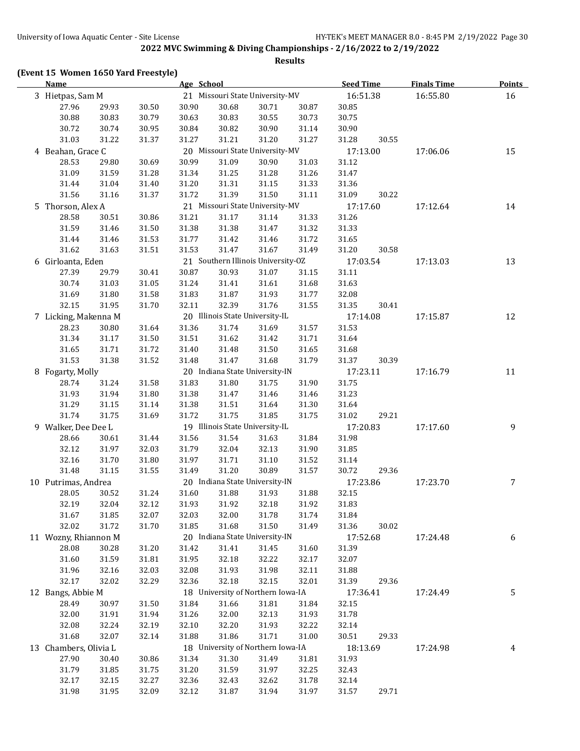## 2022 MVC Swimming & Diving Championships - 2/16/2022 to 2/19/2022

### Results

**(Event 15 Women 1650 Yard Freestyle)**

| Name | | | Age | School | | | Seed Time | | Finals Time | Points |
|---|---|---|---|---|---|---|---|---|---|---|
| 3 Hietpas, Sam M | | | 21 | Missouri State University-MV | | | 16:51.38 | | 16:55.80 | 16 |
| 27.96 | 29.93 | 30.50 | 30.90 | 30.68 | 30.71 | 30.87 | 30.85 | | | |
| 30.88 | 30.83 | 30.79 | 30.63 | 30.83 | 30.55 | 30.73 | 30.75 | | | |
| 30.72 | 30.74 | 30.95 | 30.84 | 30.82 | 30.90 | 31.14 | 30.90 | | | |
| 31.03 | 31.22 | 31.37 | 31.27 | 31.21 | 31.20 | 31.27 | 31.28 | 30.55 | | |
| 4 Beahan, Grace C | | | 20 | Missouri State University-MV | | | 17:13.00 | | 17:06.06 | 15 |
| 28.53 | 29.80 | 30.69 | 30.99 | 31.09 | 30.90 | 31.03 | 31.12 | | | |
| 31.09 | 31.59 | 31.28 | 31.34 | 31.25 | 31.28 | 31.26 | 31.47 | | | |
| 31.44 | 31.04 | 31.40 | 31.20 | 31.31 | 31.15 | 31.33 | 31.36 | | | |
| 31.56 | 31.16 | 31.37 | 31.72 | 31.39 | 31.50 | 31.11 | 31.09 | 30.22 | | |
| 5 Thorson, Alex A | | | 21 | Missouri State University-MV | | | 17:17.60 | | 17:12.64 | 14 |
| 28.58 | 30.51 | 30.86 | 31.21 | 31.17 | 31.14 | 31.33 | 31.26 | | | |
| 31.59 | 31.46 | 31.50 | 31.38 | 31.38 | 31.47 | 31.32 | 31.33 | | | |
| 31.44 | 31.46 | 31.53 | 31.77 | 31.42 | 31.46 | 31.72 | 31.65 | | | |
| 31.62 | 31.63 | 31.51 | 31.53 | 31.47 | 31.67 | 31.49 | 31.20 | 30.58 | | |
| 6 Girloanta, Eden | | | 21 | Southern Illinois University-OZ | | | 17:03.54 | | 17:13.03 | 13 |
| 27.39 | 29.79 | 30.41 | 30.87 | 30.93 | 31.07 | 31.15 | 31.11 | | | |
| 30.74 | 31.03 | 31.05 | 31.24 | 31.41 | 31.61 | 31.68 | 31.63 | | | |
| 31.69 | 31.80 | 31.58 | 31.83 | 31.87 | 31.93 | 31.77 | 32.08 | | | |
| 32.15 | 31.95 | 31.70 | 32.11 | 32.39 | 31.76 | 31.55 | 31.35 | 30.41 | | |
| 7 Licking, Makenna M | | | 20 | Illinois State University-IL | | | 17:14.08 | | 17:15.87 | 12 |
| 28.23 | 30.80 | 31.64 | 31.36 | 31.74 | 31.69 | 31.57 | 31.53 | | | |
| 31.34 | 31.17 | 31.50 | 31.51 | 31.62 | 31.42 | 31.71 | 31.64 | | | |
| 31.65 | 31.71 | 31.72 | 31.40 | 31.48 | 31.50 | 31.65 | 31.68 | | | |
| 31.53 | 31.38 | 31.52 | 31.48 | 31.47 | 31.68 | 31.79 | 31.37 | 30.39 | | |
| 8 Fogarty, Molly | | | 20 | Indiana State University-IN | | | 17:23.11 | | 17:16.79 | 11 |
| 28.74 | 31.24 | 31.58 | 31.83 | 31.80 | 31.75 | 31.90 | 31.75 | | | |
| 31.93 | 31.94 | 31.80 | 31.38 | 31.47 | 31.46 | 31.46 | 31.23 | | | |
| 31.29 | 31.15 | 31.14 | 31.38 | 31.51 | 31.64 | 31.30 | 31.64 | | | |
| 31.74 | 31.75 | 31.69 | 31.72 | 31.75 | 31.85 | 31.75 | 31.02 | 29.21 | | |
| 9 Walker, Dee Dee L | | | 19 | Illinois State University-IL | | | 17:20.83 | | 17:17.60 | 9 |
| 28.66 | 30.61 | 31.44 | 31.56 | 31.54 | 31.63 | 31.84 | 31.98 | | | |
| 32.12 | 31.97 | 32.03 | 31.79 | 32.04 | 32.13 | 31.90 | 31.85 | | | |
| 32.16 | 31.70 | 31.80 | 31.97 | 31.71 | 31.10 | 31.52 | 31.14 | | | |
| 31.48 | 31.15 | 31.55 | 31.49 | 31.20 | 30.89 | 31.57 | 30.72 | 29.36 | | |
| 10 Putrimas, Andrea | | | 20 | Indiana State University-IN | | | 17:23.86 | | 17:23.70 | 7 |
| 28.05 | 30.52 | 31.24 | 31.60 | 31.88 | 31.93 | 31.88 | 32.15 | | | |
| 32.19 | 32.04 | 32.12 | 31.93 | 31.92 | 32.18 | 31.92 | 31.83 | | | |
| 31.67 | 31.85 | 32.07 | 32.03 | 32.00 | 31.78 | 31.74 | 31.84 | | | |
| 32.02 | 31.72 | 31.70 | 31.85 | 31.68 | 31.50 | 31.49 | 31.36 | 30.02 | | |
| 11 Wozny, Rhiannon M | | | 20 | Indiana State University-IN | | | 17:52.68 | | 17:24.48 | 6 |
| 28.08 | 30.28 | 31.20 | 31.42 | 31.41 | 31.45 | 31.60 | 31.39 | | | |
| 31.60 | 31.59 | 31.81 | 31.95 | 32.18 | 32.22 | 32.17 | 32.07 | | | |
| 31.96 | 32.16 | 32.03 | 32.08 | 31.93 | 31.98 | 32.11 | 31.88 | | | |
| 32.17 | 32.02 | 32.29 | 32.36 | 32.18 | 32.15 | 32.01 | 31.39 | 29.36 | | |
| 12 Bangs, Abbie M | | | 18 | University of Northern Iowa-IA | | | 17:36.41 | | 17:24.49 | 5 |
| 28.49 | 30.97 | 31.50 | 31.84 | 31.66 | 31.81 | 31.84 | 32.15 | | | |
| 32.00 | 31.91 | 31.94 | 31.26 | 32.00 | 32.13 | 31.93 | 31.78 | | | |
| 32.08 | 32.24 | 32.19 | 32.10 | 32.20 | 31.93 | 32.22 | 32.14 | | | |
| 31.68 | 32.07 | 32.14 | 31.88 | 31.86 | 31.71 | 31.00 | 30.51 | 29.33 | | |
| 13 Chambers, Olivia L | | | 18 | University of Northern Iowa-IA | | | 18:13.69 | | 17:24.98 | 4 |
| 27.90 | 30.40 | 30.86 | 31.34 | 31.30 | 31.49 | 31.81 | 31.93 | | | |
| 31.79 | 31.85 | 31.75 | 31.20 | 31.59 | 31.97 | 32.25 | 32.43 | | | |
| 32.17 | 32.15 | 32.27 | 32.36 | 32.43 | 32.62 | 31.78 | 32.14 | | | |
| 31.98 | 31.95 | 32.09 | 32.12 | 31.87 | 31.94 | 31.97 | 31.57 | 29.71 | | |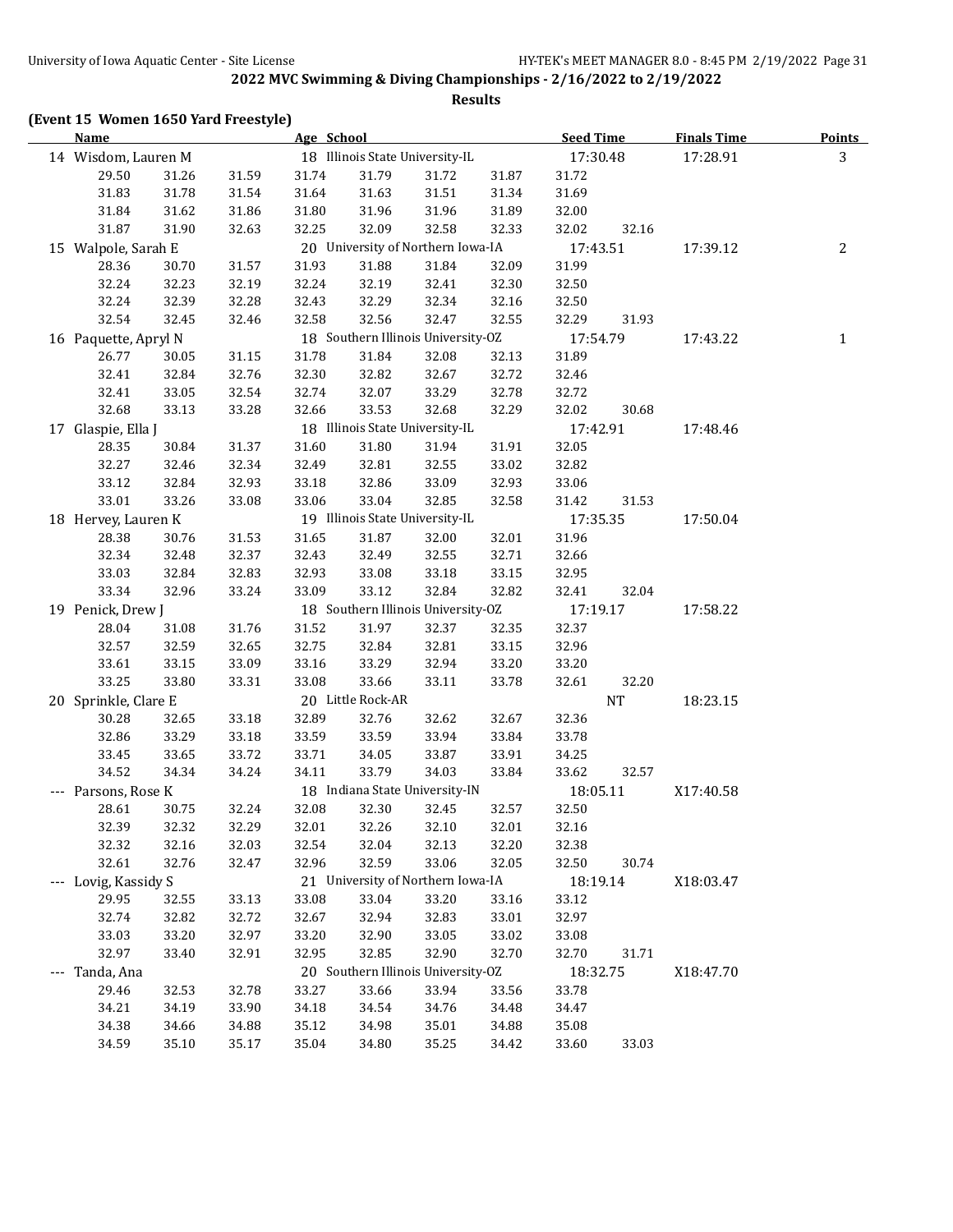**2022 MVC Swimming & Diving Championships - 2/16/2022 to 2/19/2022**

**Results**

**(Event 15 Women 1650 Yard Freestyle)**

| Name | | | Age | School | | | Seed Time | | Finals Time | Points |
|---|---|---|---|---|---|---|---|---|---|---|
| 14 Wisdom, Lauren M | | | 18 | Illinois State University-IL | | | 17:30.48 | | 17:28.91 | 3 |
| 29.50 | 31.26 | 31.59 | 31.74 | 31.79 | 31.72 | 31.87 | 31.72 | | | |
| 31.83 | 31.78 | 31.54 | 31.64 | 31.63 | 31.51 | 31.34 | 31.69 | | | |
| 31.84 | 31.62 | 31.86 | 31.80 | 31.96 | 31.96 | 31.89 | 32.00 | | | |
| 31.87 | 31.90 | 32.63 | 32.25 | 32.09 | 32.58 | 32.33 | 32.02 | 32.16 | | |
| 15 Walpole, Sarah E | | | 20 | University of Northern Iowa-IA | | | 17:43.51 | | 17:39.12 | 2 |
| 28.36 | 30.70 | 31.57 | 31.93 | 31.88 | 31.84 | 32.09 | 31.99 | | | |
| 32.24 | 32.23 | 32.19 | 32.24 | 32.19 | 32.41 | 32.30 | 32.50 | | | |
| 32.24 | 32.39 | 32.28 | 32.43 | 32.29 | 32.34 | 32.16 | 32.50 | | | |
| 32.54 | 32.45 | 32.46 | 32.58 | 32.56 | 32.47 | 32.55 | 32.29 | 31.93 | | |
| 16 Paquette, Apryl N | | | 18 | Southern Illinois University-OZ | | | 17:54.79 | | 17:43.22 | 1 |
| 26.77 | 30.05 | 31.15 | 31.78 | 31.84 | 32.08 | 32.13 | 31.89 | | | |
| 32.41 | 32.84 | 32.76 | 32.30 | 32.82 | 32.67 | 32.72 | 32.46 | | | |
| 32.41 | 33.05 | 32.54 | 32.74 | 32.07 | 33.29 | 32.78 | 32.72 | | | |
| 32.68 | 33.13 | 33.28 | 32.66 | 33.53 | 32.68 | 32.29 | 32.02 | 30.68 | | |
| 17 Glaspie, Ella J | | | 18 | Illinois State University-IL | | | 17:42.91 | | 17:48.46 | |
| 28.35 | 30.84 | 31.37 | 31.60 | 31.80 | 31.94 | 31.91 | 32.05 | | | |
| 32.27 | 32.46 | 32.34 | 32.49 | 32.81 | 32.55 | 33.02 | 32.82 | | | |
| 33.12 | 32.84 | 32.93 | 33.18 | 32.86 | 33.09 | 32.93 | 33.06 | | | |
| 33.01 | 33.26 | 33.08 | 33.06 | 33.04 | 32.85 | 32.58 | 31.42 | 31.53 | | |
| 18 Hervey, Lauren K | | | 19 | Illinois State University-IL | | | 17:35.35 | | 17:50.04 | |
| 28.38 | 30.76 | 31.53 | 31.65 | 31.87 | 32.00 | 32.01 | 31.96 | | | |
| 32.34 | 32.48 | 32.37 | 32.43 | 32.49 | 32.55 | 32.71 | 32.66 | | | |
| 33.03 | 32.84 | 32.83 | 32.93 | 33.08 | 33.18 | 33.15 | 32.95 | | | |
| 33.34 | 32.96 | 33.24 | 33.09 | 33.12 | 32.84 | 32.82 | 32.41 | 32.04 | | |
| 19 Penick, Drew J | | | 18 | Southern Illinois University-OZ | | | 17:19.17 | | 17:58.22 | |
| 28.04 | 31.08 | 31.76 | 31.52 | 31.97 | 32.37 | 32.35 | 32.37 | | | |
| 32.57 | 32.59 | 32.65 | 32.75 | 32.84 | 32.81 | 33.15 | 32.96 | | | |
| 33.61 | 33.15 | 33.09 | 33.16 | 33.29 | 32.94 | 33.20 | 33.20 | | | |
| 33.25 | 33.80 | 33.31 | 33.08 | 33.66 | 33.11 | 33.78 | 32.61 | 32.20 | | |
| 20 Sprinkle, Clare E | | | 20 | Little Rock-AR | | | NT | | 18:23.15 | |
| 30.28 | 32.65 | 33.18 | 32.89 | 32.76 | 32.62 | 32.67 | 32.36 | | | |
| 32.86 | 33.29 | 33.18 | 33.59 | 33.59 | 33.94 | 33.84 | 33.78 | | | |
| 33.45 | 33.65 | 33.72 | 33.71 | 34.05 | 33.87 | 33.91 | 34.25 | | | |
| 34.52 | 34.34 | 34.24 | 34.11 | 33.79 | 34.03 | 33.84 | 33.62 | 32.57 | | |
| --- Parsons, Rose K | | | 18 | Indiana State University-IN | | | 18:05.11 | | X17:40.58 | |
| 28.61 | 30.75 | 32.24 | 32.08 | 32.30 | 32.45 | 32.57 | 32.50 | | | |
| 32.39 | 32.32 | 32.29 | 32.01 | 32.26 | 32.10 | 32.01 | 32.16 | | | |
| 32.32 | 32.16 | 32.03 | 32.54 | 32.04 | 32.13 | 32.20 | 32.38 | | | |
| 32.61 | 32.76 | 32.47 | 32.96 | 32.59 | 33.06 | 32.05 | 32.50 | 30.74 | | |
| --- Lovig, Kassidy S | | | 21 | University of Northern Iowa-IA | | | 18:19.14 | | X18:03.47 | |
| 29.95 | 32.55 | 33.13 | 33.08 | 33.04 | 33.20 | 33.16 | 33.12 | | | |
| 32.74 | 32.82 | 32.72 | 32.67 | 32.94 | 32.83 | 33.01 | 32.97 | | | |
| 33.03 | 33.20 | 32.97 | 33.20 | 32.90 | 33.05 | 33.02 | 33.08 | | | |
| 32.97 | 33.40 | 32.91 | 32.95 | 32.85 | 32.90 | 32.70 | 32.70 | 31.71 | | |
| --- Tanda, Ana | | | 20 | Southern Illinois University-OZ | | | 18:32.75 | | X18:47.70 | |
| 29.46 | 32.53 | 32.78 | 33.27 | 33.66 | 33.94 | 33.56 | 33.78 | | | |
| 34.21 | 34.19 | 33.90 | 34.18 | 34.54 | 34.76 | 34.48 | 34.47 | | | |
| 34.38 | 34.66 | 34.88 | 35.12 | 34.98 | 35.01 | 34.88 | 35.08 | | | |
| 34.59 | 35.10 | 35.17 | 35.04 | 34.80 | 35.25 | 34.42 | 33.60 | 33.03 | | |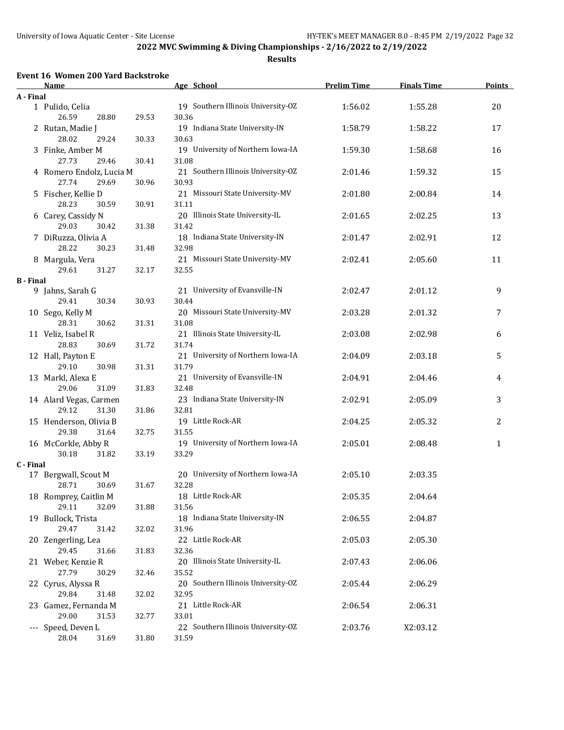# 2022 MVC Swimming & Diving Championships - 2/16/2022 to 2/19/2022

## Results

### Event 16 Women 200 Yard Backstroke

| Name | Age | School | Prelim Time | Finals Time | Points |
|---|---|---|---|---|---|
| **A - Final** | | | | | |
| 1 Pulido, Celia | 19 | Southern Illinois University-OZ | 1:56.02 | 1:55.28 | 20 |
| 26.59 28.80 29.53 30.36 | | | | | |
| 2 Rutan, Madie J | 19 | Indiana State University-IN | 1:58.79 | 1:58.22 | 17 |
| 28.02 29.24 30.33 30.63 | | | | | |
| 3 Finke, Amber M | 19 | University of Northern Iowa-IA | 1:59.30 | 1:58.68 | 16 |
| 27.73 29.46 30.41 31.08 | | | | | |
| 4 Romero Endolz, Lucia M | 21 | Southern Illinois University-OZ | 2:01.46 | 1:59.32 | 15 |
| 27.74 29.69 30.96 30.93 | | | | | |
| 5 Fischer, Kellie D | 21 | Missouri State University-MV | 2:01.80 | 2:00.84 | 14 |
| 28.23 30.59 30.91 31.11 | | | | | |
| 6 Carey, Cassidy N | 20 | Illinois State University-IL | 2:01.65 | 2:02.25 | 13 |
| 29.03 30.42 31.38 31.42 | | | | | |
| 7 DiRuzza, Olivia A | 18 | Indiana State University-IN | 2:01.47 | 2:02.91 | 12 |
| 28.22 30.23 31.48 32.98 | | | | | |
| 8 Margula, Vera | 21 | Missouri State University-MV | 2:02.41 | 2:05.60 | 11 |
| 29.61 31.27 32.17 32.55 | | | | | |
| **B - Final** | | | | | |
| 9 Jahns, Sarah G | 21 | University of Evansville-IN | 2:02.47 | 2:01.12 | 9 |
| 29.41 30.34 30.93 30.44 | | | | | |
| 10 Sego, Kelly M | 20 | Missouri State University-MV | 2:03.28 | 2:01.32 | 7 |
| 28.31 30.62 31.31 31.08 | | | | | |
| 11 Veliz, Isabel R | 21 | Illinois State University-IL | 2:03.08 | 2:02.98 | 6 |
| 28.83 30.69 31.72 31.74 | | | | | |
| 12 Hall, Payton E | 21 | University of Northern Iowa-IA | 2:04.09 | 2:03.18 | 5 |
| 29.10 30.98 31.31 31.79 | | | | | |
| 13 Markl, Alexa E | 21 | University of Evansville-IN | 2:04.91 | 2:04.46 | 4 |
| 29.06 31.09 31.83 32.48 | | | | | |
| 14 Alard Vegas, Carmen | 23 | Indiana State University-IN | 2:02.91 | 2:05.09 | 3 |
| 29.12 31.30 31.86 32.81 | | | | | |
| 15 Henderson, Olivia B | 19 | Little Rock-AR | 2:04.25 | 2:05.32 | 2 |
| 29.38 31.64 32.75 31.55 | | | | | |
| 16 McCorkle, Abby R | 19 | University of Northern Iowa-IA | 2:05.01 | 2:08.48 | 1 |
| 30.18 31.82 33.19 33.29 | | | | | |
| **C - Final** | | | | | |
| 17 Bergwall, Scout M | 20 | University of Northern Iowa-IA | 2:05.10 | 2:03.35 | |
| 28.71 30.69 31.67 32.28 | | | | | |
| 18 Romprey, Caitlin M | 18 | Little Rock-AR | 2:05.35 | 2:04.64 | |
| 29.11 32.09 31.88 31.56 | | | | | |
| 19 Bullock, Trista | 18 | Indiana State University-IN | 2:06.55 | 2:04.87 | |
| 29.47 31.42 32.02 31.96 | | | | | |
| 20 Zengerling, Lea | 22 | Little Rock-AR | 2:05.03 | 2:05.30 | |
| 29.45 31.66 31.83 32.36 | | | | | |
| 21 Weber, Kenzie R | 20 | Illinois State University-IL | 2:07.43 | 2:06.06 | |
| 27.79 30.29 32.46 35.52 | | | | | |
| 22 Cyrus, Alyssa R | 20 | Southern Illinois University-OZ | 2:05.44 | 2:06.29 | |
| 29.84 31.48 32.02 32.95 | | | | | |
| 23 Gamez, Fernanda M | 21 | Little Rock-AR | 2:06.54 | 2:06.31 | |
| 29.00 31.53 32.77 33.01 | | | | | |
| --- Speed, Deven L | 22 | Southern Illinois University-OZ | 2:03.76 | X2:03.12 | |
| 28.04 31.69 31.80 31.59 | | | | | |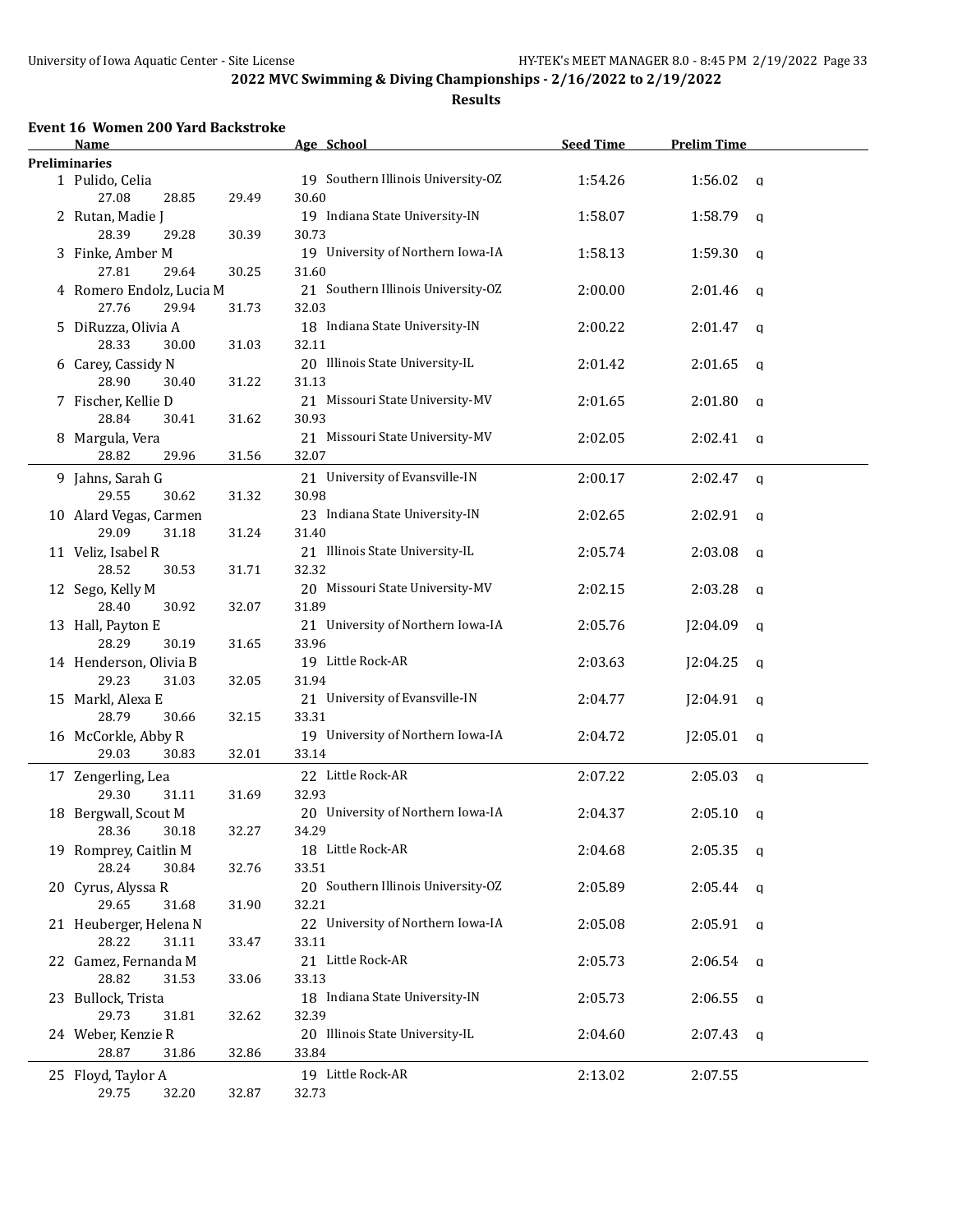## 2022 MVC Swimming & Diving Championships - 2/16/2022 to 2/19/2022

### Results

#### Event 16 Women 200 Yard Backstroke

| | Name | Age | School | Seed Time | Prelim Time | |
|---|---|---|---|---|---|---|
| **Preliminaries** | | | | | | |
| 1 | Pulido, Celia | 19 | Southern Illinois University-OZ | 1:54.26 | 1:56.02 | q |
| | 27.08 28.85 29.49 30.60 | | | | | |
| 2 | Rutan, Madie J | 19 | Indiana State University-IN | 1:58.07 | 1:58.79 | q |
| | 28.39 29.28 30.39 30.73 | | | | | |
| 3 | Finke, Amber M | 19 | University of Northern Iowa-IA | 1:58.13 | 1:59.30 | q |
| | 27.81 29.64 30.25 31.60 | | | | | |
| 4 | Romero Endolz, Lucia M | 21 | Southern Illinois University-OZ | 2:00.00 | 2:01.46 | q |
| | 27.76 29.94 31.73 32.03 | | | | | |
| 5 | DiRuzza, Olivia A | 18 | Indiana State University-IN | 2:00.22 | 2:01.47 | q |
| | 28.33 30.00 31.03 32.11 | | | | | |
| 6 | Carey, Cassidy N | 20 | Illinois State University-IL | 2:01.42 | 2:01.65 | q |
| | 28.90 30.40 31.22 31.13 | | | | | |
| 7 | Fischer, Kellie D | 21 | Missouri State University-MV | 2:01.65 | 2:01.80 | q |
| | 28.84 30.41 31.62 30.93 | | | | | |
| 8 | Margula, Vera | 21 | Missouri State University-MV | 2:02.05 | 2:02.41 | q |
| | 28.82 29.96 31.56 32.07 | | | | | |
| 9 | Jahns, Sarah G | 21 | University of Evansville-IN | 2:00.17 | 2:02.47 | q |
| | 29.55 30.62 31.32 30.98 | | | | | |
| 10 | Alard Vegas, Carmen | 23 | Indiana State University-IN | 2:02.65 | 2:02.91 | q |
| | 29.09 31.18 31.24 31.40 | | | | | |
| 11 | Veliz, Isabel R | 21 | Illinois State University-IL | 2:05.74 | 2:03.08 | q |
| | 28.52 30.53 31.71 32.32 | | | | | |
| 12 | Sego, Kelly M | 20 | Missouri State University-MV | 2:02.15 | 2:03.28 | q |
| | 28.40 30.92 32.07 31.89 | | | | | |
| 13 | Hall, Payton E | 21 | University of Northern Iowa-IA | 2:05.76 | J2:04.09 | q |
| | 28.29 30.19 31.65 33.96 | | | | | |
| 14 | Henderson, Olivia B | 19 | Little Rock-AR | 2:03.63 | J2:04.25 | q |
| | 29.23 31.03 32.05 31.94 | | | | | |
| 15 | Markl, Alexa E | 21 | University of Evansville-IN | 2:04.77 | J2:04.91 | q |
| | 28.79 30.66 32.15 33.31 | | | | | |
| 16 | McCorkle, Abby R | 19 | University of Northern Iowa-IA | 2:04.72 | J2:05.01 | q |
| | 29.03 30.83 32.01 33.14 | | | | | |
| 17 | Zengerling, Lea | 22 | Little Rock-AR | 2:07.22 | 2:05.03 | q |
| | 29.30 31.11 31.69 32.93 | | | | | |
| 18 | Bergwall, Scout M | 20 | University of Northern Iowa-IA | 2:04.37 | 2:05.10 | q |
| | 28.36 30.18 32.27 34.29 | | | | | |
| 19 | Romprey, Caitlin M | 18 | Little Rock-AR | 2:04.68 | 2:05.35 | q |
| | 28.24 30.84 32.76 33.51 | | | | | |
| 20 | Cyrus, Alyssa R | 20 | Southern Illinois University-OZ | 2:05.89 | 2:05.44 | q |
| | 29.65 31.68 31.90 32.21 | | | | | |
| 21 | Heuberger, Helena N | 22 | University of Northern Iowa-IA | 2:05.08 | 2:05.91 | q |
| | 28.22 31.11 33.47 33.11 | | | | | |
| 22 | Gamez, Fernanda M | 21 | Little Rock-AR | 2:05.73 | 2:06.54 | q |
| | 28.82 31.53 33.06 33.13 | | | | | |
| 23 | Bullock, Trista | 18 | Indiana State University-IN | 2:05.73 | 2:06.55 | q |
| | 29.73 31.81 32.62 32.39 | | | | | |
| 24 | Weber, Kenzie R | 20 | Illinois State University-IL | 2:04.60 | 2:07.43 | q |
| | 28.87 31.86 32.86 33.84 | | | | | |
| 25 | Floyd, Taylor A | 19 | Little Rock-AR | 2:13.02 | 2:07.55 | |
| | 29.75 32.20 32.87 32.73 | | | | | |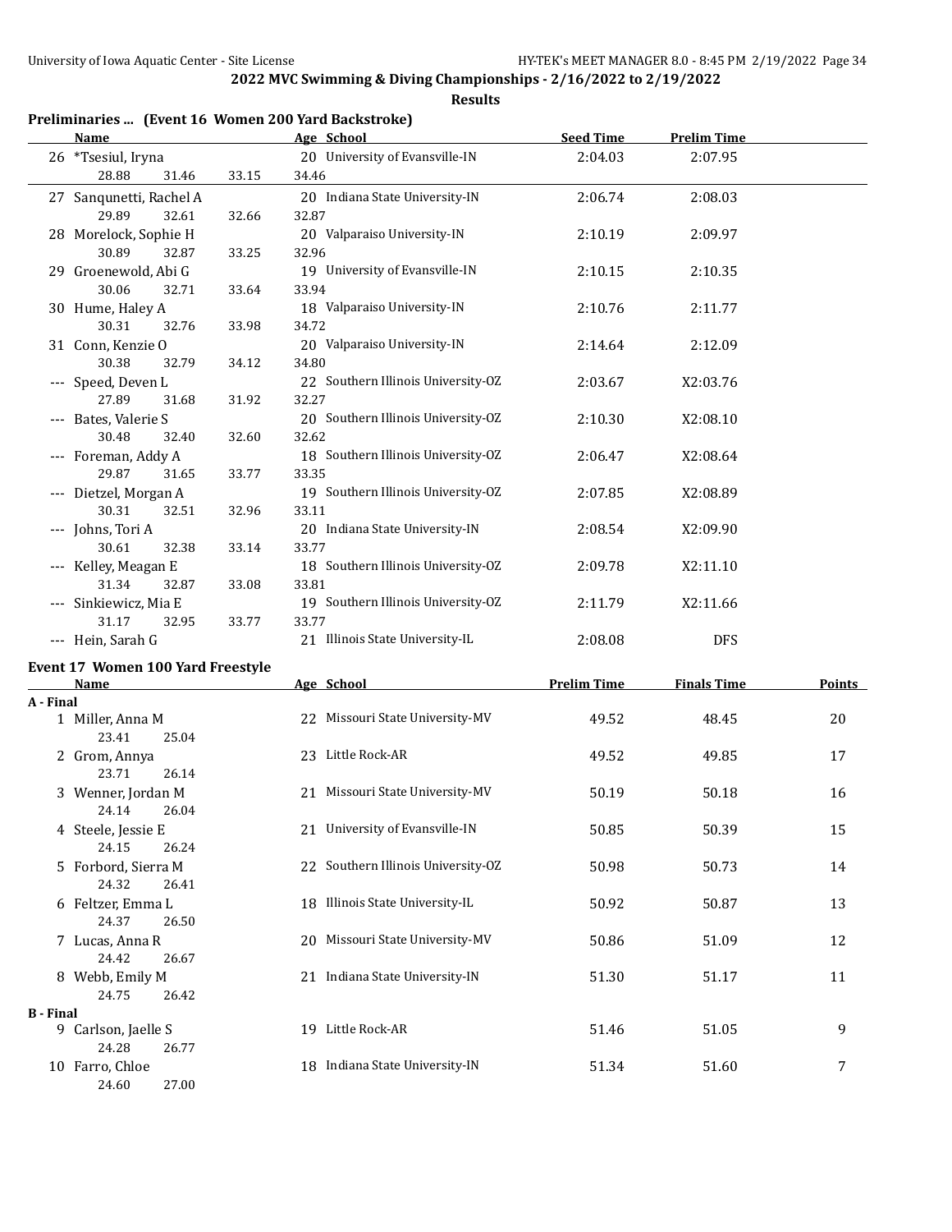## 2022 MVC Swimming & Diving Championships - 2/16/2022 to 2/19/2022

### Results

### Preliminaries ... (Event 16 Women 200 Yard Backstroke)

| | Name | Age | School | Seed Time | Prelim Time |
|---|---|---|---|---|---|
| 26 | *Tsesiul, Iryna | 20 | University of Evansville-IN | 2:04.03 | 2:07.95 |
| | 28.88 31.46 33.15 34.46 | | | | |
| 27 | Sanqunetti, Rachel A | 20 | Indiana State University-IN | 2:06.74 | 2:08.03 |
| | 29.89 32.61 32.66 32.87 | | | | |
| 28 | Morelock, Sophie H | 20 | Valparaiso University-IN | 2:10.19 | 2:09.97 |
| | 30.89 32.87 33.25 32.96 | | | | |
| 29 | Groenewold, Abi G | 19 | University of Evansville-IN | 2:10.15 | 2:10.35 |
| | 30.06 32.71 33.64 33.94 | | | | |
| 30 | Hume, Haley A | 18 | Valparaiso University-IN | 2:10.76 | 2:11.77 |
| | 30.31 32.76 33.98 34.72 | | | | |
| 31 | Conn, Kenzie O | 20 | Valparaiso University-IN | 2:14.64 | 2:12.09 |
| | 30.38 32.79 34.12 34.80 | | | | |
| --- | Speed, Deven L | 22 | Southern Illinois University-OZ | 2:03.67 | X2:03.76 |
| | 27.89 31.68 31.92 32.27 | | | | |
| --- | Bates, Valerie S | 20 | Southern Illinois University-OZ | 2:10.30 | X2:08.10 |
| | 30.48 32.40 32.60 32.62 | | | | |
| --- | Foreman, Addy A | 18 | Southern Illinois University-OZ | 2:06.47 | X2:08.64 |
| | 29.87 31.65 33.77 33.35 | | | | |
| --- | Dietzel, Morgan A | 19 | Southern Illinois University-OZ | 2:07.85 | X2:08.89 |
| | 30.31 32.51 32.96 33.11 | | | | |
| --- | Johns, Tori A | 20 | Indiana State University-IN | 2:08.54 | X2:09.90 |
| | 30.61 32.38 33.14 33.77 | | | | |
| --- | Kelley, Meagan E | 18 | Southern Illinois University-OZ | 2:09.78 | X2:11.10 |
| | 31.34 32.87 33.08 33.81 | | | | |
| --- | Sinkiewicz, Mia E | 19 | Southern Illinois University-OZ | 2:11.79 | X2:11.66 |
| | 31.17 32.95 33.77 33.77 | | | | |
| --- | Hein, Sarah G | 21 | Illinois State University-IL | 2:08.08 | DFS |

### Event 17 Women 100 Yard Freestyle

| | Name | Age | School | Prelim Time | Finals Time | Points |
|---|---|---|---|---|---|---|
| **A - Final** | | | | | | |
| 1 | Miller, Anna M | 22 | Missouri State University-MV | 49.52 | 48.45 | 20 |
| | 23.41 25.04 | | | | | |
| 2 | Grom, Annya | 23 | Little Rock-AR | 49.52 | 49.85 | 17 |
| | 23.71 26.14 | | | | | |
| 3 | Wenner, Jordan M | 21 | Missouri State University-MV | 50.19 | 50.18 | 16 |
| | 24.14 26.04 | | | | | |
| 4 | Steele, Jessie E | 21 | University of Evansville-IN | 50.85 | 50.39 | 15 |
| | 24.15 26.24 | | | | | |
| 5 | Forbord, Sierra M | 22 | Southern Illinois University-OZ | 50.98 | 50.73 | 14 |
| | 24.32 26.41 | | | | | |
| 6 | Feltzer, Emma L | 18 | Illinois State University-IL | 50.92 | 50.87 | 13 |
| | 24.37 26.50 | | | | | |
| 7 | Lucas, Anna R | 20 | Missouri State University-MV | 50.86 | 51.09 | 12 |
| | 24.42 26.67 | | | | | |
| 8 | Webb, Emily M | 21 | Indiana State University-IN | 51.30 | 51.17 | 11 |
| | 24.75 26.42 | | | | | |
| **B - Final** | | | | | | |
| 9 | Carlson, Jaelle S | 19 | Little Rock-AR | 51.46 | 51.05 | 9 |
| | 24.28 26.77 | | | | | |
| 10 | Farro, Chloe | 18 | Indiana State University-IN | 51.34 | 51.60 | 7 |
| | 24.60 27.00 | | | | | |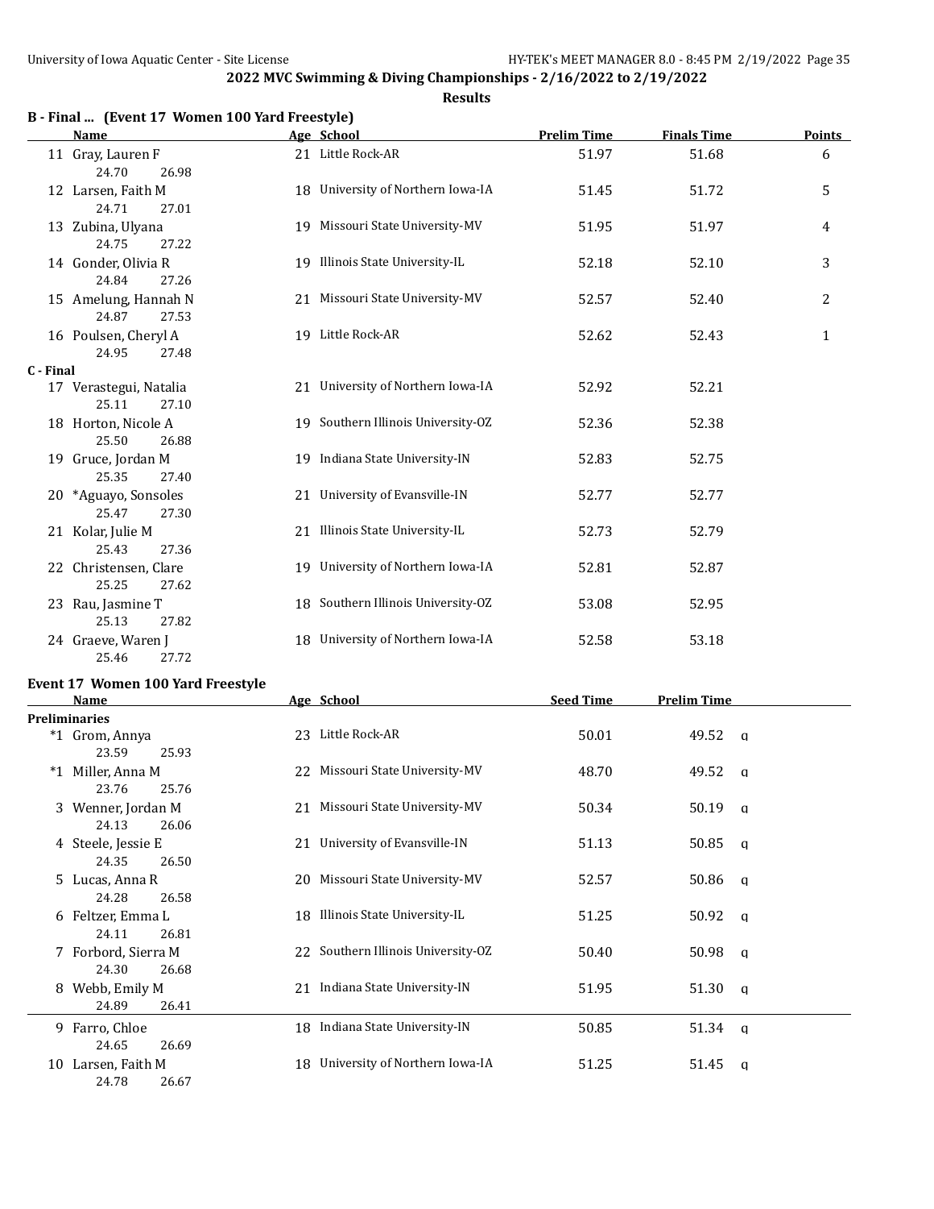2022 MVC Swimming & Diving Championships - 2/16/2022 to 2/19/2022

**Results**

### B - Final ... (Event 17 Women 100 Yard Freestyle)

| | Name | Age | School | Prelim Time | Finals Time | Points |
|---|---|---|---|---|---|---|
| 11 | Gray, Lauren F | 21 | Little Rock-AR | 51.97 | 51.68 | 6 |
| | 24.70 26.98 | | | | | |
| 12 | Larsen, Faith M | 18 | University of Northern Iowa-IA | 51.45 | 51.72 | 5 |
| | 24.71 27.01 | | | | | |
| 13 | Zubina, Ulyana | 19 | Missouri State University-MV | 51.95 | 51.97 | 4 |
| | 24.75 27.22 | | | | | |
| 14 | Gonder, Olivia R | 19 | Illinois State University-IL | 52.18 | 52.10 | 3 |
| | 24.84 27.26 | | | | | |
| 15 | Amelung, Hannah N | 21 | Missouri State University-MV | 52.57 | 52.40 | 2 |
| | 24.87 27.53 | | | | | |
| 16 | Poulsen, Cheryl A | 19 | Little Rock-AR | 52.62 | 52.43 | 1 |
| | 24.95 27.48 | | | | | |
| **C - Final** | | | | | | |
| 17 | Verastegui, Natalia | 21 | University of Northern Iowa-IA | 52.92 | 52.21 | |
| | 25.11 27.10 | | | | | |
| 18 | Horton, Nicole A | 19 | Southern Illinois University-OZ | 52.36 | 52.38 | |
| | 25.50 26.88 | | | | | |
| 19 | Gruce, Jordan M | 19 | Indiana State University-IN | 52.83 | 52.75 | |
| | 25.35 27.40 | | | | | |
| 20 | *Aguayo, Sonsoles | 21 | University of Evansville-IN | 52.77 | 52.77 | |
| | 25.47 27.30 | | | | | |
| 21 | Kolar, Julie M | 21 | Illinois State University-IL | 52.73 | 52.79 | |
| | 25.43 27.36 | | | | | |
| 22 | Christensen, Clare | 19 | University of Northern Iowa-IA | 52.81 | 52.87 | |
| | 25.25 27.62 | | | | | |
| 23 | Rau, Jasmine T | 18 | Southern Illinois University-OZ | 53.08 | 52.95 | |
| | 25.13 27.82 | | | | | |
| 24 | Graeve, Waren J | 18 | University of Northern Iowa-IA | 52.58 | 53.18 | |
| | 25.46 27.72 | | | | | |

### Event 17 Women 100 Yard Freestyle

| | Name | Age | School | Seed Time | Prelim Time | |
|---|---|---|---|---|---|---|
| **Preliminaries** | | | | | | |
| *1 | Grom, Annya | 23 | Little Rock-AR | 50.01 | 49.52 | q |
| | 23.59 25.93 | | | | | |
| *1 | Miller, Anna M | 22 | Missouri State University-MV | 48.70 | 49.52 | q |
| | 23.76 25.76 | | | | | |
| 3 | Wenner, Jordan M | 21 | Missouri State University-MV | 50.34 | 50.19 | q |
| | 24.13 26.06 | | | | | |
| 4 | Steele, Jessie E | 21 | University of Evansville-IN | 51.13 | 50.85 | q |
| | 24.35 26.50 | | | | | |
| 5 | Lucas, Anna R | 20 | Missouri State University-MV | 52.57 | 50.86 | q |
| | 24.28 26.58 | | | | | |
| 6 | Feltzer, Emma L | 18 | Illinois State University-IL | 51.25 | 50.92 | q |
| | 24.11 26.81 | | | | | |
| 7 | Forbord, Sierra M | 22 | Southern Illinois University-OZ | 50.40 | 50.98 | q |
| | 24.30 26.68 | | | | | |
| 8 | Webb, Emily M | 21 | Indiana State University-IN | 51.95 | 51.30 | q |
| | 24.89 26.41 | | | | | |
| 9 | Farro, Chloe | 18 | Indiana State University-IN | 50.85 | 51.34 | q |
| | 24.65 26.69 | | | | | |
| 10 | Larsen, Faith M | 18 | University of Northern Iowa-IA | 51.25 | 51.45 | q |
| | 24.78 26.67 | | | | | |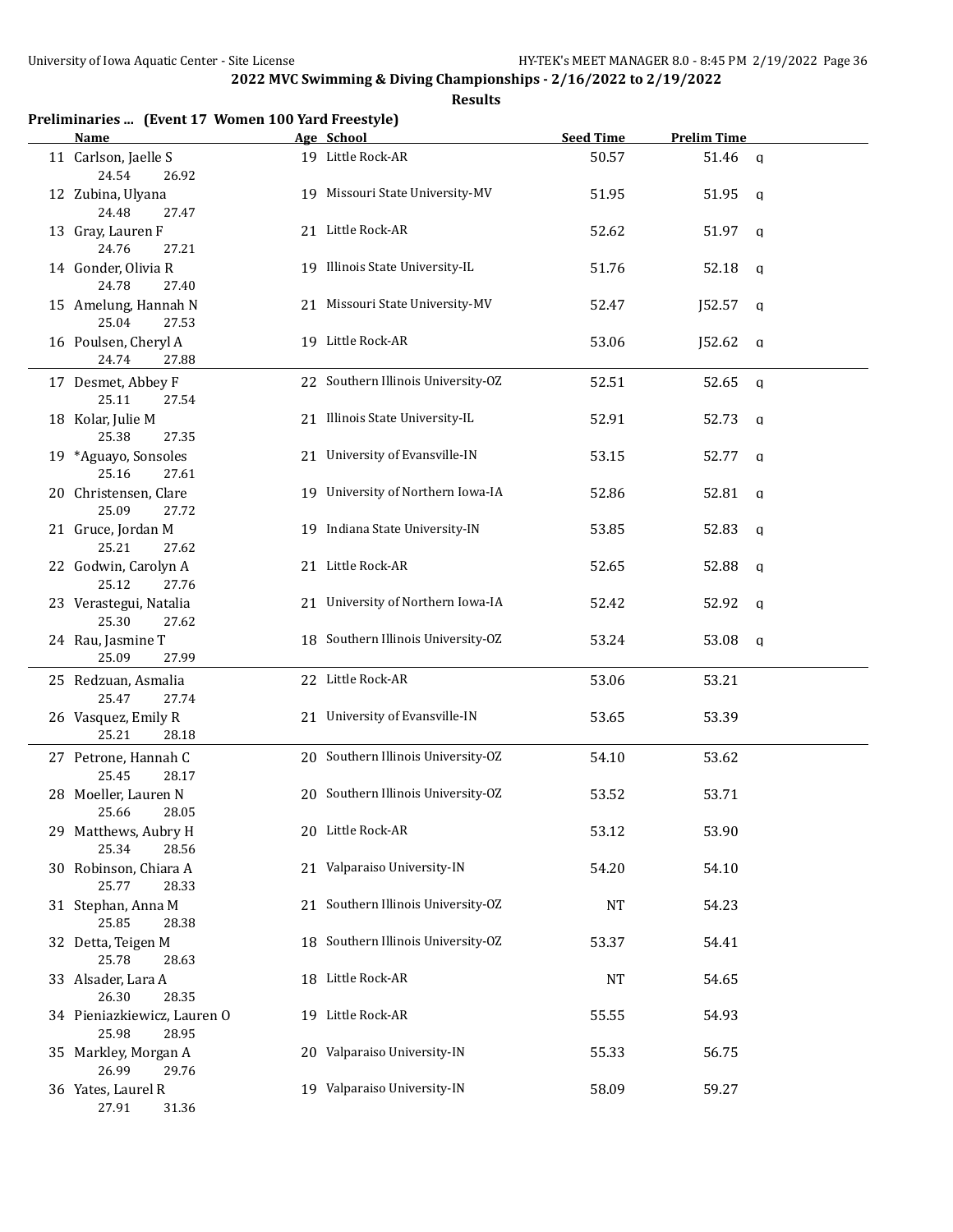## 2022 MVC Swimming & Diving Championships - 2/16/2022 to 2/19/2022

### Results

**Preliminaries ... (Event 17 Women 100 Yard Freestyle)**

| | Name | Age | School | Seed Time | Prelim Time | |
|---|---|---|---|---|---|---|
| 11 | Carlson, Jaelle S | 19 | Little Rock-AR | 50.57 | 51.46 | q |
| | 24.54 26.92 | | | | | |
| 12 | Zubina, Ulyana | 19 | Missouri State University-MV | 51.95 | 51.95 | q |
| | 24.48 27.47 | | | | | |
| 13 | Gray, Lauren F | 21 | Little Rock-AR | 52.62 | 51.97 | q |
| | 24.76 27.21 | | | | | |
| 14 | Gonder, Olivia R | 19 | Illinois State University-IL | 51.76 | 52.18 | q |
| | 24.78 27.40 | | | | | |
| 15 | Amelung, Hannah N | 21 | Missouri State University-MV | 52.47 | J52.57 | q |
| | 25.04 27.53 | | | | | |
| 16 | Poulsen, Cheryl A | 19 | Little Rock-AR | 53.06 | J52.62 | q |
| | 24.74 27.88 | | | | | |
| 17 | Desmet, Abbey F | 22 | Southern Illinois University-OZ | 52.51 | 52.65 | q |
| | 25.11 27.54 | | | | | |
| 18 | Kolar, Julie M | 21 | Illinois State University-IL | 52.91 | 52.73 | q |
| | 25.38 27.35 | | | | | |
| 19 | *Aguayo, Sonsoles | 21 | University of Evansville-IN | 53.15 | 52.77 | q |
| | 25.16 27.61 | | | | | |
| 20 | Christensen, Clare | 19 | University of Northern Iowa-IA | 52.86 | 52.81 | q |
| | 25.09 27.72 | | | | | |
| 21 | Gruce, Jordan M | 19 | Indiana State University-IN | 53.85 | 52.83 | q |
| | 25.21 27.62 | | | | | |
| 22 | Godwin, Carolyn A | 21 | Little Rock-AR | 52.65 | 52.88 | q |
| | 25.12 27.76 | | | | | |
| 23 | Verastegui, Natalia | 21 | University of Northern Iowa-IA | 52.42 | 52.92 | q |
| | 25.30 27.62 | | | | | |
| 24 | Rau, Jasmine T | 18 | Southern Illinois University-OZ | 53.24 | 53.08 | q |
| | 25.09 27.99 | | | | | |
| 25 | Redzuan, Asmalia | 22 | Little Rock-AR | 53.06 | 53.21 | |
| | 25.47 27.74 | | | | | |
| 26 | Vasquez, Emily R | 21 | University of Evansville-IN | 53.65 | 53.39 | |
| | 25.21 28.18 | | | | | |
| 27 | Petrone, Hannah C | 20 | Southern Illinois University-OZ | 54.10 | 53.62 | |
| | 25.45 28.17 | | | | | |
| 28 | Moeller, Lauren N | 20 | Southern Illinois University-OZ | 53.52 | 53.71 | |
| | 25.66 28.05 | | | | | |
| 29 | Matthews, Aubry H | 20 | Little Rock-AR | 53.12 | 53.90 | |
| | 25.34 28.56 | | | | | |
| 30 | Robinson, Chiara A | 21 | Valparaiso University-IN | 54.20 | 54.10 | |
| | 25.77 28.33 | | | | | |
| 31 | Stephan, Anna M | 21 | Southern Illinois University-OZ | NT | 54.23 | |
| | 25.85 28.38 | | | | | |
| 32 | Detta, Teigen M | 18 | Southern Illinois University-OZ | 53.37 | 54.41 | |
| | 25.78 28.63 | | | | | |
| 33 | Alsader, Lara A | 18 | Little Rock-AR | NT | 54.65 | |
| | 26.30 28.35 | | | | | |
| 34 | Pieniazkiewicz, Lauren O | 19 | Little Rock-AR | 55.55 | 54.93 | |
| | 25.98 28.95 | | | | | |
| 35 | Markley, Morgan A | 20 | Valparaiso University-IN | 55.33 | 56.75 | |
| | 26.99 29.76 | | | | | |
| 36 | Yates, Laurel R | 19 | Valparaiso University-IN | 58.09 | 59.27 | |
| | 27.91 31.36 | | | | | |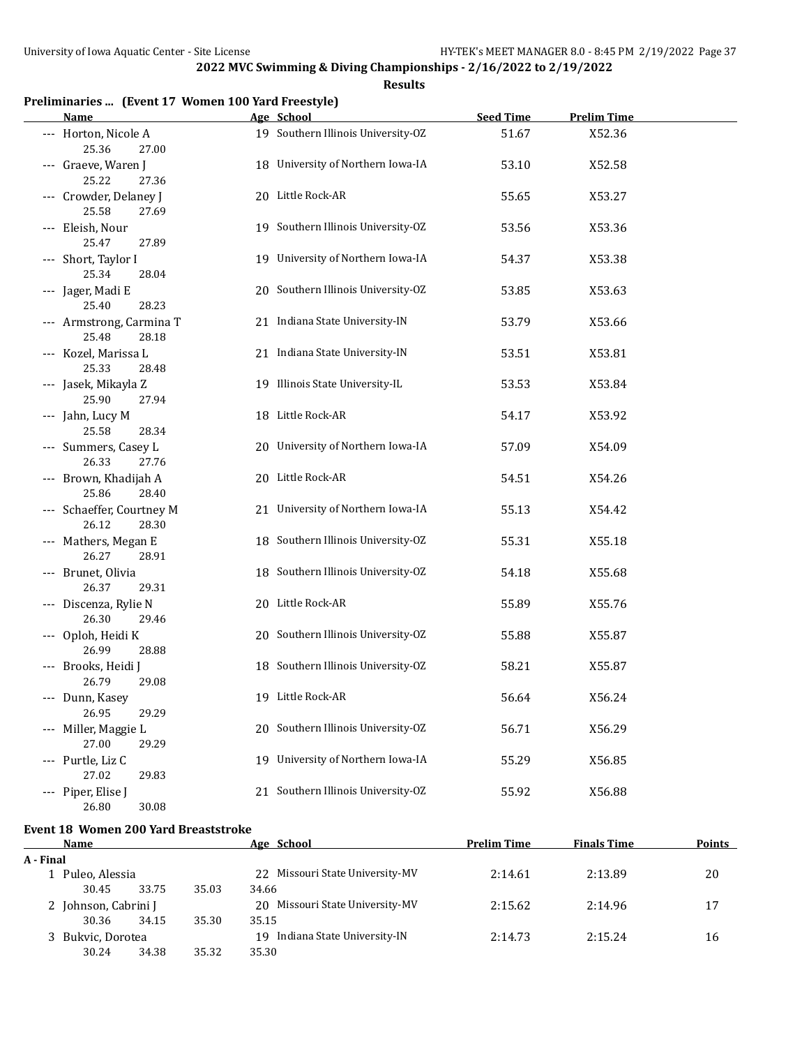**2022 MVC Swimming & Diving Championships - 2/16/2022 to 2/19/2022**

**Results**

## Preliminaries ... (Event 17 Women 100 Yard Freestyle)

| | Name | Age | School | Seed Time | Prelim Time |
|---|---|---|---|---|---|
| --- | Horton, Nicole A | 19 | Southern Illinois University-OZ | 51.67 | X52.36 |
| | 25.36 27.00 | | | | |
| --- | Graeve, Waren J | 18 | University of Northern Iowa-IA | 53.10 | X52.58 |
| | 25.22 27.36 | | | | |
| --- | Crowder, Delaney J | 20 | Little Rock-AR | 55.65 | X53.27 |
| | 25.58 27.69 | | | | |
| --- | Eleish, Nour | 19 | Southern Illinois University-OZ | 53.56 | X53.36 |
| | 25.47 27.89 | | | | |
| --- | Short, Taylor I | 19 | University of Northern Iowa-IA | 54.37 | X53.38 |
| | 25.34 28.04 | | | | |
| --- | Jager, Madi E | 20 | Southern Illinois University-OZ | 53.85 | X53.63 |
| | 25.40 28.23 | | | | |
| --- | Armstrong, Carmina T | 21 | Indiana State University-IN | 53.79 | X53.66 |
| | 25.48 28.18 | | | | |
| --- | Kozel, Marissa L | 21 | Indiana State University-IN | 53.51 | X53.81 |
| | 25.33 28.48 | | | | |
| --- | Jasek, Mikayla Z | 19 | Illinois State University-IL | 53.53 | X53.84 |
| | 25.90 27.94 | | | | |
| --- | Jahn, Lucy M | 18 | Little Rock-AR | 54.17 | X53.92 |
| | 25.58 28.34 | | | | |
| --- | Summers, Casey L | 20 | University of Northern Iowa-IA | 57.09 | X54.09 |
| | 26.33 27.76 | | | | |
| --- | Brown, Khadijah A | 20 | Little Rock-AR | 54.51 | X54.26 |
| | 25.86 28.40 | | | | |
| --- | Schaeffer, Courtney M | 21 | University of Northern Iowa-IA | 55.13 | X54.42 |
| | 26.12 28.30 | | | | |
| --- | Mathers, Megan E | 18 | Southern Illinois University-OZ | 55.31 | X55.18 |
| | 26.27 28.91 | | | | |
| --- | Brunet, Olivia | 18 | Southern Illinois University-OZ | 54.18 | X55.68 |
| | 26.37 29.31 | | | | |
| --- | Discenza, Rylie N | 20 | Little Rock-AR | 55.89 | X55.76 |
| | 26.30 29.46 | | | | |
| --- | Oploh, Heidi K | 20 | Southern Illinois University-OZ | 55.88 | X55.87 |
| | 26.99 28.88 | | | | |
| --- | Brooks, Heidi J | 18 | Southern Illinois University-OZ | 58.21 | X55.87 |
| | 26.79 29.08 | | | | |
| --- | Dunn, Kasey | 19 | Little Rock-AR | 56.64 | X56.24 |
| | 26.95 29.29 | | | | |
| --- | Miller, Maggie L | 20 | Southern Illinois University-OZ | 56.71 | X56.29 |
| | 27.00 29.29 | | | | |
| --- | Purtle, Liz C | 19 | University of Northern Iowa-IA | 55.29 | X56.85 |
| | 27.02 29.83 | | | | |
| --- | Piper, Elise J | 21 | Southern Illinois University-OZ | 55.92 | X56.88 |
| | 26.80 30.08 | | | | |

## Event 18 Women 200 Yard Breaststroke

| | Name | Age | School | Prelim Time | Finals Time | Points |
|---|---|---|---|---|---|---|
| **A - Final** | | | | | | |
| 1 | Puleo, Alessia | 22 | Missouri State University-MV | 2:14.61 | 2:13.89 | 20 |
| | 30.45 33.75 35.03 34.66 | | | | | |
| 2 | Johnson, Cabrini J | 20 | Missouri State University-MV | 2:15.62 | 2:14.96 | 17 |
| | 30.36 34.15 35.30 35.15 | | | | | |
| 3 | Bukvic, Dorotea | 19 | Indiana State University-IN | 2:14.73 | 2:15.24 | 16 |
| | 30.24 34.38 35.32 35.30 | | | | | |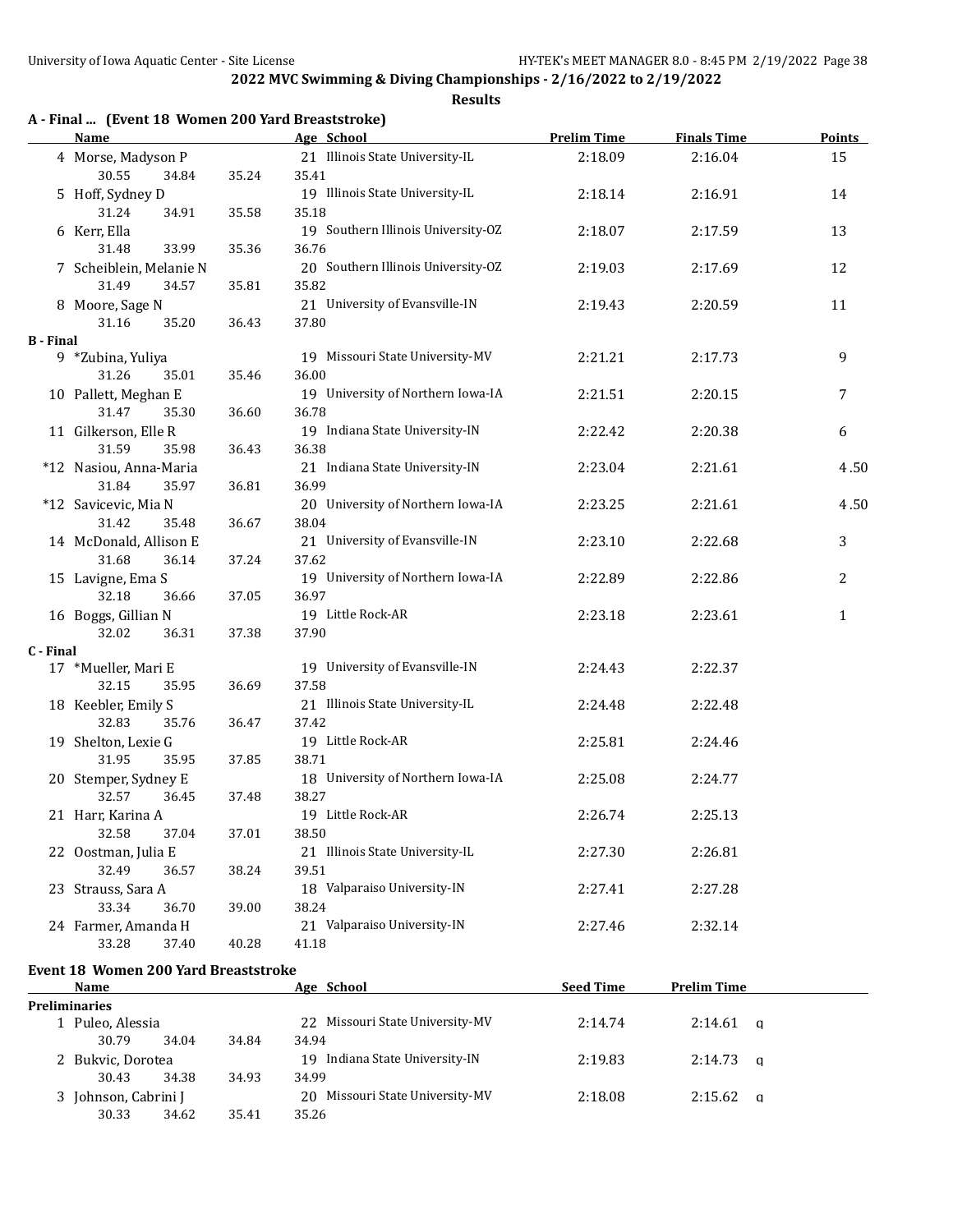## 2022 MVC Swimming & Diving Championships - 2/16/2022 to 2/19/2022

### Results

### A - Final ... (Event 18 Women 200 Yard Breaststroke)

| Name | Age | School | Prelim Time | Finals Time | Points |
|---|---|---|---|---|---|
| 4 Morse, Madyson P | 21 | Illinois State University-IL | 2:18.09 | 2:16.04 | 15 |
| 30.55 34.84 35.24 35.41 | | | | | |
| 5 Hoff, Sydney D | 19 | Illinois State University-IL | 2:18.14 | 2:16.91 | 14 |
| 31.24 34.91 35.58 35.18 | | | | | |
| 6 Kerr, Ella | 19 | Southern Illinois University-OZ | 2:18.07 | 2:17.59 | 13 |
| 31.48 33.99 35.36 36.76 | | | | | |
| 7 Scheiblein, Melanie N | 20 | Southern Illinois University-OZ | 2:19.03 | 2:17.69 | 12 |
| 31.49 34.57 35.81 35.82 | | | | | |
| 8 Moore, Sage N | 21 | University of Evansville-IN | 2:19.43 | 2:20.59 | 11 |
| 31.16 35.20 36.43 37.80 | | | | | |
| **B - Final** | | | | | |
| 9 *Zubina, Yuliya | 19 | Missouri State University-MV | 2:21.21 | 2:17.73 | 9 |
| 31.26 35.01 35.46 36.00 | | | | | |
| 10 Pallett, Meghan E | 19 | University of Northern Iowa-IA | 2:21.51 | 2:20.15 | 7 |
| 31.47 35.30 36.60 36.78 | | | | | |
| 11 Gilkerson, Elle R | 19 | Indiana State University-IN | 2:22.42 | 2:20.38 | 6 |
| 31.59 35.98 36.43 36.38 | | | | | |
| *12 Nasiou, Anna-Maria | 21 | Indiana State University-IN | 2:23.04 | 2:21.61 | 4.50 |
| 31.84 35.97 36.81 36.99 | | | | | |
| *12 Savicevic, Mia N | 20 | University of Northern Iowa-IA | 2:23.25 | 2:21.61 | 4.50 |
| 31.42 35.48 36.67 38.04 | | | | | |
| 14 McDonald, Allison E | 21 | University of Evansville-IN | 2:23.10 | 2:22.68 | 3 |
| 31.68 36.14 37.24 37.62 | | | | | |
| 15 Lavigne, Ema S | 19 | University of Northern Iowa-IA | 2:22.89 | 2:22.86 | 2 |
| 32.18 36.66 37.05 36.97 | | | | | |
| 16 Boggs, Gillian N | 19 | Little Rock-AR | 2:23.18 | 2:23.61 | 1 |
| 32.02 36.31 37.38 37.90 | | | | | |
| **C - Final** | | | | | |
| 17 *Mueller, Mari E | 19 | University of Evansville-IN | 2:24.43 | 2:22.37 | |
| 32.15 35.95 36.69 37.58 | | | | | |
| 18 Keebler, Emily S | 21 | Illinois State University-IL | 2:24.48 | 2:22.48 | |
| 32.83 35.76 36.47 37.42 | | | | | |
| 19 Shelton, Lexie G | 19 | Little Rock-AR | 2:25.81 | 2:24.46 | |
| 31.95 35.95 37.85 38.71 | | | | | |
| 20 Stemper, Sydney E | 18 | University of Northern Iowa-IA | 2:25.08 | 2:24.77 | |
| 32.57 36.45 37.48 38.27 | | | | | |
| 21 Harr, Karina A | 19 | Little Rock-AR | 2:26.74 | 2:25.13 | |
| 32.58 37.04 37.01 38.50 | | | | | |
| 22 Oostman, Julia E | 21 | Illinois State University-IL | 2:27.30 | 2:26.81 | |
| 32.49 36.57 38.24 39.51 | | | | | |
| 23 Strauss, Sara A | 18 | Valparaiso University-IN | 2:27.41 | 2:27.28 | |
| 33.34 36.70 39.00 38.24 | | | | | |
| 24 Farmer, Amanda H | 21 | Valparaiso University-IN | 2:27.46 | 2:32.14 | |
| 33.28 37.40 40.28 41.18 | | | | | |

### Event 18 Women 200 Yard Breaststroke

| Name | Age | School | Seed Time | Prelim Time | |
|---|---|---|---|---|---|
| **Preliminaries** | | | | | |
| 1 Puleo, Alessia | 22 | Missouri State University-MV | 2:14.74 | 2:14.61 | q |
| 30.79 34.04 34.84 34.94 | | | | | |
| 2 Bukvic, Dorotea | 19 | Indiana State University-IN | 2:19.83 | 2:14.73 | q |
| 30.43 34.38 34.93 34.99 | | | | | |
| 3 Johnson, Cabrini J | 20 | Missouri State University-MV | 2:18.08 | 2:15.62 | q |
| 30.33 34.62 35.41 35.26 | | | | | |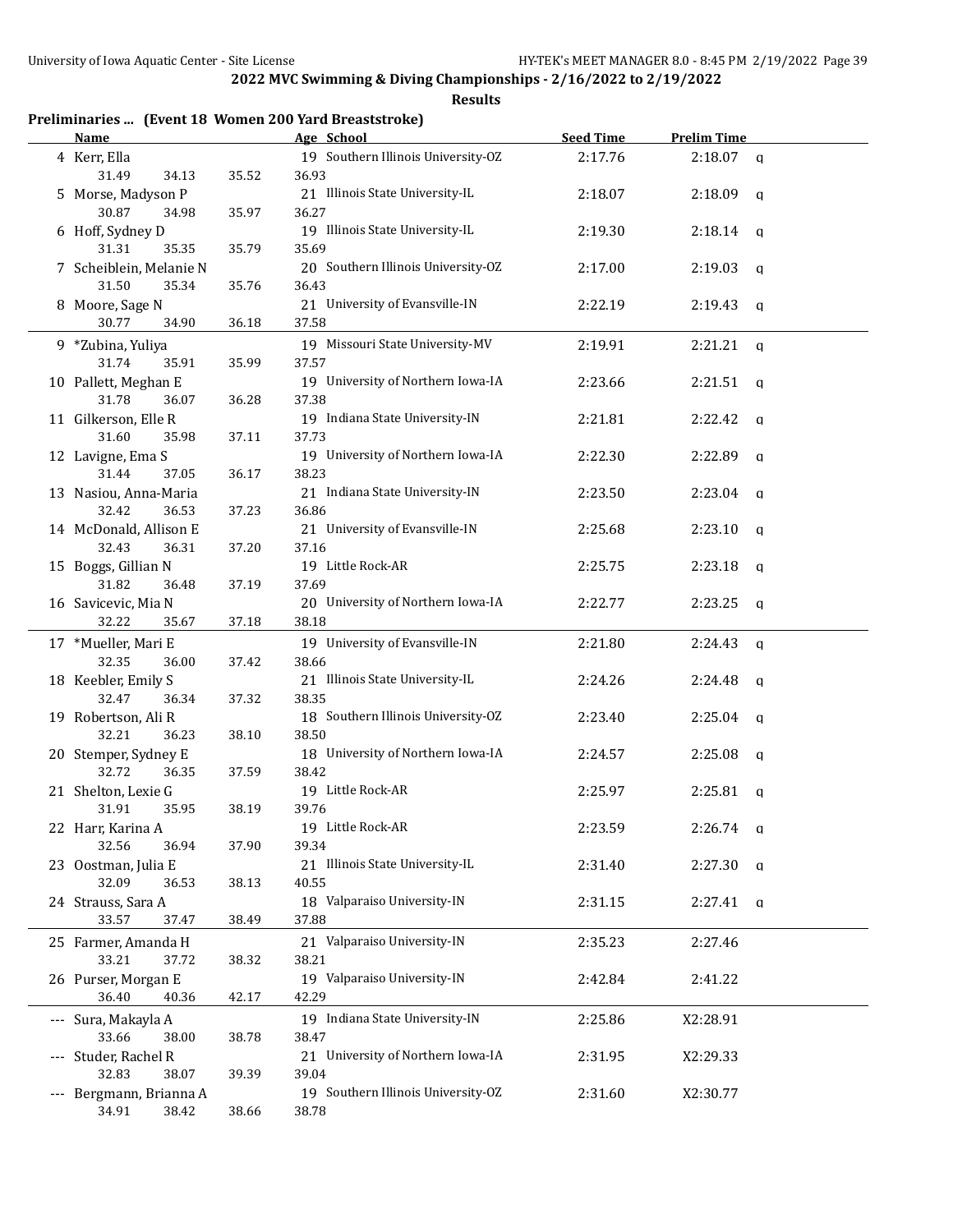**2022 MVC Swimming & Diving Championships - 2/16/2022 to 2/19/2022**

**Results**

## Preliminaries ... (Event 18 Women 200 Yard Breaststroke)

| | Name | Age | School | Seed Time | Prelim Time | |
|---|---|---|---|---|---|---|
| 4 | Kerr, Ella | 19 | Southern Illinois University-OZ | 2:17.76 | 2:18.07 | q |
| | 31.49 34.13 35.52 36.93 | | | | | |
| 5 | Morse, Madyson P | 21 | Illinois State University-IL | 2:18.07 | 2:18.09 | q |
| | 30.87 34.98 35.97 36.27 | | | | | |
| 6 | Hoff, Sydney D | 19 | Illinois State University-IL | 2:19.30 | 2:18.14 | q |
| | 31.31 35.35 35.79 35.69 | | | | | |
| 7 | Scheiblein, Melanie N | 20 | Southern Illinois University-OZ | 2:17.00 | 2:19.03 | q |
| | 31.50 35.34 35.76 36.43 | | | | | |
| 8 | Moore, Sage N | 21 | University of Evansville-IN | 2:22.19 | 2:19.43 | q |
| | 30.77 34.90 36.18 37.58 | | | | | |
| 9 | *Zubina, Yuliya | 19 | Missouri State University-MV | 2:19.91 | 2:21.21 | q |
| | 31.74 35.91 35.99 37.57 | | | | | |
| 10 | Pallett, Meghan E | 19 | University of Northern Iowa-IA | 2:23.66 | 2:21.51 | q |
| | 31.78 36.07 36.28 37.38 | | | | | |
| 11 | Gilkerson, Elle R | 19 | Indiana State University-IN | 2:21.81 | 2:22.42 | q |
| | 31.60 35.98 37.11 37.73 | | | | | |
| 12 | Lavigne, Ema S | 19 | University of Northern Iowa-IA | 2:22.30 | 2:22.89 | q |
| | 31.44 37.05 36.17 38.23 | | | | | |
| 13 | Nasiou, Anna-Maria | 21 | Indiana State University-IN | 2:23.50 | 2:23.04 | q |
| | 32.42 36.53 37.23 36.86 | | | | | |
| 14 | McDonald, Allison E | 21 | University of Evansville-IN | 2:25.68 | 2:23.10 | q |
| | 32.43 36.31 37.20 37.16 | | | | | |
| 15 | Boggs, Gillian N | 19 | Little Rock-AR | 2:25.75 | 2:23.18 | q |
| | 31.82 36.48 37.19 37.69 | | | | | |
| 16 | Savicevic, Mia N | 20 | University of Northern Iowa-IA | 2:22.77 | 2:23.25 | q |
| | 32.22 35.67 37.18 38.18 | | | | | |
| 17 | *Mueller, Mari E | 19 | University of Evansville-IN | 2:21.80 | 2:24.43 | q |
| | 32.35 36.00 37.42 38.66 | | | | | |
| 18 | Keebler, Emily S | 21 | Illinois State University-IL | 2:24.26 | 2:24.48 | q |
| | 32.47 36.34 37.32 38.35 | | | | | |
| 19 | Robertson, Ali R | 18 | Southern Illinois University-OZ | 2:23.40 | 2:25.04 | q |
| | 32.21 36.23 38.10 38.50 | | | | | |
| 20 | Stemper, Sydney E | 18 | University of Northern Iowa-IA | 2:24.57 | 2:25.08 | q |
| | 32.72 36.35 37.59 38.42 | | | | | |
| 21 | Shelton, Lexie G | 19 | Little Rock-AR | 2:25.97 | 2:25.81 | q |
| | 31.91 35.95 38.19 39.76 | | | | | |
| 22 | Harr, Karina A | 19 | Little Rock-AR | 2:23.59 | 2:26.74 | q |
| | 32.56 36.94 37.90 39.34 | | | | | |
| 23 | Oostman, Julia E | 21 | Illinois State University-IL | 2:31.40 | 2:27.30 | q |
| | 32.09 36.53 38.13 40.55 | | | | | |
| 24 | Strauss, Sara A | 18 | Valparaiso University-IN | 2:31.15 | 2:27.41 | q |
| | 33.57 37.47 38.49 37.88 | | | | | |
| 25 | Farmer, Amanda H | 21 | Valparaiso University-IN | 2:35.23 | 2:27.46 | |
| | 33.21 37.72 38.32 38.21 | | | | | |
| 26 | Purser, Morgan E | 19 | Valparaiso University-IN | 2:42.84 | 2:41.22 | |
| | 36.40 40.36 42.17 42.29 | | | | | |
| --- | Sura, Makayla A | 19 | Indiana State University-IN | 2:25.86 | X2:28.91 | |
| | 33.66 38.00 38.78 38.47 | | | | | |
| --- | Studer, Rachel R | 21 | University of Northern Iowa-IA | 2:31.95 | X2:29.33 | |
| | 32.83 38.07 39.39 39.04 | | | | | |
| --- | Bergmann, Brianna A | 19 | Southern Illinois University-OZ | 2:31.60 | X2:30.77 | |
| | 34.91 38.42 38.66 38.78 | | | | | |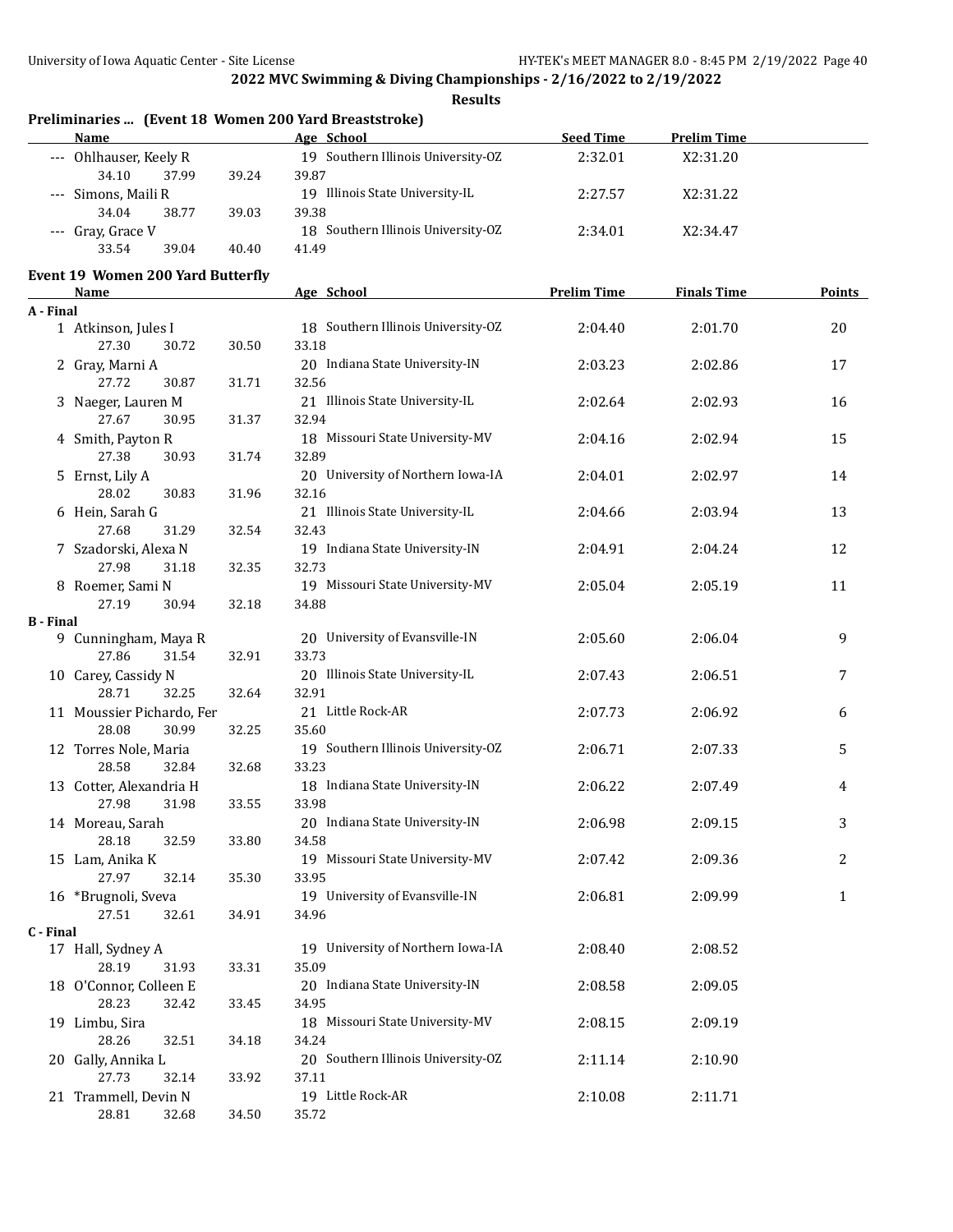**2022 MVC Swimming & Diving Championships - 2/16/2022 to 2/19/2022**

**Results**

### Preliminaries ... (Event 18 Women 200 Yard Breaststroke)

| | Name | Age | School | Seed Time | Prelim Time |
|---|---|---|---|---|---|
| --- | Ohlhauser, Keely R | 19 | Southern Illinois University-OZ | 2:32.01 | X2:31.20 |
| | 34.10 37.99 39.24 39.87 | | | | |
| --- | Simons, Maili R | 19 | Illinois State University-IL | 2:27.57 | X2:31.22 |
| | 34.04 38.77 39.03 39.38 | | | | |
| --- | Gray, Grace V | 18 | Southern Illinois University-OZ | 2:34.01 | X2:34.47 |
| | 33.54 39.04 40.40 41.49 | | | | |

### Event 19 Women 200 Yard Butterfly

| | Name | Age | School | Prelim Time | Finals Time | Points |
|---|---|---|---|---|---|---|
| **A - Final** | | | | | | |
| 1 | Atkinson, Jules I | 18 | Southern Illinois University-OZ | 2:04.40 | 2:01.70 | 20 |
| | 27.30 30.72 30.50 33.18 | | | | | |
| 2 | Gray, Marni A | 20 | Indiana State University-IN | 2:03.23 | 2:02.86 | 17 |
| | 27.72 30.87 31.71 32.56 | | | | | |
| 3 | Naeger, Lauren M | 21 | Illinois State University-IL | 2:02.64 | 2:02.93 | 16 |
| | 27.67 30.95 31.37 32.94 | | | | | |
| 4 | Smith, Payton R | 18 | Missouri State University-MV | 2:04.16 | 2:02.94 | 15 |
| | 27.38 30.93 31.74 32.89 | | | | | |
| 5 | Ernst, Lily A | 20 | University of Northern Iowa-IA | 2:04.01 | 2:02.97 | 14 |
| | 28.02 30.83 31.96 32.16 | | | | | |
| 6 | Hein, Sarah G | 21 | Illinois State University-IL | 2:04.66 | 2:03.94 | 13 |
| | 27.68 31.29 32.54 32.43 | | | | | |
| 7 | Szadorski, Alexa N | 19 | Indiana State University-IN | 2:04.91 | 2:04.24 | 12 |
| | 27.98 31.18 32.35 32.73 | | | | | |
| 8 | Roemer, Sami N | 19 | Missouri State University-MV | 2:05.04 | 2:05.19 | 11 |
| | 27.19 30.94 32.18 34.88 | | | | | |
| **B - Final** | | | | | | |
| 9 | Cunningham, Maya R | 20 | University of Evansville-IN | 2:05.60 | 2:06.04 | 9 |
| | 27.86 31.54 32.91 33.73 | | | | | |
| 10 | Carey, Cassidy N | 20 | Illinois State University-IL | 2:07.43 | 2:06.51 | 7 |
| | 28.71 32.25 32.64 32.91 | | | | | |
| 11 | Moussier Pichardo, Fer | 21 | Little Rock-AR | 2:07.73 | 2:06.92 | 6 |
| | 28.08 30.99 32.25 35.60 | | | | | |
| 12 | Torres Nole, Maria | 19 | Southern Illinois University-OZ | 2:06.71 | 2:07.33 | 5 |
| | 28.58 32.84 32.68 33.23 | | | | | |
| 13 | Cotter, Alexandria H | 18 | Indiana State University-IN | 2:06.22 | 2:07.49 | 4 |
| | 27.98 31.98 33.55 33.98 | | | | | |
| 14 | Moreau, Sarah | 20 | Indiana State University-IN | 2:06.98 | 2:09.15 | 3 |
| | 28.18 32.59 33.80 34.58 | | | | | |
| 15 | Lam, Anika K | 19 | Missouri State University-MV | 2:07.42 | 2:09.36 | 2 |
| | 27.97 32.14 35.30 33.95 | | | | | |
| 16 | *Brugnoli, Sveva | 19 | University of Evansville-IN | 2:06.81 | 2:09.99 | 1 |
| | 27.51 32.61 34.91 34.96 | | | | | |
| **C - Final** | | | | | | |
| 17 | Hall, Sydney A | 19 | University of Northern Iowa-IA | 2:08.40 | 2:08.52 | |
| | 28.19 31.93 33.31 35.09 | | | | | |
| 18 | O'Connor, Colleen E | 20 | Indiana State University-IN | 2:08.58 | 2:09.05 | |
| | 28.23 32.42 33.45 34.95 | | | | | |
| 19 | Limbu, Sira | 18 | Missouri State University-MV | 2:08.15 | 2:09.19 | |
| | 28.26 32.51 34.18 34.24 | | | | | |
| 20 | Gally, Annika L | 20 | Southern Illinois University-OZ | 2:11.14 | 2:10.90 | |
| | 27.73 32.14 33.92 37.11 | | | | | |
| 21 | Trammell, Devin N | 19 | Little Rock-AR | 2:10.08 | 2:11.71 | |
| | 28.81 32.68 34.50 35.72 | | | | | |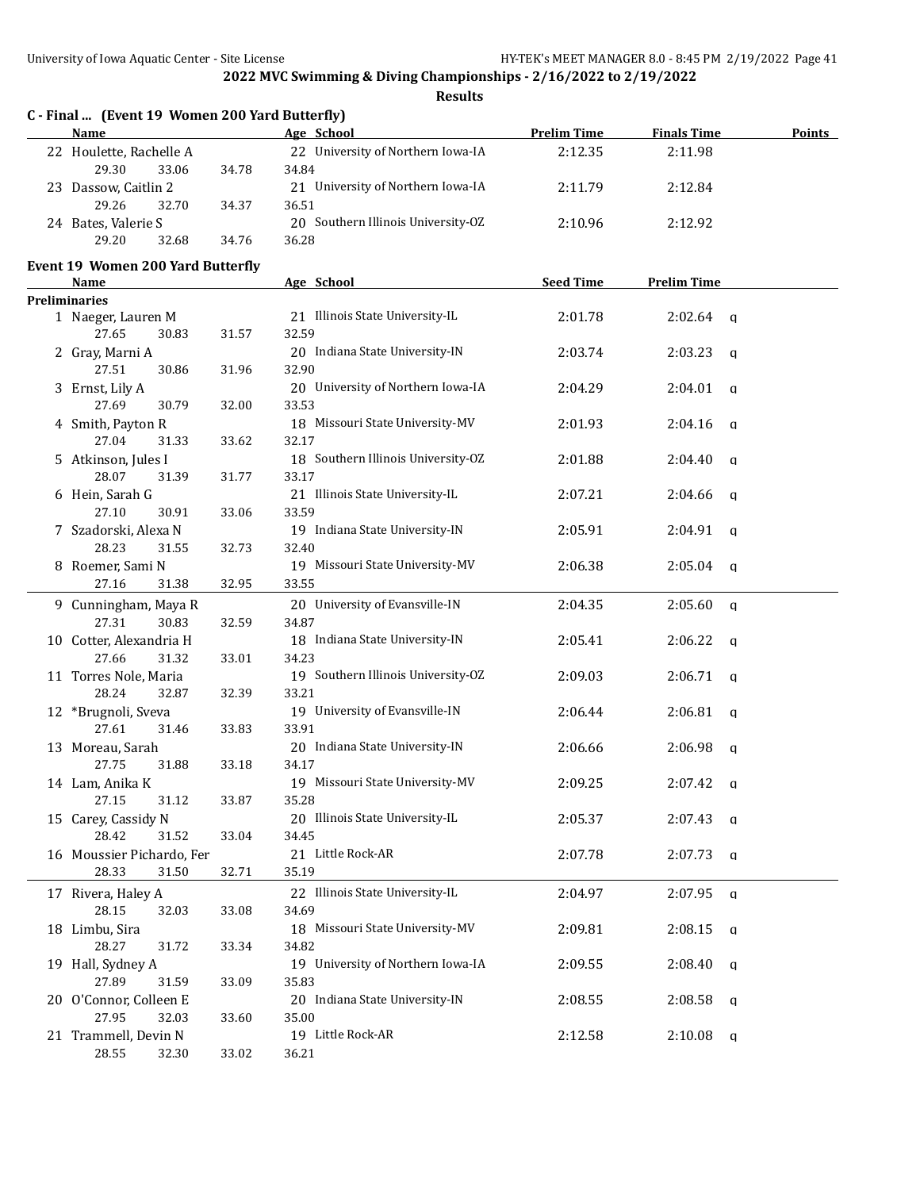**2022 MVC Swimming & Diving Championships - 2/16/2022 to 2/19/2022**

**Results**

### C - Final ... (Event 19 Women 200 Yard Butterfly)

| | Name | Age | School | Prelim Time | Finals Time | Points |
|---|---|---|---|---|---|---|
| 22 | Houlette, Rachelle A | 22 | University of Northern Iowa-IA | 2:12.35 | 2:11.98 | |
| | 29.30 33.06 34.78 34.84 | | | | | |
| 23 | Dassow, Caitlin 2 | 21 | University of Northern Iowa-IA | 2:11.79 | 2:12.84 | |
| | 29.26 32.70 34.37 36.51 | | | | | |
| 24 | Bates, Valerie S | 20 | Southern Illinois University-OZ | 2:10.96 | 2:12.92 | |
| | 29.20 32.68 34.76 36.28 | | | | | |

### Event 19 Women 200 Yard Butterfly

**Preliminaries**

| | Name | Age | School | Seed Time | Prelim Time | |
|---|---|---|---|---|---|---|
| 1 | Naeger, Lauren M | 21 | Illinois State University-IL | 2:01.78 | 2:02.64 | q |
| | 27.65 30.83 31.57 32.59 | | | | | |
| 2 | Gray, Marni A | 20 | Indiana State University-IN | 2:03.74 | 2:03.23 | q |
| | 27.51 30.86 31.96 32.90 | | | | | |
| 3 | Ernst, Lily A | 20 | University of Northern Iowa-IA | 2:04.29 | 2:04.01 | q |
| | 27.69 30.79 32.00 33.53 | | | | | |
| 4 | Smith, Payton R | 18 | Missouri State University-MV | 2:01.93 | 2:04.16 | q |
| | 27.04 31.33 33.62 32.17 | | | | | |
| 5 | Atkinson, Jules I | 18 | Southern Illinois University-OZ | 2:01.88 | 2:04.40 | q |
| | 28.07 31.39 31.77 33.17 | | | | | |
| 6 | Hein, Sarah G | 21 | Illinois State University-IL | 2:07.21 | 2:04.66 | q |
| | 27.10 30.91 33.06 33.59 | | | | | |
| 7 | Szadorski, Alexa N | 19 | Indiana State University-IN | 2:05.91 | 2:04.91 | q |
| | 28.23 31.55 32.73 32.40 | | | | | |
| 8 | Roemer, Sami N | 19 | Missouri State University-MV | 2:06.38 | 2:05.04 | q |
| | 27.16 31.38 32.95 33.55 | | | | | |
| 9 | Cunningham, Maya R | 20 | University of Evansville-IN | 2:04.35 | 2:05.60 | q |
| | 27.31 30.83 32.59 34.87 | | | | | |
| 10 | Cotter, Alexandria H | 18 | Indiana State University-IN | 2:05.41 | 2:06.22 | q |
| | 27.66 31.32 33.01 34.23 | | | | | |
| 11 | Torres Nole, Maria | 19 | Southern Illinois University-OZ | 2:09.03 | 2:06.71 | q |
| | 28.24 32.87 32.39 33.21 | | | | | |
| 12 | *Brugnoli, Sveva | 19 | University of Evansville-IN | 2:06.44 | 2:06.81 | q |
| | 27.61 31.46 33.83 33.91 | | | | | |
| 13 | Moreau, Sarah | 20 | Indiana State University-IN | 2:06.66 | 2:06.98 | q |
| | 27.75 31.88 33.18 34.17 | | | | | |
| 14 | Lam, Anika K | 19 | Missouri State University-MV | 2:09.25 | 2:07.42 | q |
| | 27.15 31.12 33.87 35.28 | | | | | |
| 15 | Carey, Cassidy N | 20 | Illinois State University-IL | 2:05.37 | 2:07.43 | q |
| | 28.42 31.52 33.04 34.45 | | | | | |
| 16 | Moussier Pichardo, Fer | 21 | Little Rock-AR | 2:07.78 | 2:07.73 | q |
| | 28.33 31.50 32.71 35.19 | | | | | |
| 17 | Rivera, Haley A | 22 | Illinois State University-IL | 2:04.97 | 2:07.95 | q |
| | 28.15 32.03 33.08 34.69 | | | | | |
| 18 | Limbu, Sira | 18 | Missouri State University-MV | 2:09.81 | 2:08.15 | q |
| | 28.27 31.72 33.34 34.82 | | | | | |
| 19 | Hall, Sydney A | 19 | University of Northern Iowa-IA | 2:09.55 | 2:08.40 | q |
| | 27.89 31.59 33.09 35.83 | | | | | |
| 20 | O'Connor, Colleen E | 20 | Indiana State University-IN | 2:08.55 | 2:08.58 | q |
| | 27.95 32.03 33.60 35.00 | | | | | |
| 21 | Trammell, Devin N | 19 | Little Rock-AR | 2:12.58 | 2:10.08 | q |
| | 28.55 32.30 33.02 36.21 | | | | | |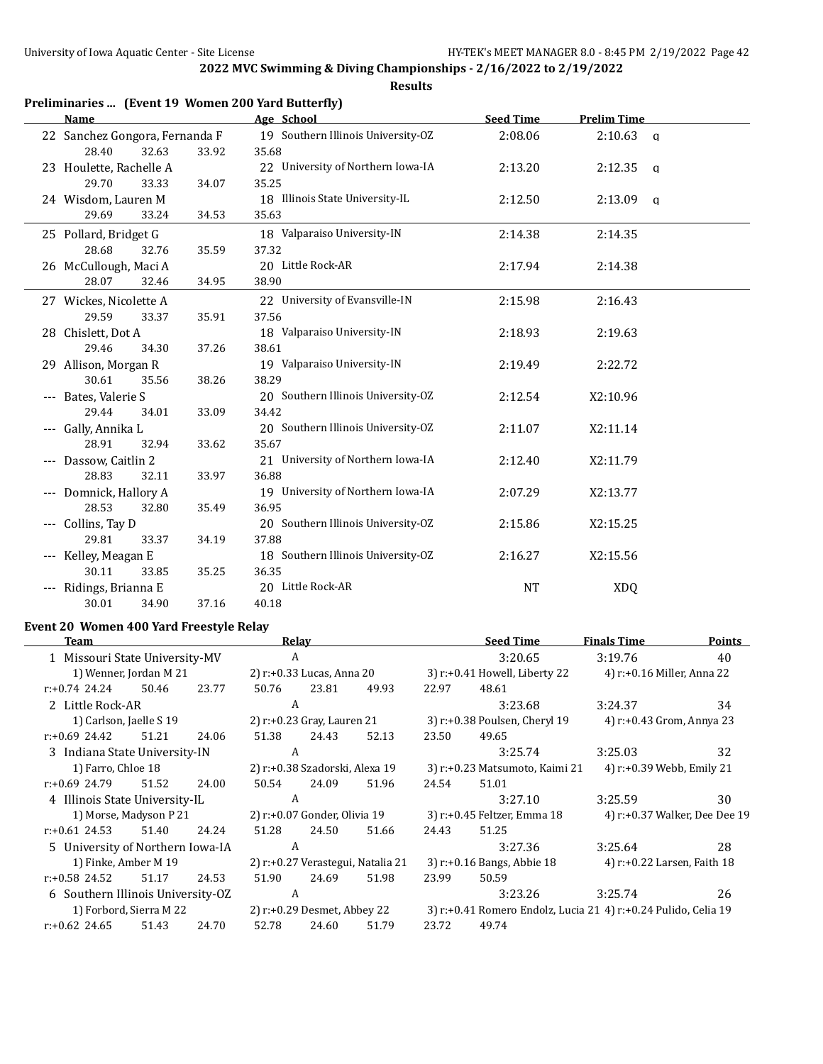## 2022 MVC Swimming & Diving Championships - 2/16/2022 to 2/19/2022

### Results

### Preliminaries ... (Event 19 Women 200 Yard Butterfly)

| | Name | Age | School | Seed Time | Prelim Time | |
|---|---|---|---|---|---|---|
| 22 | Sanchez Gongora, Fernanda F | 19 | Southern Illinois University-OZ | 2:08.06 | 2:10.63 | q |
| | 28.40 32.63 33.92 35.68 | | | | | |
| 23 | Houlette, Rachelle A | 22 | University of Northern Iowa-IA | 2:13.20 | 2:12.35 | q |
| | 29.70 33.33 34.07 35.25 | | | | | |
| 24 | Wisdom, Lauren M | 18 | Illinois State University-IL | 2:12.50 | 2:13.09 | q |
| | 29.69 33.24 34.53 35.63 | | | | | |
| 25 | Pollard, Bridget G | 18 | Valparaiso University-IN | 2:14.38 | 2:14.35 | |
| | 28.68 32.76 35.59 37.32 | | | | | |
| 26 | McCullough, Maci A | 20 | Little Rock-AR | 2:17.94 | 2:14.38 | |
| | 28.07 32.46 34.95 38.90 | | | | | |
| 27 | Wickes, Nicolette A | 22 | University of Evansville-IN | 2:15.98 | 2:16.43 | |
| | 29.59 33.37 35.91 37.56 | | | | | |
| 28 | Chislett, Dot A | 18 | Valparaiso University-IN | 2:18.93 | 2:19.63 | |
| | 29.46 34.30 37.26 38.61 | | | | | |
| 29 | Allison, Morgan R | 19 | Valparaiso University-IN | 2:19.49 | 2:22.72 | |
| | 30.61 35.56 38.26 38.29 | | | | | |
| --- | Bates, Valerie S | 20 | Southern Illinois University-OZ | 2:12.54 | X2:10.96 | |
| | 29.44 34.01 33.09 34.42 | | | | | |
| --- | Gally, Annika L | 20 | Southern Illinois University-OZ | 2:11.07 | X2:11.14 | |
| | 28.91 32.94 33.62 35.67 | | | | | |
| --- | Dassow, Caitlin 2 | 21 | University of Northern Iowa-IA | 2:12.40 | X2:11.79 | |
| | 28.83 32.11 33.97 36.88 | | | | | |
| --- | Domnick, Hallory A | 19 | University of Northern Iowa-IA | 2:07.29 | X2:13.77 | |
| | 28.53 32.80 35.49 36.95 | | | | | |
| --- | Collins, Tay D | 20 | Southern Illinois University-OZ | 2:15.86 | X2:15.25 | |
| | 29.81 33.37 34.19 37.88 | | | | | |
| --- | Kelley, Meagan E | 18 | Southern Illinois University-OZ | 2:16.27 | X2:15.56 | |
| | 30.11 33.85 35.25 36.35 | | | | | |
| --- | Ridings, Brianna E | 20 | Little Rock-AR | NT | XDQ | |
| | 30.01 34.90 37.16 40.18 | | | | | |

### Event 20 Women 400 Yard Freestyle Relay

| | Team | Relay | Seed Time | Finals Time | Points |
|---|---|---|---|---|---|
| 1 | Missouri State University-MV | A | 3:20.65 | 3:19.76 | 40 |
| | 1) Wenner, Jordan M 21; 2) r:+0.33 Lucas, Anna 20; 3) r:+0.41 Howell, Liberty 22; 4) r:+0.16 Miller, Anna 22 | | | | |
| | r:+0.74 24.24 50.46 23.77 50.76 23.81 49.93 22.97 48.61 | | | | |
| 2 | Little Rock-AR | A | 3:23.68 | 3:24.37 | 34 |
| | 1) Carlson, Jaelle S 19; 2) r:+0.23 Gray, Lauren 21; 3) r:+0.38 Poulsen, Cheryl 19; 4) r:+0.43 Grom, Annya 23 | | | | |
| | r:+0.69 24.42 51.21 24.06 51.38 24.43 52.13 23.50 49.65 | | | | |
| 3 | Indiana State University-IN | A | 3:25.74 | 3:25.03 | 32 |
| | 1) Farro, Chloe 18; 2) r:+0.38 Szadorski, Alexa 19; 3) r:+0.23 Matsumoto, Kaimi 21; 4) r:+0.39 Webb, Emily 21 | | | | |
| | r:+0.69 24.79 51.52 24.00 50.54 24.09 51.96 24.54 51.01 | | | | |
| 4 | Illinois State University-IL | A | 3:27.10 | 3:25.59 | 30 |
| | 1) Morse, Madyson P 21; 2) r:+0.07 Gonder, Olivia 19; 3) r:+0.45 Feltzer, Emma 18; 4) r:+0.37 Walker, Dee Dee 19 | | | | |
| | r:+0.61 24.53 51.40 24.24 51.28 24.50 51.66 24.43 51.25 | | | | |
| 5 | University of Northern Iowa-IA | A | 3:27.36 | 3:25.64 | 28 |
| | 1) Finke, Amber M 19; 2) r:+0.27 Verastegui, Natalia 21; 3) r:+0.16 Bangs, Abbie 18; 4) r:+0.22 Larsen, Faith 18 | | | | |
| | r:+0.58 24.52 51.17 24.53 51.90 24.69 51.98 23.99 50.59 | | | | |
| 6 | Southern Illinois University-OZ | A | 3:23.26 | 3:25.74 | 26 |
| | 1) Forbord, Sierra M 22; 2) r:+0.29 Desmet, Abbey 22; 3) r:+0.41 Romero Endolz, Lucia 21; 4) r:+0.24 Pulido, Celia 19 | | | | |
| | r:+0.62 24.65 51.43 24.70 52.78 24.60 51.79 23.72 49.74 | | | | |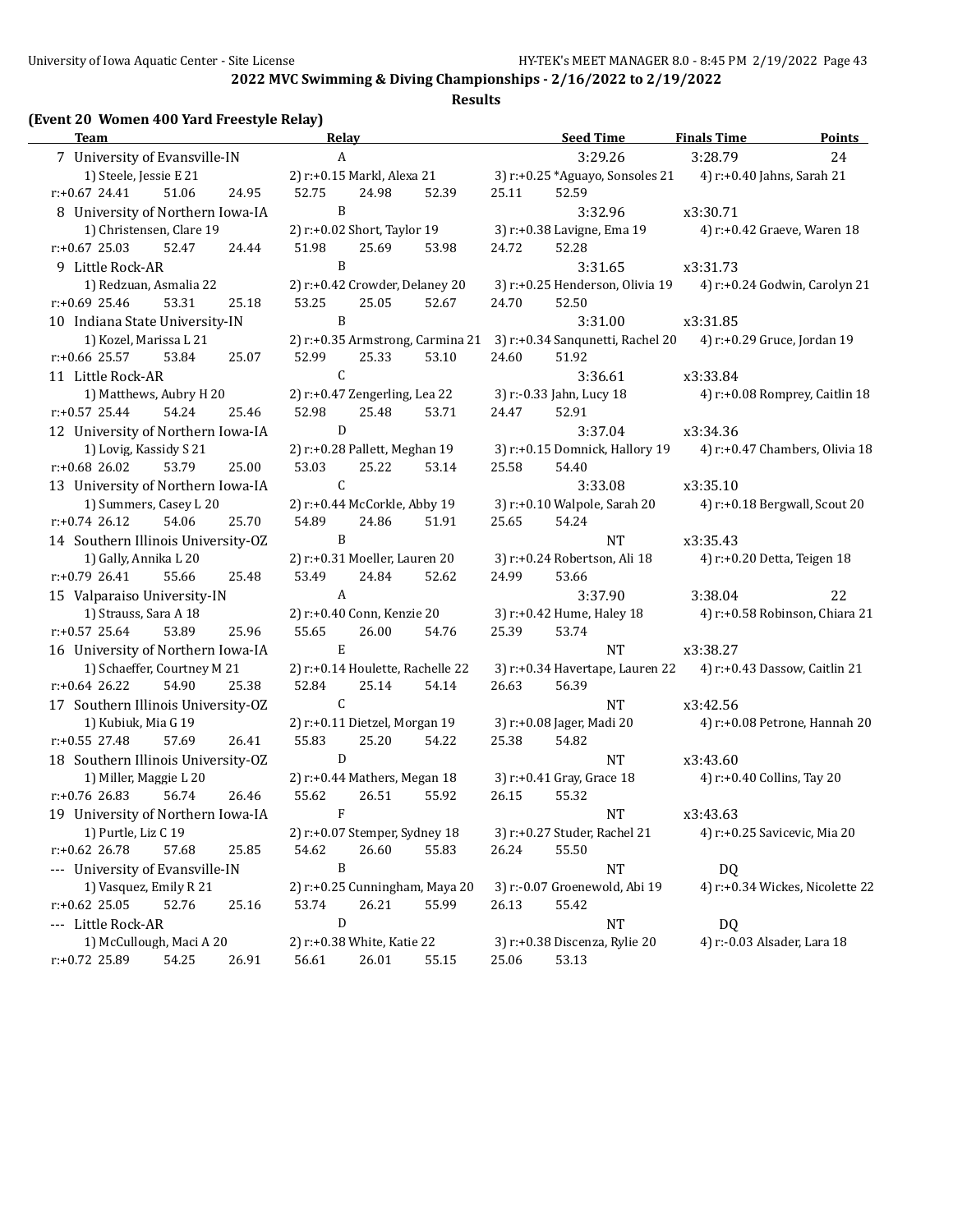**2022 MVC Swimming & Diving Championships - 2/16/2022 to 2/19/2022**

**Results**

**(Event 20 Women 400 Yard Freestyle Relay)**

| Team | Relay | Seed Time | Finals Time | Points |
|---|---|---|---|---|
| 7 University of Evansville-IN | A | 3:29.26 | 3:28.79 | 24 |
| 1) Steele, Jessie E 21 | 2) r:+0.15 Markl, Alexa 21 | 3) r:+0.25 *Aguayo, Sonsoles 21 | 4) r:+0.40 Jahns, Sarah 21 | |
| r:+0.67 24.41 51.06 | 24.95 52.75 | 24.98 52.39 | 25.11 52.59 | |
| 8 University of Northern Iowa-IA | B | 3:32.96 | x3:30.71 | |
| 1) Christensen, Clare 19 | 2) r:+0.02 Short, Taylor 19 | 3) r:+0.38 Lavigne, Ema 19 | 4) r:+0.42 Graeve, Waren 18 | |
| r:+0.67 25.03 52.47 | 24.44 51.98 | 25.69 53.98 | 24.72 52.28 | |
| 9 Little Rock-AR | B | 3:31.65 | x3:31.73 | |
| 1) Redzuan, Asmalia 22 | 2) r:+0.42 Crowder, Delaney 20 | 3) r:+0.25 Henderson, Olivia 19 | 4) r:+0.24 Godwin, Carolyn 21 | |
| r:+0.69 25.46 53.31 | 25.18 53.25 | 25.05 52.67 | 24.70 52.50 | |
| 10 Indiana State University-IN | B | 3:31.00 | x3:31.85 | |
| 1) Kozel, Marissa L 21 | 2) r:+0.35 Armstrong, Carmina 21 | 3) r:+0.34 Sanqunetti, Rachel 20 | 4) r:+0.29 Gruce, Jordan 19 | |
| r:+0.66 25.57 53.84 | 25.07 52.99 | 25.33 53.10 | 24.60 51.92 | |
| 11 Little Rock-AR | C | 3:36.61 | x3:33.84 | |
| 1) Matthews, Aubry H 20 | 2) r:+0.47 Zengerling, Lea 22 | 3) r:-0.33 Jahn, Lucy 18 | 4) r:+0.08 Romprey, Caitlin 18 | |
| r:+0.57 25.44 54.24 | 25.46 52.98 | 25.48 53.71 | 24.47 52.91 | |
| 12 University of Northern Iowa-IA | D | 3:37.04 | x3:34.36 | |
| 1) Lovig, Kassidy S 21 | 2) r:+0.28 Pallett, Meghan 19 | 3) r:+0.15 Domnick, Hallory 19 | 4) r:+0.47 Chambers, Olivia 18 | |
| r:+0.68 26.02 53.79 | 25.00 53.03 | 25.22 53.14 | 25.58 54.40 | |
| 13 University of Northern Iowa-IA | C | 3:33.08 | x3:35.10 | |
| 1) Summers, Casey L 20 | 2) r:+0.44 McCorkle, Abby 19 | 3) r:+0.10 Walpole, Sarah 20 | 4) r:+0.18 Bergwall, Scout 20 | |
| r:+0.74 26.12 54.06 | 25.70 54.89 | 24.86 51.91 | 25.65 54.24 | |
| 14 Southern Illinois University-OZ | B | NT | x3:35.43 | |
| 1) Gally, Annika L 20 | 2) r:+0.31 Moeller, Lauren 20 | 3) r:+0.24 Robertson, Ali 18 | 4) r:+0.20 Detta, Teigen 18 | |
| r:+0.79 26.41 55.66 | 25.48 53.49 | 24.84 52.62 | 24.99 53.66 | |
| 15 Valparaiso University-IN | A | 3:37.90 | 3:38.04 | 22 |
| 1) Strauss, Sara A 18 | 2) r:+0.40 Conn, Kenzie 20 | 3) r:+0.42 Hume, Haley 18 | 4) r:+0.58 Robinson, Chiara 21 | |
| r:+0.57 25.64 53.89 | 25.96 55.65 | 26.00 54.76 | 25.39 53.74 | |
| 16 University of Northern Iowa-IA | E | NT | x3:38.27 | |
| 1) Schaeffer, Courtney M 21 | 2) r:+0.14 Houlette, Rachelle 22 | 3) r:+0.34 Havertape, Lauren 22 | 4) r:+0.43 Dassow, Caitlin 21 | |
| r:+0.64 26.22 54.90 | 25.38 52.84 | 25.14 54.14 | 26.63 56.39 | |
| 17 Southern Illinois University-OZ | C | NT | x3:42.56 | |
| 1) Kubiuk, Mia G 19 | 2) r:+0.11 Dietzel, Morgan 19 | 3) r:+0.08 Jager, Madi 20 | 4) r:+0.08 Petrone, Hannah 20 | |
| r:+0.55 27.48 57.69 | 26.41 55.83 | 25.20 54.22 | 25.38 54.82 | |
| 18 Southern Illinois University-OZ | D | NT | x3:43.60 | |
| 1) Miller, Maggie L 20 | 2) r:+0.44 Mathers, Megan 18 | 3) r:+0.41 Gray, Grace 18 | 4) r:+0.40 Collins, Tay 20 | |
| r:+0.76 26.83 56.74 | 26.46 55.62 | 26.51 55.92 | 26.15 55.32 | |
| 19 University of Northern Iowa-IA | F | NT | x3:43.63 | |
| 1) Purtle, Liz C 19 | 2) r:+0.07 Stemper, Sydney 18 | 3) r:+0.27 Studer, Rachel 21 | 4) r:+0.25 Savicevic, Mia 20 | |
| r:+0.62 26.78 57.68 | 25.85 54.62 | 26.60 55.83 | 26.24 55.50 | |
| --- University of Evansville-IN | B | NT | DQ | |
| 1) Vasquez, Emily R 21 | 2) r:+0.25 Cunningham, Maya 20 | 3) r:-0.07 Groenewold, Abi 19 | 4) r:+0.34 Wickes, Nicolette 22 | |
| r:+0.62 25.05 52.76 | 25.16 53.74 | 26.21 55.99 | 26.13 55.42 | |
| --- Little Rock-AR | D | NT | DQ | |
| 1) McCullough, Maci A 20 | 2) r:+0.38 White, Katie 22 | 3) r:+0.38 Discenza, Rylie 20 | 4) r:-0.03 Alsader, Lara 18 | |
| r:+0.72 25.89 54.25 | 26.91 56.61 | 26.01 55.15 | 25.06 53.13 | |